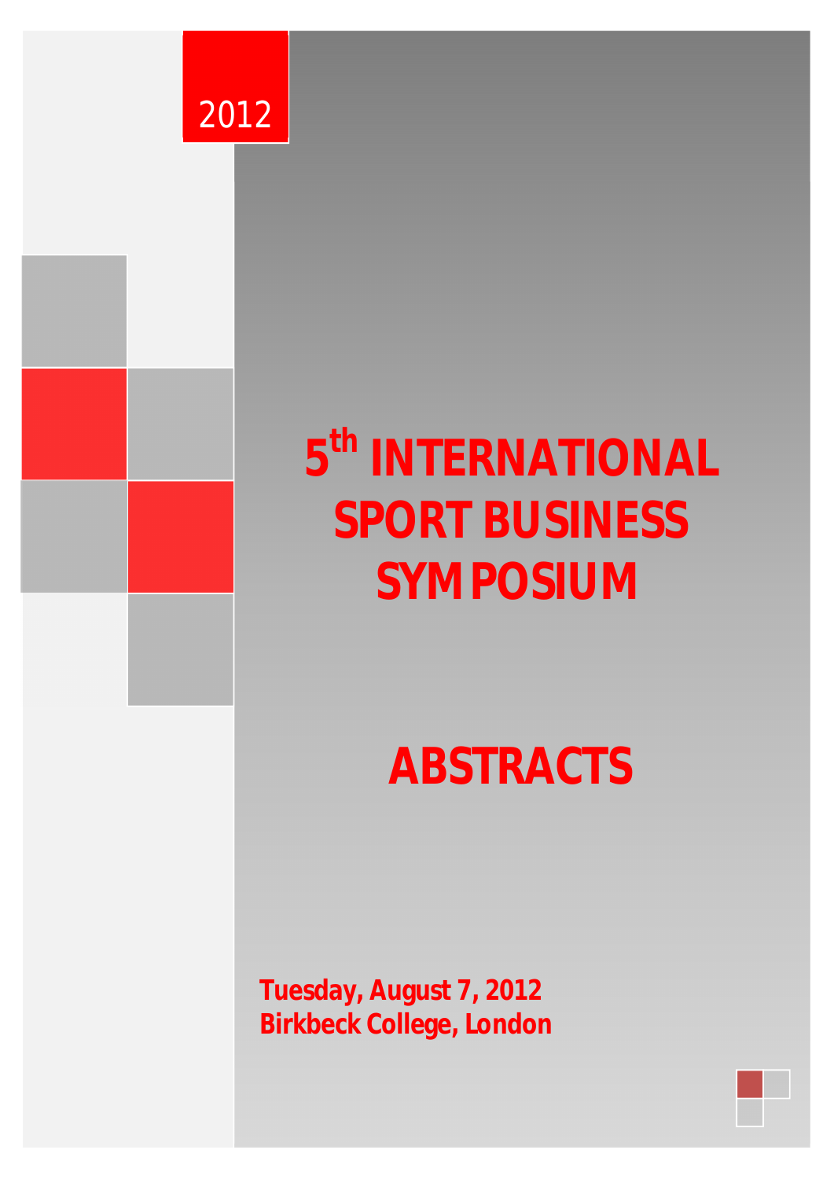2012

# 5th INTERNATIONAL SPORT BUSINESS SYMPOSIUM

# ABSTRACTS

**Tuesday, August 7, 2012**
**Birkbeck College, London**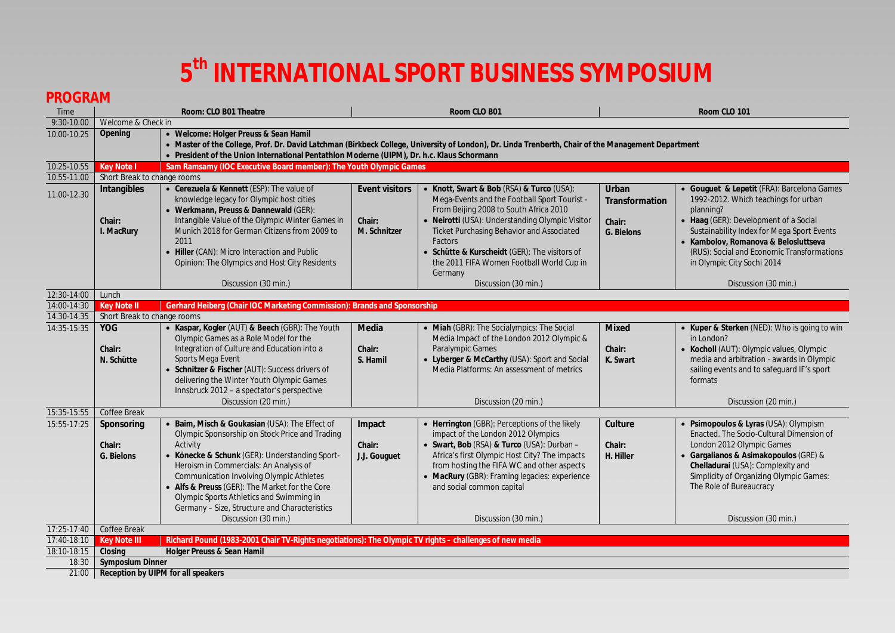# 5th INTERNATIONAL SPORT BUSINESS SYMPOSIUM

## PROGRAM

| Time | Room: CLO B01 Theatre | | Room CLO B01 | | Room CLO 101 | |
|---|---|---|---|---|---|---|
| 9:30-10.00 | Welcome & Check in | | | | | |
| 10.00-10.25 | **Opening** | • **Welcome: Holger Preuss & Sean Hamil**<br>• **Master of the College, Prof. Dr. David Latchman (Birkbeck College, University of London), Dr. Linda Trenberth, Chair of the Management Department**<br>• **President of the Union International Pentathlon Moderne (UIPM), Dr. h.c. Klaus Schormann** | | | | |
| 10.25-10.55 | **Key Note I** | **Sam Ramsamy (IOC Executive Board member): The Youth Olympic Games** | | | | |
| 10.55-11.00 | Short Break to change rooms | | | | | |
| 11.00-12.30 | **Intangibles**<br><br>**Chair:**<br>**I. MacRury** | • **Cerezuela & Kennett** (ESP): The value of knowledge legacy for Olympic host cities<br>• **Werkmann, Preuss & Dannewald** (GER): Intangible Value of the Olympic Winter Games in Munich 2018 for German Citizens from 2009 to 2011<br>• **Hiller** (CAN): Micro Interaction and Public Opinion: The Olympics and Host City Residents<br><br>Discussion (30 min.) | **Event visitors**<br><br>**Chair:**<br>**M. Schnitzer** | • **Knott, Swart & Bob** (RSA) **& Turco** (USA): Mega-Events and the Football Sport Tourist - From Beijing 2008 to South Africa 2010<br>• **Neirotti** (USA): Understanding Olympic Visitor Ticket Purchasing Behavior and Associated Factors<br>• **Schütte & Kurscheidt** (GER): The visitors of the 2011 FIFA Women Football World Cup in Germany<br><br>Discussion (30 min.) | **Urban Transformation**<br><br>**Chair:**<br>**G. Bielons** | • **Gouguet & Lepetit** (FRA): Barcelona Games 1992-2012. Which teachings for urban planning?<br>• **Haag** (GER): Development of a Social Sustainability Index for Mega Sport Events<br>• **Kambolov, Romanova & Belosluttseva** (RUS): Social and Economic Transformations in Olympic City Sochi 2014<br><br>Discussion (30 min.) |
| 12:30-14:00 | Lunch | | | | | |
| 14:00-14:30 | **Key Note II** | **Gerhard Heiberg (Chair IOC Marketing Commission): Brands and Sponsorship** | | | | |
| 14.30-14.35 | Short Break to change rooms | | | | | |
| 14:35-15:35 | **YOG**<br><br>**Chair:**<br>**N. Schütte** | • **Kaspar, Kogler** (AUT) **& Beech** (GBR): The Youth Olympic Games as a Role Model for the Integration of Culture and Education into a Sports Mega Event<br>• **Schnitzer & Fischer** (AUT): Success drivers of delivering the Winter Youth Olympic Games Innsbruck 2012 – a spectator's perspective<br><br>Discussion (20 min.) | **Media**<br><br>**Chair:**<br>**S. Hamil** | • **Miah** (GBR): The Socialympics: The Social Media Impact of the London 2012 Olympic & Paralympic Games<br>• **Lyberger & McCarthy** (USA): Sport and Social Media Platforms: An assessment of metrics<br><br>Discussion (20 min.) | **Mixed**<br><br>**Chair:**<br>**K. Swart** | • **Kuper & Sterken** (NED): Who is going to win in London?<br>• **Kocholl** (AUT): Olympic values, Olympic media and arbitration - awards in Olympic sailing events and to safeguard IF's sport formats<br><br>Discussion (20 min.) |
| 15:35-15:55 | Coffee Break | | | | | |
| 15:55-17:25 | **Sponsoring**<br><br>**Chair:**<br>**G. Bielons** | • **Baim, Misch & Goukasian** (USA): The Effect of Olympic Sponsorship on Stock Price and Trading Activity<br>• **Könecke & Schunk** (GER): Understanding Sport-Heroism in Commercials: An Analysis of Communication Involving Olympic Athletes<br>• **Alfs & Preuss** (GER): The Market for the Core Olympic Sports Athletics and Swimming in Germany – Size, Structure and Characteristics<br><br>Discussion (30 min.) | **Impact**<br><br>**Chair:**<br>**J.J. Gouguet** | • **Herrington** (GBR): Perceptions of the likely impact of the London 2012 Olympics<br>• **Swart, Bob** (RSA) **& Turco** (USA): Durban – Africa's first Olympic Host City? The impacts from hosting the FIFA WC and other aspects<br>• **MacRury** (GBR): Framing legacies: experience and social common capital<br><br>Discussion (30 min.) | **Culture**<br><br>**Chair:**<br>**H. Hiller** | • **Psimopoulos & Lyras** (USA): Olympism Enacted. The Socio-Cultural Dimension of London 2012 Olympic Games<br>• **Gargalianos & Asimakopoulos** (GRE) **& Chelladurai** (USA): Complexity and Simplicity of Organizing Olympic Games: The Role of Bureaucracy<br><br>Discussion (30 min.) |
| 17:25-17:40 | Coffee Break | | | | | |
| 17:40-18:10 | **Key Note III** | **Richard Pound (1983-2001 Chair TV-Rights negotiations): The Olympic TV rights - challenges of new media** | | | | |
| 18:10-18:15 | **Closing** | **Holger Preuss & Sean Hamil** | | | | |
| 18:30 | **Symposium Dinner** | | | | | |
| 21:00 | **Reception by UIPM for all speakers** | | | | | |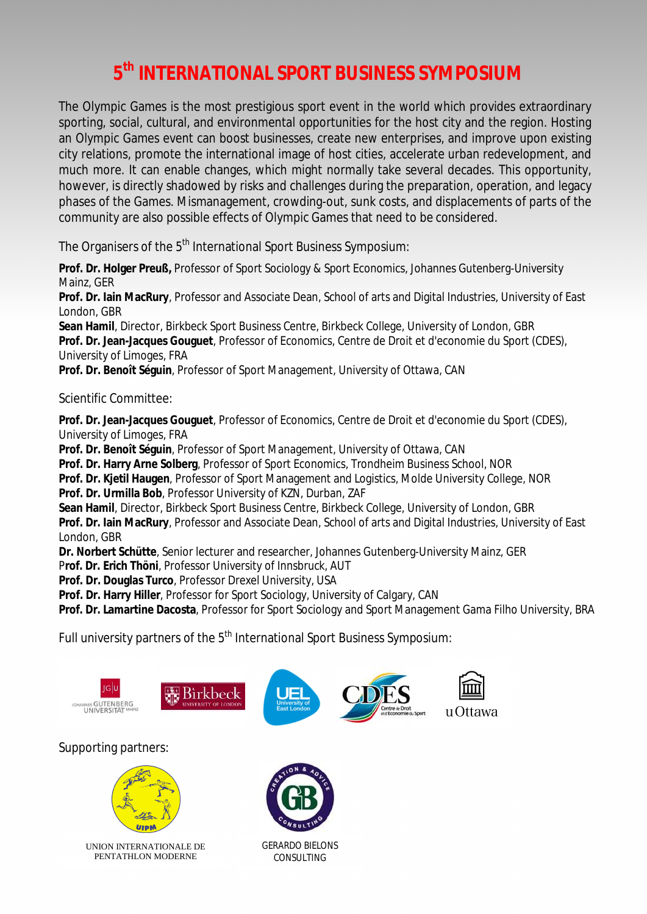# 5th INTERNATIONAL SPORT BUSINESS SYMPOSIUM

The Olympic Games is the most prestigious sport event in the world which provides extraordinary sporting, social, cultural, and environmental opportunities for the host city and the region. Hosting an Olympic Games event can boost businesses, create new enterprises, and improve upon existing city relations, promote the international image of host cities, accelerate urban redevelopment, and much more. It can enable changes, which might normally take several decades. This opportunity, however, is directly shadowed by risks and challenges during the preparation, operation, and legacy phases of the Games. Mismanagement, crowding-out, sunk costs, and displacements of parts of the community are also possible effects of Olympic Games that need to be considered.

The Organisers of the 5th International Sport Business Symposium:

**Prof. Dr. Holger Preuß,** Professor of Sport Sociology & Sport Economics, Johannes Gutenberg-University Mainz, GER
**Prof. Dr. Iain MacRury**, Professor and Associate Dean, School of arts and Digital Industries, University of East London, GBR
**Sean Hamil**, Director, Birkbeck Sport Business Centre, Birkbeck College, University of London, GBR
**Prof. Dr. Jean-Jacques Gouguet**, Professor of Economics, Centre de Droit et d'economie du Sport (CDES), University of Limoges, FRA
**Prof. Dr. Benoît Séguin**, Professor of Sport Management, University of Ottawa, CAN

Scientific Committee:

**Prof. Dr. Jean-Jacques Gouguet**, Professor of Economics, Centre de Droit et d'economie du Sport (CDES), University of Limoges, FRA
**Prof. Dr. Benoît Séguin**, Professor of Sport Management, University of Ottawa, CAN
**Prof. Dr. Harry Arne Solberg**, Professor of Sport Economics, Trondheim Business School, NOR
**Prof. Dr. Kjetil Haugen**, Professor of Sport Management and Logistics, Molde University College, NOR
**Prof. Dr. Urmilla Bob**, Professor University of KZN, Durban, ZAF
**Sean Hamil**, Director, Birkbeck Sport Business Centre, Birkbeck College, University of London, GBR
**Prof. Dr. Iain MacRury**, Professor and Associate Dean, School of arts and Digital Industries, University of East London, GBR
**Dr. Norbert Schütte**, Senior lecturer and researcher, Johannes Gutenberg-University Mainz, GER
**Prof. Dr. Erich Thöni**, Professor University of Innsbruck, AUT
**Prof. Dr. Douglas Turco**, Professor Drexel University, USA
**Prof. Dr. Harry Hiller**, Professor for Sport Sociology, University of Calgary, CAN
**Prof. Dr. Lamartine Dacosta**, Professor for Sport Sociology and Sport Management Gama Filho University, BRA

Full university partners of the 5th International Sport Business Symposium:

JOHANNES GUTENBERG UNIVERSITÄT MAINZ · Birkbeck UNIVERSITY OF LONDON · UEL University of East London · CDES Centre de Droit et d'Economie du Sport · uOttawa

Supporting partners:

UNION INTERNATIONALE DE PENTATHLON MODERNE

GERARDO BIELONS CONSULTING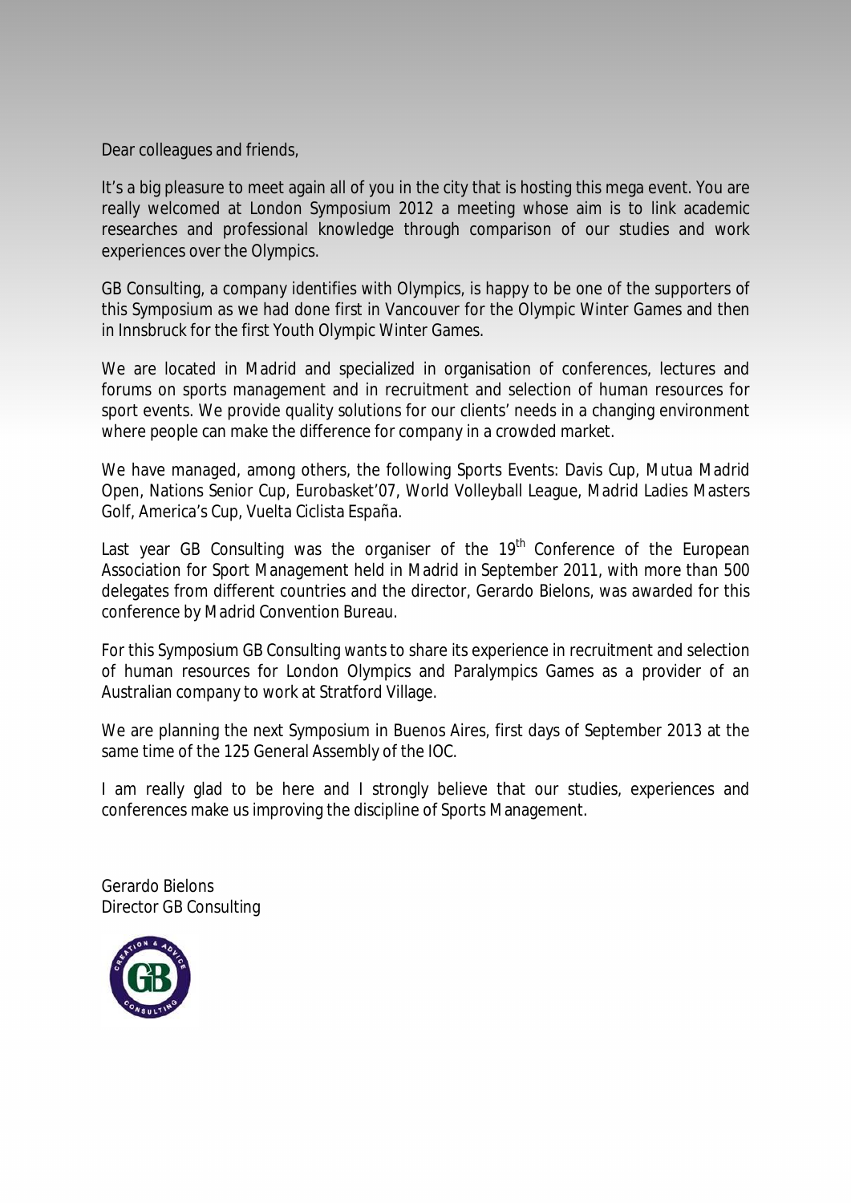Dear colleagues and friends,

It's a big pleasure to meet again all of you in the city that is hosting this mega event. You are really welcomed at London Symposium 2012 a meeting whose aim is to link academic researches and professional knowledge through comparison of our studies and work experiences over the Olympics.

GB Consulting, a company identifies with Olympics, is happy to be one of the supporters of this Symposium as we had done first in Vancouver for the Olympic Winter Games and then in Innsbruck for the first Youth Olympic Winter Games.

We are located in Madrid and specialized in organisation of conferences, lectures and forums on sports management and in recruitment and selection of human resources for sport events. We provide quality solutions for our clients' needs in a changing environment where people can make the difference for company in a crowded market.

We have managed, among others, the following Sports Events: Davis Cup, Mutua Madrid Open, Nations Senior Cup, Eurobasket'07, World Volleyball League, Madrid Ladies Masters Golf, America's Cup, Vuelta Ciclista España.

Last year GB Consulting was the organiser of the 19th Conference of the European Association for Sport Management held in Madrid in September 2011, with more than 500 delegates from different countries and the director, Gerardo Bielons, was awarded for this conference by Madrid Convention Bureau.

For this Symposium GB Consulting wants to share its experience in recruitment and selection of human resources for London Olympics and Paralympics Games as a provider of an Australian company to work at Stratford Village.

We are planning the next Symposium in Buenos Aires, first days of September 2013 at the same time of the 125 General Assembly of the IOC.

I am really glad to be here and I strongly believe that our studies, experiences and conferences make us improving the discipline of Sports Management.

Gerardo Bielons
Director GB Consulting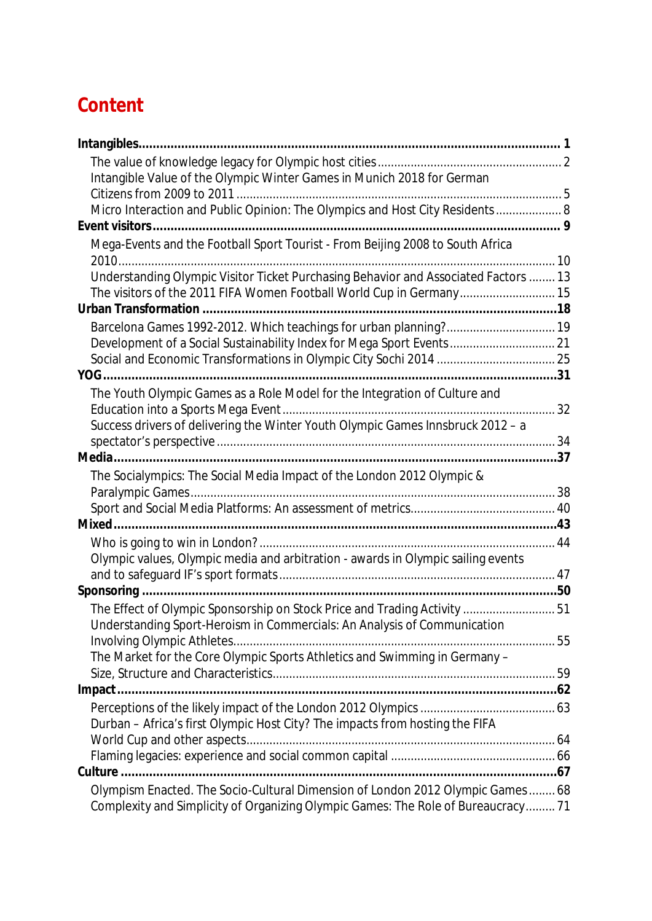# Content

**Intangibles** ... **1**

- The value of knowledge legacy for Olympic host cities ... 2
- Intangible Value of the Olympic Winter Games in Munich 2018 for German Citizens from 2009 to 2011 ... 5
- Micro Interaction and Public Opinion: The Olympics and Host City Residents ... 8

**Event visitors** ... **9**

- Mega-Events and the Football Sport Tourist - From Beijing 2008 to South Africa 2010 ... 10
- Understanding Olympic Visitor Ticket Purchasing Behavior and Associated Factors ... 13
- The visitors of the 2011 FIFA Women Football World Cup in Germany ... 15

**Urban Transformation** ... **18**

- Barcelona Games 1992-2012. Which teachings for urban planning? ... 19
- Development of a Social Sustainability Index for Mega Sport Events ... 21
- Social and Economic Transformations in Olympic City Sochi 2014 ... 25

**YOG** ... **31**

- The Youth Olympic Games as a Role Model for the Integration of Culture and Education into a Sports Mega Event ... 32
- Success drivers of delivering the Winter Youth Olympic Games Innsbruck 2012 – a spectator's perspective ... 34

**Media** ... **37**

- The Socialympics: The Social Media Impact of the London 2012 Olympic & Paralympic Games ... 38
- Sport and Social Media Platforms: An assessment of metrics ... 40

**Mixed** ... **43**

- Who is going to win in London? ... 44
- Olympic values, Olympic media and arbitration - awards in Olympic sailing events and to safeguard IF's sport formats ... 47

**Sponsoring** ... **50**

- The Effect of Olympic Sponsorship on Stock Price and Trading Activity ... 51
- Understanding Sport-Heroism in Commercials: An Analysis of Communication Involving Olympic Athletes ... 55
- The Market for the Core Olympic Sports Athletics and Swimming in Germany – Size, Structure and Characteristics ... 59

**Impact** ... **62**

- Perceptions of the likely impact of the London 2012 Olympics ... 63
- Durban – Africa's first Olympic Host City? The impacts from hosting the FIFA World Cup and other aspects ... 64
- Flaming legacies: experience and social common capital ... 66

**Culture** ... **67**

- Olympism Enacted. The Socio-Cultural Dimension of London 2012 Olympic Games ... 68
- Complexity and Simplicity of Organizing Olympic Games: The Role of Bureaucracy ... 71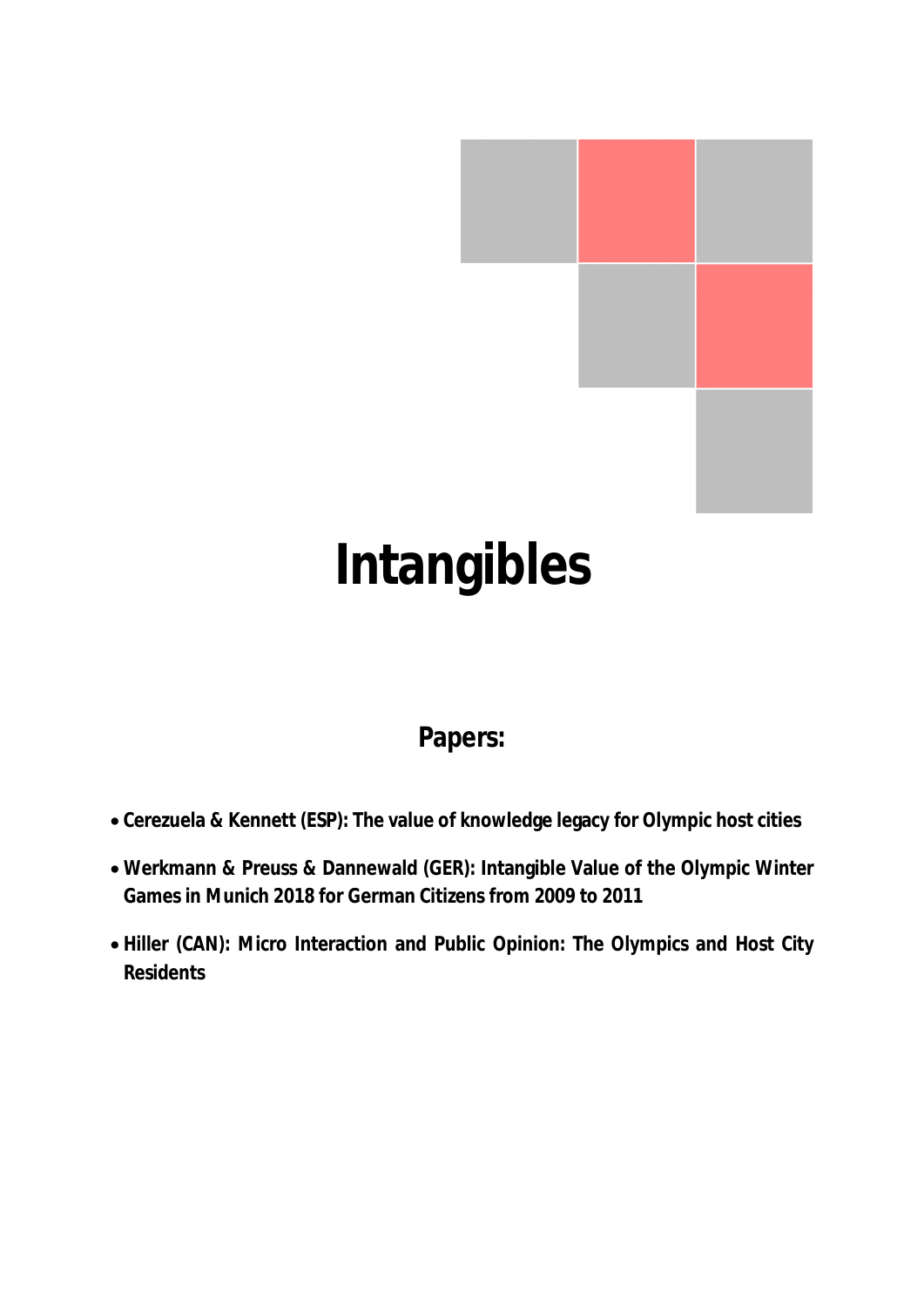# Intangibles

## Papers:

- **Cerezuela & Kennett (ESP): The value of knowledge legacy for Olympic host cities**
- **Werkmann & Preuss & Dannewald (GER): Intangible Value of the Olympic Winter Games in Munich 2018 for German Citizens from 2009 to 2011**
- **Hiller (CAN): Micro Interaction and Public Opinion: The Olympics and Host City Residents**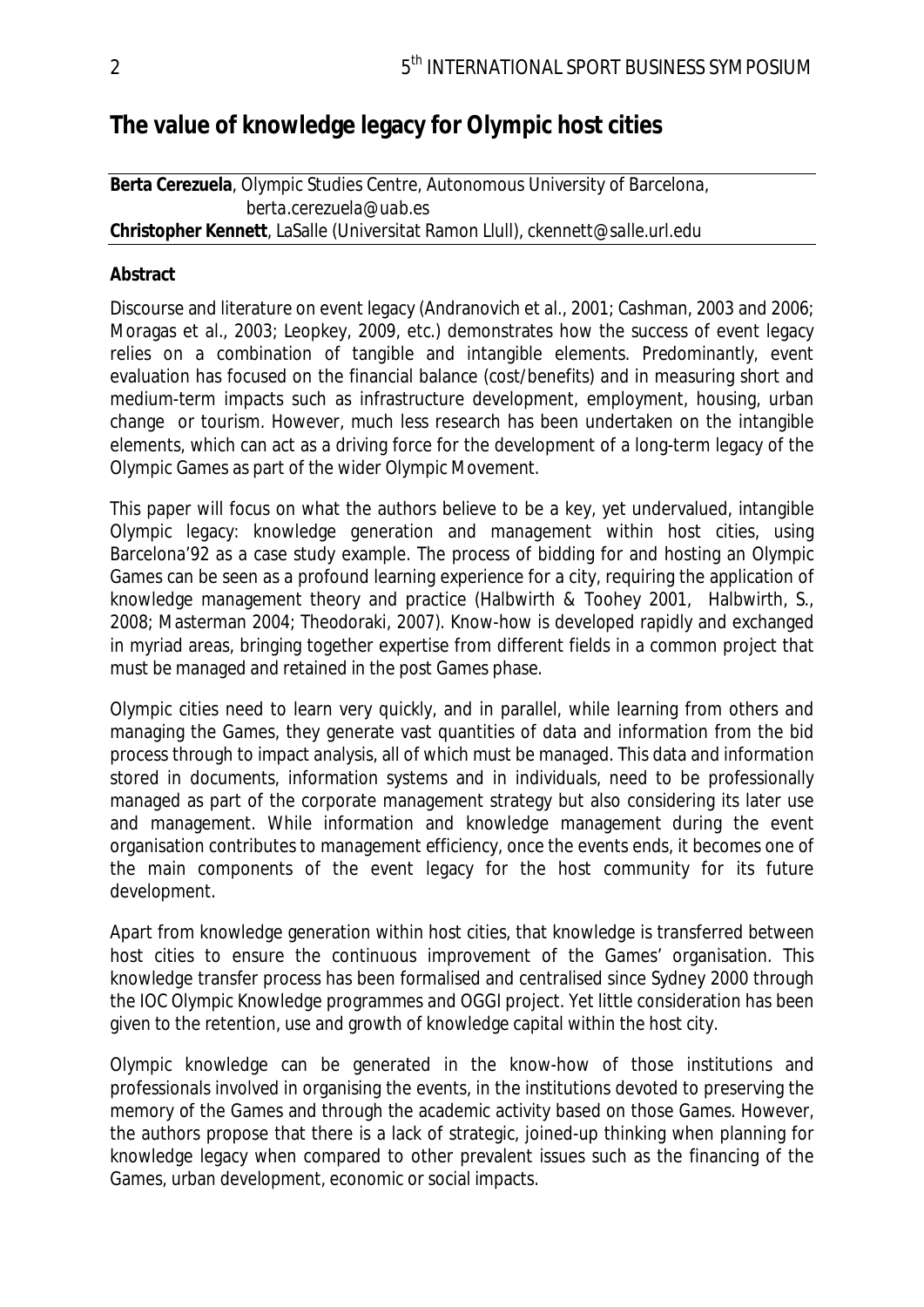## The value of knowledge legacy for Olympic host cities

**Berta Cerezuela**, Olympic Studies Centre, Autonomous University of Barcelona, berta.cerezuela@uab.es
**Christopher Kennett**, LaSalle (Universitat Ramon Llull), ckennett@salle.url.edu

**Abstract**

Discourse and literature on event legacy (Andranovich et al., 2001; Cashman, 2003 and 2006; Moragas et al., 2003; Leopkey, 2009, etc.) demonstrates how the success of event legacy relies on a combination of tangible and intangible elements. Predominantly, event evaluation has focused on the financial balance (cost/benefits) and in measuring short and medium-term impacts such as infrastructure development, employment, housing, urban change or tourism. However, much less research has been undertaken on the intangible elements, which can act as a driving force for the development of a long-term legacy of the Olympic Games as part of the wider Olympic Movement.

This paper will focus on what the authors believe to be a key, yet undervalued, intangible Olympic legacy: knowledge generation and management within host cities, using Barcelona'92 as a case study example. The process of bidding for and hosting an Olympic Games can be seen as a profound learning experience for a city, requiring the application of knowledge management theory and practice (Halbwirth & Toohey 2001, Halbwirth, S., 2008; Masterman 2004; Theodoraki, 2007). Know-how is developed rapidly and exchanged in myriad areas, bringing together expertise from different fields in a common project that must be managed and retained in the post Games phase.

Olympic cities need to learn very quickly, and in parallel, while learning from others and managing the Games, they generate vast quantities of data and information from the bid process through to impact analysis, all of which must be managed. This data and information stored in documents, information systems and in individuals, need to be professionally managed as part of the corporate management strategy but also considering its later use and management. While information and knowledge management during the event organisation contributes to management efficiency, once the events ends, it becomes one of the main components of the event legacy for the host community for its future development.

Apart from knowledge generation within host cities, that knowledge is transferred between host cities to ensure the continuous improvement of the Games' organisation. This knowledge transfer process has been formalised and centralised since Sydney 2000 through the IOC Olympic Knowledge programmes and OGGI project. Yet little consideration has been given to the retention, use and growth of knowledge capital within the host city.

Olympic knowledge can be generated in the know-how of those institutions and professionals involved in organising the events, in the institutions devoted to preserving the memory of the Games and through the academic activity based on those Games. However, the authors propose that there is a lack of strategic, joined-up thinking when planning for knowledge legacy when compared to other prevalent issues such as the financing of the Games, urban development, economic or social impacts.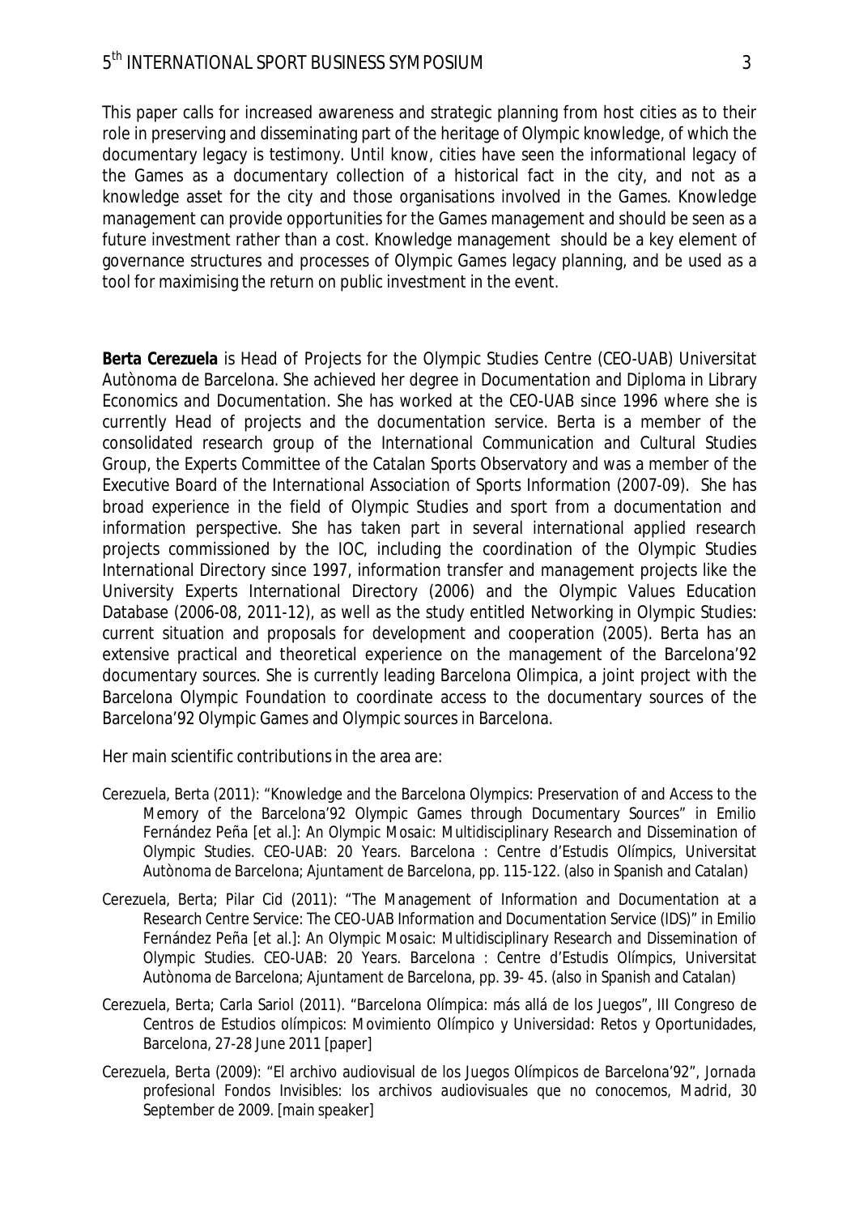This paper calls for increased awareness and strategic planning from host cities as to their role in preserving and disseminating part of the heritage of Olympic knowledge, of which the documentary legacy is testimony. Until know, cities have seen the informational legacy of the Games as a documentary collection of a historical fact in the city, and not as a knowledge asset for the city and those organisations involved in the Games. Knowledge management can provide opportunities for the Games management and should be seen as a future investment rather than a cost. Knowledge management should be a key element of governance structures and processes of Olympic Games legacy planning, and be used as a tool for maximising the return on public investment in the event.

**Berta Cerezuela** is Head of Projects for the Olympic Studies Centre (CEO-UAB) Universitat Autònoma de Barcelona. She achieved her degree in Documentation and Diploma in Library Economics and Documentation. She has worked at the CEO-UAB since 1996 where she is currently Head of projects and the documentation service. Berta is a member of the consolidated research group of the International Communication and Cultural Studies Group, the Experts Committee of the Catalan Sports Observatory and was a member of the Executive Board of the International Association of Sports Information (2007-09). She has broad experience in the field of Olympic Studies and sport from a documentation and information perspective. She has taken part in several international applied research projects commissioned by the IOC, including the coordination of the Olympic Studies International Directory since 1997, information transfer and management projects like the University Experts International Directory (2006) and the Olympic Values Education Database (2006-08, 2011-12), as well as the study entitled Networking in Olympic Studies: current situation and proposals for development and cooperation (2005). Berta has an extensive practical and theoretical experience on the management of the Barcelona'92 documentary sources. She is currently leading Barcelona Olimpica, a joint project with the Barcelona Olympic Foundation to coordinate access to the documentary sources of the Barcelona'92 Olympic Games and Olympic sources in Barcelona.

Her main scientific contributions in the area are:

Cerezuela, Berta (2011): "Knowledge and the Barcelona Olympics: Preservation of and Access to the Memory of the Barcelona'92 Olympic Games through Documentary Sources" in Emilio Fernández Peña [et al.]: *An Olympic Mosaic: Multidisciplinary Research and Dissemination of Olympic Studies. CEO-UAB: 20 Years*. Barcelona : Centre d'Estudis Olímpics, Universitat Autònoma de Barcelona; Ajuntament de Barcelona, pp. 115-122. (also in Spanish and Catalan)

Cerezuela, Berta; Pilar Cid (2011): "The Management of Information and Documentation at a Research Centre Service: The CEO-UAB Information and Documentation Service (IDS)" in Emilio Fernández Peña [et al.]: *An Olympic Mosaic: Multidisciplinary Research and Dissemination of Olympic Studies. CEO-UAB: 20 Years*. Barcelona : Centre d'Estudis Olímpics, Universitat Autònoma de Barcelona; Ajuntament de Barcelona, pp. 39- 45. (also in Spanish and Catalan)

Cerezuela, Berta; Carla Sariol (2011). "Barcelona Olímpica: más allá de los Juegos", III Congreso de Centros de Estudios olímpicos: Movimiento Olímpico y Universidad: Retos y Oportunidades, Barcelona, 27-28 June 2011 [paper]

Cerezuela, Berta (2009): "El archivo audiovisual de los Juegos Olímpicos de Barcelona'92", *Jornada profesional Fondos Invisibles: los archivos audiovisuales que no conocemos*, Madrid, 30 September de 2009. [main speaker]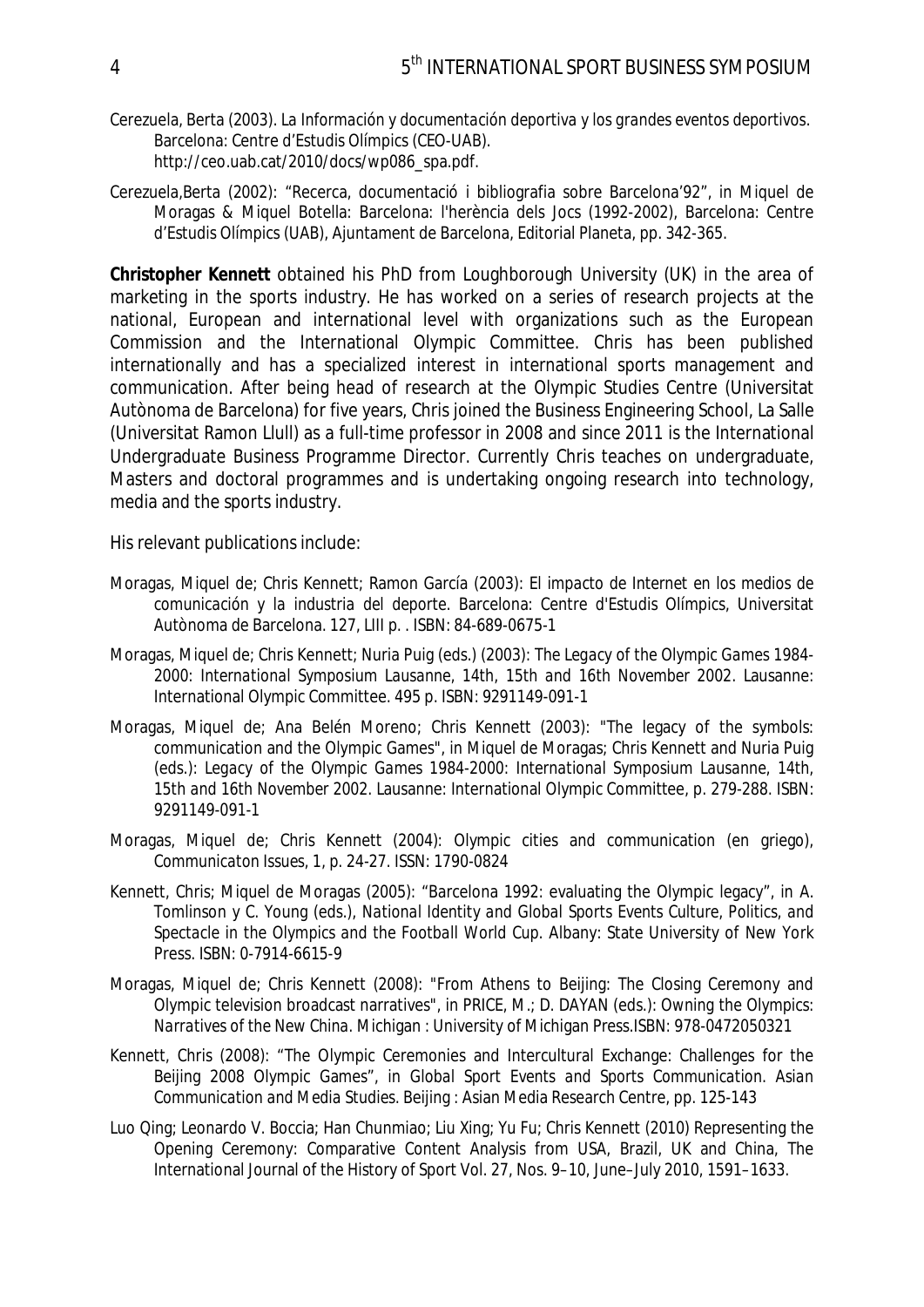Cerezuela, Berta (2003). *La Información y documentación deportiva y los grandes eventos deportivos*. Barcelona: Centre d'Estudis Olímpics (CEO-UAB). http://ceo.uab.cat/2010/docs/wp086_spa.pdf.

Cerezuela,Berta (2002): "Recerca, documentació i bibliografia sobre Barcelona'92", in Miquel de Moragas & Miquel Botella: Barcelona: l'herència dels Jocs (1992-2002), Barcelona: Centre d'Estudis Olímpics (UAB), Ajuntament de Barcelona, Editorial Planeta, pp. 342-365.

**Christopher Kennett** obtained his PhD from Loughborough University (UK) in the area of marketing in the sports industry. He has worked on a series of research projects at the national, European and international level with organizations such as the European Commission and the International Olympic Committee. Chris has been published internationally and has a specialized interest in international sports management and communication. After being head of research at the Olympic Studies Centre (Universitat Autònoma de Barcelona) for five years, Chris joined the Business Engineering School, La Salle (Universitat Ramon Llull) as a full-time professor in 2008 and since 2011 is the International Undergraduate Business Programme Director. Currently Chris teaches on undergraduate, Masters and doctoral programmes and is undertaking ongoing research into technology, media and the sports industry.

His relevant publications include:

Moragas, Miquel de; Chris Kennett; Ramon García (2003): *El impacto de Internet en los medios de comunicación y la industria del deporte*. Barcelona: Centre d'Estudis Olímpics, Universitat Autònoma de Barcelona. 127, LIII p. . ISBN: 84-689-0675-1

Moragas, Miquel de; Chris Kennett; Nuria Puig (eds.) (2003): *The Legacy of the Olympic Games 1984-2000: International Symposium Lausanne, 14th, 15th and 16th November 2002*. Lausanne: International Olympic Committee. 495 p. ISBN: 9291149-091-1

Moragas, Miquel de; Ana Belén Moreno; Chris Kennett (2003): "The legacy of the symbols: communication and the Olympic Games", in Miquel de Moragas; Chris Kennett and Nuria Puig (eds.): *Legacy of the Olympic Games 1984-2000: International Symposium Lausanne, 14th, 15th and 16th November 2002*. Lausanne: International Olympic Committee, p. 279-288. ISBN: 9291149-091-1

Moragas, Miquel de; Chris Kennett (2004): Olympic cities and communication (en griego), *Communicaton Issues*, 1, p. 24-27. ISSN: 1790-0824

Kennett, Chris; Miquel de Moragas (2005): "Barcelona 1992: evaluating the Olympic legacy", in A. Tomlinson y C. Young (eds.), *National Identity and Global Sports Events Culture, Politics, and Spectacle in the Olympics and the Football World Cup*. Albany: State University of New York Press. ISBN: 0-7914-6615-9

Moragas, Miquel de; Chris Kennett (2008): "From Athens to Beijing: The Closing Ceremony and Olympic television broadcast narratives", in PRICE, M.; D. DAYAN (eds.): *Owning the Olympics: Narratives of the New China*. Michigan : University of Michigan Press.ISBN: 978-0472050321

Kennett, Chris (2008): "The Olympic Ceremonies and Intercultural Exchange: Challenges for the Beijing 2008 Olympic Games", in *Global Sport Events and Sports Communication. Asian Communication and Media Studies*. Beijing : Asian Media Research Centre, pp. 125-143

Luo Qing; Leonardo V. Boccia; Han Chunmiao; Liu Xing; Yu Fu; Chris Kennett (2010) Representing the Opening Ceremony: Comparative Content Analysis from USA, Brazil, UK and China, The International Journal of the History of Sport Vol. 27, Nos. 9–10, June–July 2010, 1591–1633.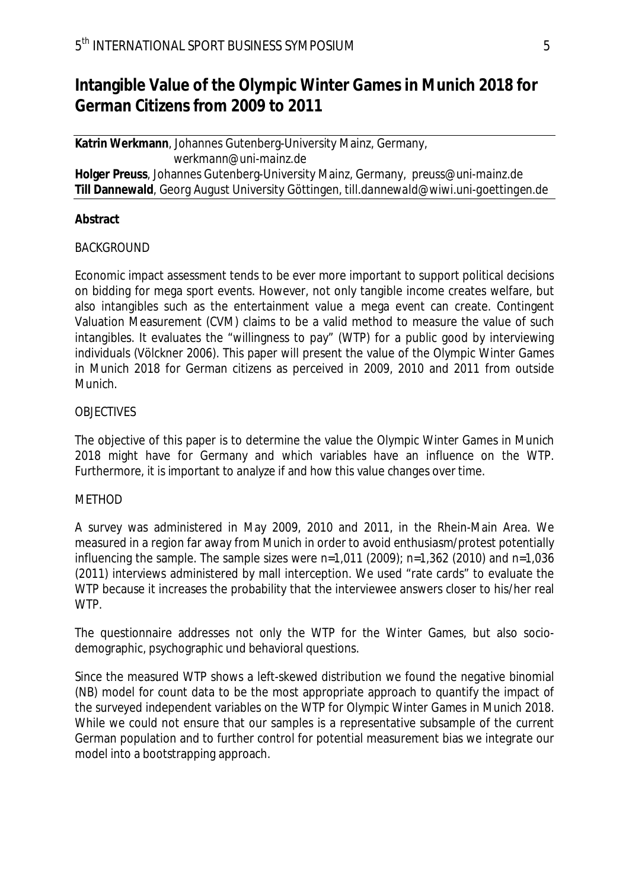# Intangible Value of the Olympic Winter Games in Munich 2018 for German Citizens from 2009 to 2011

**Katrin Werkmann**, Johannes Gutenberg-University Mainz, Germany, werkmann@uni-mainz.de
**Holger Preuss**, Johannes Gutenberg-University Mainz, Germany, preuss@uni-mainz.de
**Till Dannewald**, Georg August University Göttingen, till.dannewald@wiwi.uni-goettingen.de

**Abstract**

BACKGROUND

Economic impact assessment tends to be ever more important to support political decisions on bidding for mega sport events. However, not only tangible income creates welfare, but also intangibles such as the entertainment value a mega event can create. Contingent Valuation Measurement (CVM) claims to be a valid method to measure the value of such intangibles. It evaluates the "willingness to pay" (WTP) for a public good by interviewing individuals (Völckner 2006). This paper will present the value of the Olympic Winter Games in Munich 2018 for German citizens as perceived in 2009, 2010 and 2011 from outside Munich.

OBJECTIVES

The objective of this paper is to determine the value the Olympic Winter Games in Munich 2018 might have for Germany and which variables have an influence on the WTP. Furthermore, it is important to analyze if and how this value changes over time.

METHOD

A survey was administered in May 2009, 2010 and 2011, in the Rhein-Main Area. We measured in a region far away from Munich in order to avoid enthusiasm/protest potentially influencing the sample. The sample sizes were n=1,011 (2009); n=1,362 (2010) and n=1,036 (2011) interviews administered by mall interception. We used "rate cards" to evaluate the WTP because it increases the probability that the interviewee answers closer to his/her real WTP.

The questionnaire addresses not only the WTP for the Winter Games, but also socio-demographic, psychographic und behavioral questions.

Since the measured WTP shows a left-skewed distribution we found the negative binomial (NB) model for count data to be the most appropriate approach to quantify the impact of the surveyed independent variables on the WTP for Olympic Winter Games in Munich 2018. While we could not ensure that our samples is a representative subsample of the current German population and to further control for potential measurement bias we integrate our model into a bootstrapping approach.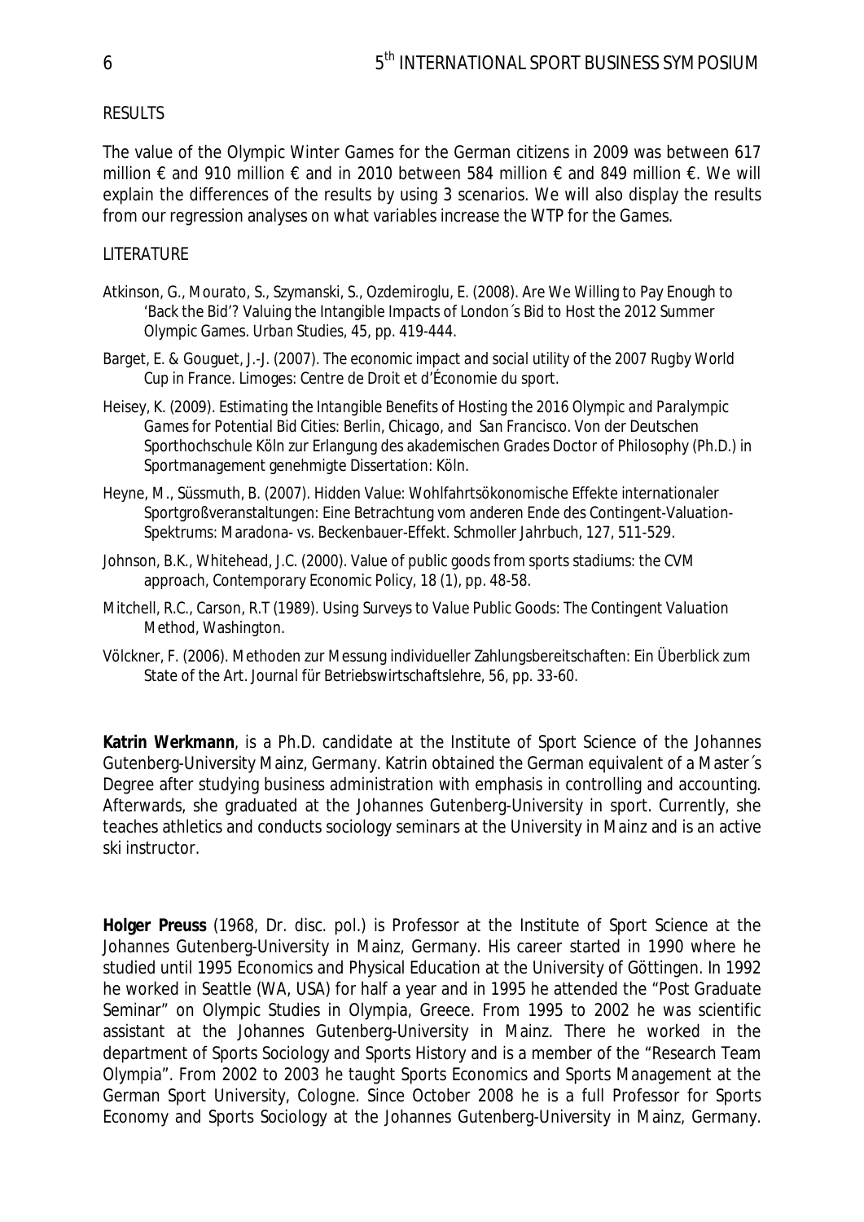RESULTS

The value of the Olympic Winter Games for the German citizens in 2009 was between 617 million € and 910 million € and in 2010 between 584 million € and 849 million €. We will explain the differences of the results by using 3 scenarios. We will also display the results from our regression analyses on what variables increase the WTP for the Games.

LITERATURE

Atkinson, G., Mourato, S., Szymanski, S., Ozdemiroglu, E. (2008). Are We Willing to Pay Enough to 'Back the Bid'? Valuing the Intangible Impacts of London´s Bid to Host the 2012 Summer Olympic Games. *Urban Studies*, 45, pp. 419-444.

Barget, E. & Gouguet, J.-J. (2007). *The economic impact and social utility of the 2007 Rugby World Cup in France*. Limoges: Centre de Droit et d'Économie du sport.

Heisey, K. (2009). *Estimating the Intangible Benefits of Hosting the 2016 Olympic and Paralympic Games for Potential Bid Cities: Berlin, Chicago, and San Francisco*. Von der Deutschen Sporthochschule Köln zur Erlangung des akademischen Grades Doctor of Philosophy (Ph.D.) in Sportmanagement genehmigte Dissertation: Köln.

Heyne, M., Süssmuth, B. (2007). Hidden Value: Wohlfahrtsökonomische Effekte internationaler Sportgroßveranstaltungen: Eine Betrachtung vom anderen Ende des Contingent-Valuation-Spektrums: Maradona- vs. Beckenbauer-Effekt. *Schmoller Jahrbuch*, 127, 511-529.

Johnson, B.K., Whitehead, J.C. (2000). Value of public goods from sports stadiums: the CVM approach, *Contemporary Economic Policy*, 18 (1), pp. 48-58.

Mitchell, R.C., Carson, R.T (1989). *Using Surveys to Value Public Goods: The Contingent Valuation Method*, Washington.

Völckner, F. (2006). Methoden zur Messung individueller Zahlungsbereitschaften: Ein Überblick zum State of the Art. *Journal für Betriebswirtschaftslehre*, 56, pp. 33-60.

**Katrin Werkmann**, is a Ph.D. candidate at the Institute of Sport Science of the Johannes Gutenberg-University Mainz, Germany. Katrin obtained the German equivalent of a Master´s Degree after studying business administration with emphasis in controlling and accounting. Afterwards, she graduated at the Johannes Gutenberg-University in sport. Currently, she teaches athletics and conducts sociology seminars at the University in Mainz and is an active ski instructor.

**Holger Preuss** (1968, Dr. disc. pol.) is Professor at the Institute of Sport Science at the Johannes Gutenberg-University in Mainz, Germany. His career started in 1990 where he studied until 1995 Economics and Physical Education at the University of Göttingen. In 1992 he worked in Seattle (WA, USA) for half a year and in 1995 he attended the "Post Graduate Seminar" on Olympic Studies in Olympia, Greece. From 1995 to 2002 he was scientific assistant at the Johannes Gutenberg-University in Mainz. There he worked in the department of Sports Sociology and Sports History and is a member of the "Research Team Olympia". From 2002 to 2003 he taught Sports Economics and Sports Management at the German Sport University, Cologne. Since October 2008 he is a full Professor for Sports Economy and Sports Sociology at the Johannes Gutenberg-University in Mainz, Germany.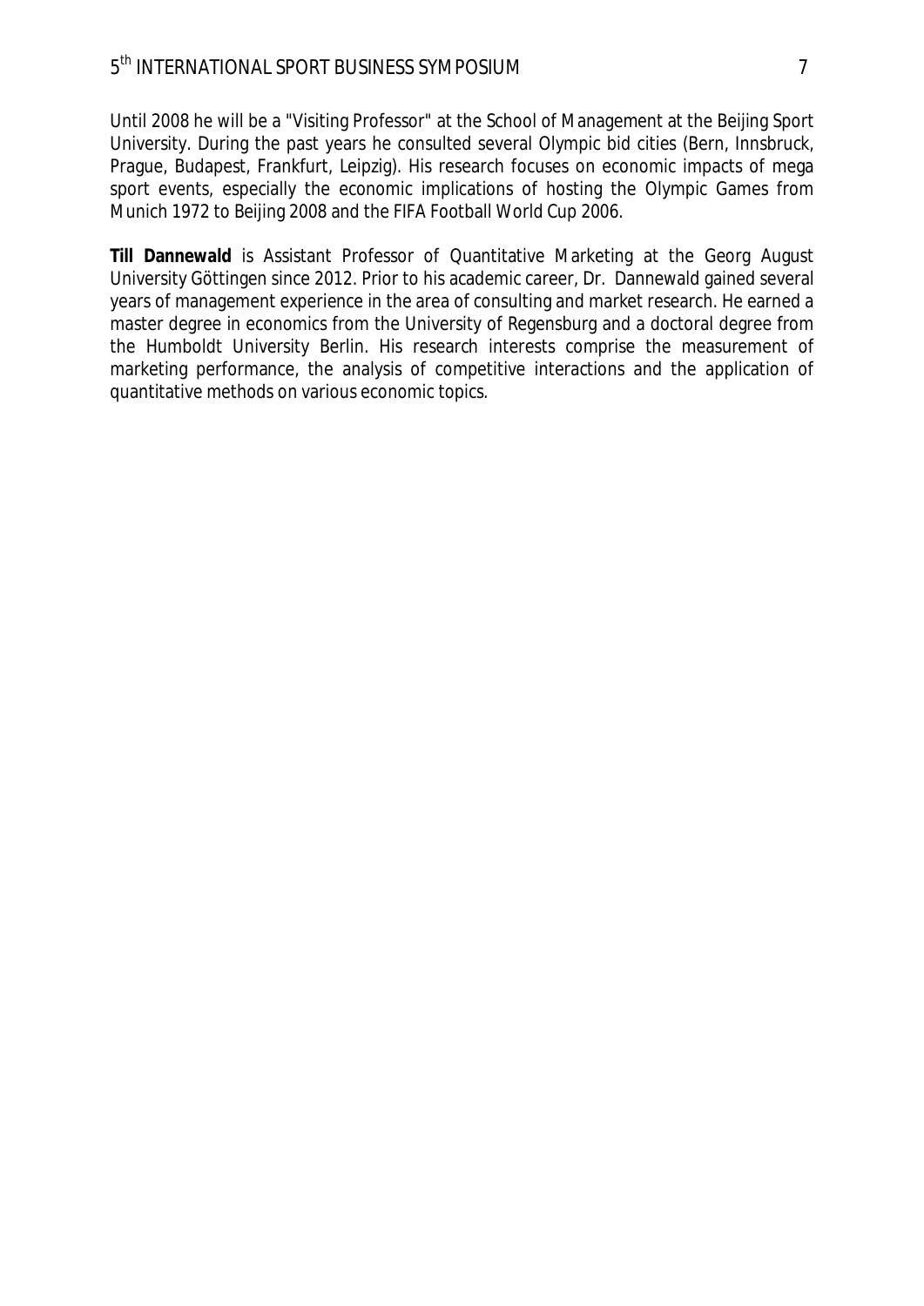Until 2008 he will be a "Visiting Professor" at the School of Management at the Beijing Sport University. During the past years he consulted several Olympic bid cities (Bern, Innsbruck, Prague, Budapest, Frankfurt, Leipzig). His research focuses on economic impacts of mega sport events, especially the economic implications of hosting the Olympic Games from Munich 1972 to Beijing 2008 and the FIFA Football World Cup 2006.

**Till Dannewald** is Assistant Professor of Quantitative Marketing at the Georg August University Göttingen since 2012. Prior to his academic career, Dr. Dannewald gained several years of management experience in the area of consulting and market research. He earned a master degree in economics from the University of Regensburg and a doctoral degree from the Humboldt University Berlin. His research interests comprise the measurement of marketing performance, the analysis of competitive interactions and the application of quantitative methods on various economic topics.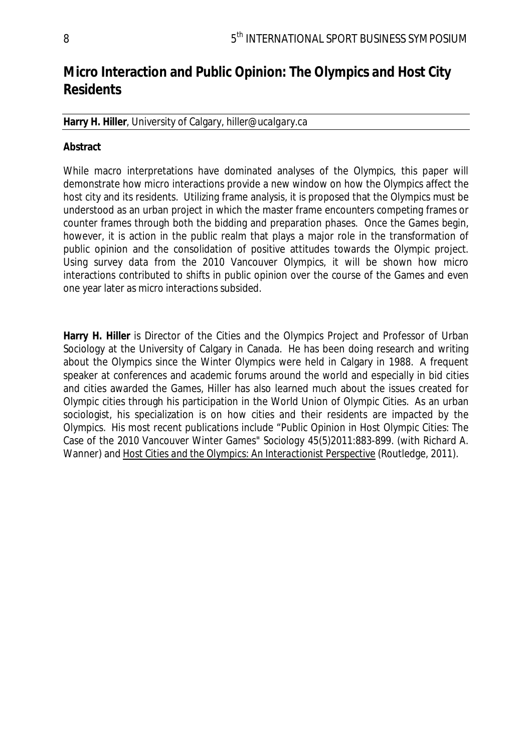# Micro Interaction and Public Opinion: The Olympics and Host City Residents

**Harry H. Hiller**, University of Calgary, hiller@ucalgary.ca

**Abstract**

While macro interpretations have dominated analyses of the Olympics, this paper will demonstrate how micro interactions provide a new window on how the Olympics affect the host city and its residents. Utilizing frame analysis, it is proposed that the Olympics must be understood as an urban project in which the master frame encounters competing frames or counter frames through both the bidding and preparation phases. Once the Games begin, however, it is action in the public realm that plays a major role in the transformation of public opinion and the consolidation of positive attitudes towards the Olympic project. Using survey data from the 2010 Vancouver Olympics, it will be shown how micro interactions contributed to shifts in public opinion over the course of the Games and even one year later as micro interactions subsided.

**Harry H. Hiller** is Director of the Cities and the Olympics Project and Professor of Urban Sociology at the University of Calgary in Canada. He has been doing research and writing about the Olympics since the Winter Olympics were held in Calgary in 1988. A frequent speaker at conferences and academic forums around the world and especially in bid cities and cities awarded the Games, Hiller has also learned much about the issues created for Olympic cities through his participation in the World Union of Olympic Cities. As an urban sociologist, his specialization is on how cities and their residents are impacted by the Olympics. His most recent publications include "Public Opinion in Host Olympic Cities: The Case of the 2010 Vancouver Winter Games" Sociology 45(5)2011:883-899. (with Richard A. Wanner) and Host Cities and the Olympics: An Interactionist Perspective (Routledge, 2011).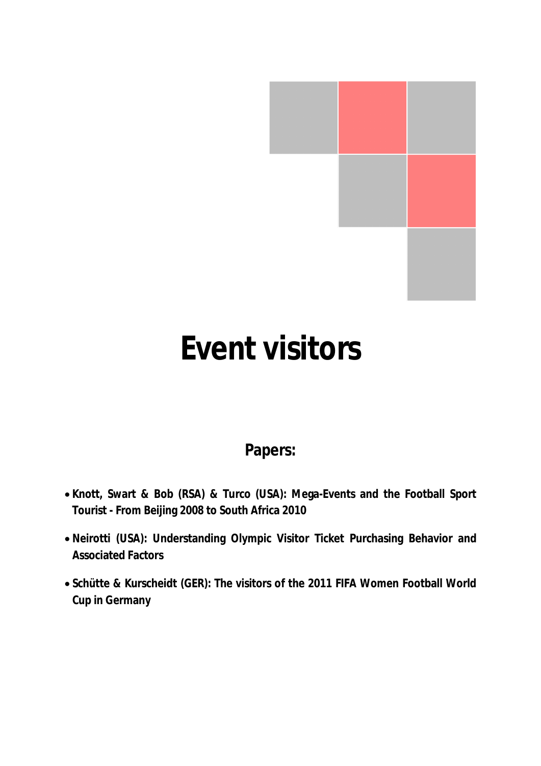# Event visitors

## Papers:

- **Knott, Swart & Bob (RSA) & Turco (USA): Mega-Events and the Football Sport Tourist - From Beijing 2008 to South Africa 2010**
- **Neirotti (USA): Understanding Olympic Visitor Ticket Purchasing Behavior and Associated Factors**
- **Schütte & Kurscheidt (GER): The visitors of the 2011 FIFA Women Football World Cup in Germany**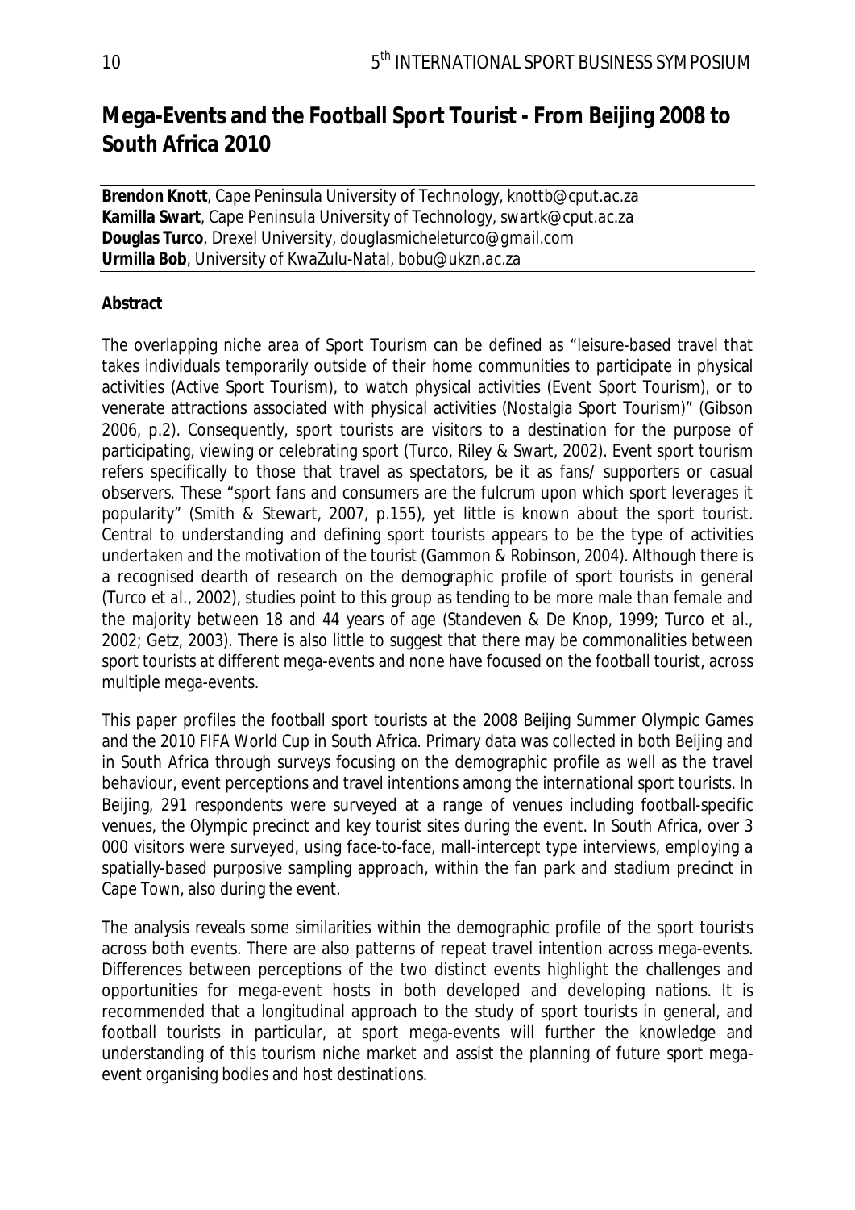# Mega-Events and the Football Sport Tourist - From Beijing 2008 to South Africa 2010

**Brendon Knott**, Cape Peninsula University of Technology, knottb@cput.ac.za
**Kamilla Swart**, Cape Peninsula University of Technology, swartk@cput.ac.za
**Douglas Turco**, Drexel University, douglasmicheleturco@gmail.com
**Urmilla Bob**, University of KwaZulu-Natal, bobu@ukzn.ac.za

**Abstract**

The overlapping niche area of Sport Tourism can be defined as "leisure-based travel that takes individuals temporarily outside of their home communities to participate in physical activities (Active Sport Tourism), to watch physical activities (Event Sport Tourism), or to venerate attractions associated with physical activities (Nostalgia Sport Tourism)" (Gibson 2006, p.2). Consequently, sport tourists are visitors to a destination for the purpose of participating, viewing or celebrating sport (Turco, Riley & Swart, 2002). Event sport tourism refers specifically to those that travel as spectators, be it as fans/ supporters or casual observers. These "sport fans and consumers are the fulcrum upon which sport leverages it popularity" (Smith & Stewart, 2007, p.155), yet little is known about the sport tourist. Central to understanding and defining sport tourists appears to be the type of activities undertaken and the motivation of the tourist (Gammon & Robinson, 2004). Although there is a recognised dearth of research on the demographic profile of sport tourists in general (Turco *et al*., 2002), studies point to this group as tending to be more male than female and the majority between 18 and 44 years of age (Standeven & De Knop, 1999; Turco *et al*., 2002; Getz, 2003). There is also little to suggest that there may be commonalities between sport tourists at different mega-events and none have focused on the football tourist, across multiple mega-events.

This paper profiles the football sport tourists at the 2008 Beijing Summer Olympic Games and the 2010 FIFA World Cup in South Africa. Primary data was collected in both Beijing and in South Africa through surveys focusing on the demographic profile as well as the travel behaviour, event perceptions and travel intentions among the international sport tourists. In Beijing, 291 respondents were surveyed at a range of venues including football-specific venues, the Olympic precinct and key tourist sites during the event. In South Africa, over 3 000 visitors were surveyed, using face-to-face, mall-intercept type interviews, employing a spatially-based purposive sampling approach, within the fan park and stadium precinct in Cape Town, also during the event.

The analysis reveals some similarities within the demographic profile of the sport tourists across both events. There are also patterns of repeat travel intention across mega-events. Differences between perceptions of the two distinct events highlight the challenges and opportunities for mega-event hosts in both developed and developing nations. It is recommended that a longitudinal approach to the study of sport tourists in general, and football tourists in particular, at sport mega-events will further the knowledge and understanding of this tourism niche market and assist the planning of future sport mega-event organising bodies and host destinations.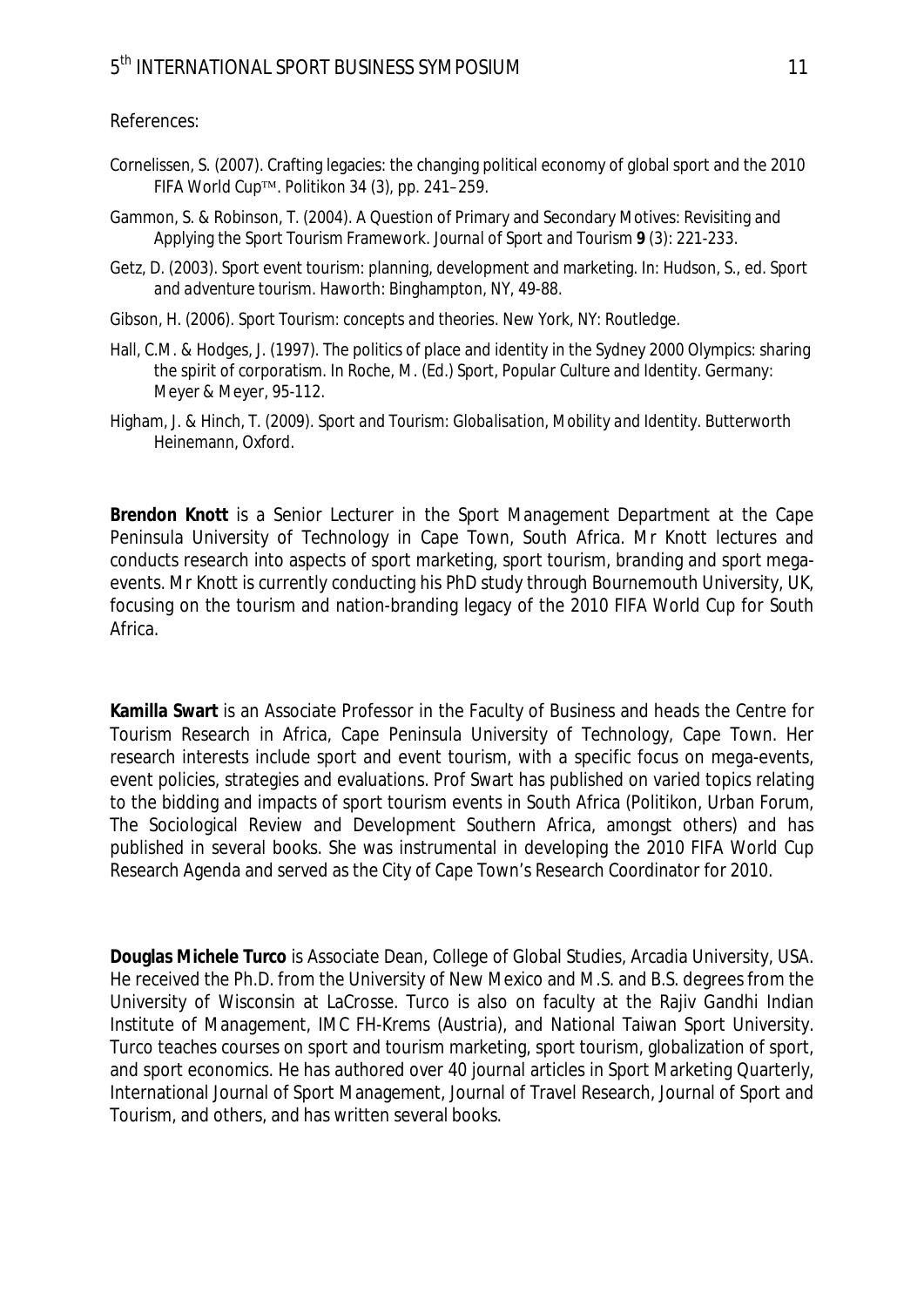References:

Cornelissen, S. (2007). Crafting legacies: the changing political economy of global sport and the 2010 FIFA World Cup™. Politikon 34 (3), pp. 241–259.

Gammon, S. & Robinson, T. (2004). A Question of Primary and Secondary Motives: Revisiting and Applying the Sport Tourism Framework. *Journal of Sport and Tourism* **9** (3): 221-233.

Getz, D. (2003). Sport event tourism: planning, development and marketing. In: Hudson, S., ed. *Sport and adventure tourism*. Haworth: Binghampton, NY, 49-88.

Gibson, H. (2006). *Sport Tourism: concepts and theories*. New York, NY: Routledge.

Hall, C.M. & Hodges, J. (1997). The politics of place and identity in the Sydney 2000 Olympics: sharing the spirit of corporatism. In Roche, M. (Ed.) *Sport, Popular Culture and Identity*. Germany: Meyer & Meyer, 95-112.

Higham, J. & Hinch, T. (2009). *Sport and Tourism: Globalisation, Mobility and Identity*. Butterworth Heinemann, Oxford.

**Brendon Knott** is a Senior Lecturer in the Sport Management Department at the Cape Peninsula University of Technology in Cape Town, South Africa. Mr Knott lectures and conducts research into aspects of sport marketing, sport tourism, branding and sport mega-events. Mr Knott is currently conducting his PhD study through Bournemouth University, UK, focusing on the tourism and nation-branding legacy of the 2010 FIFA World Cup for South Africa.

**Kamilla Swart** is an Associate Professor in the Faculty of Business and heads the Centre for Tourism Research in Africa, Cape Peninsula University of Technology, Cape Town. Her research interests include sport and event tourism, with a specific focus on mega-events, event policies, strategies and evaluations. Prof Swart has published on varied topics relating to the bidding and impacts of sport tourism events in South Africa (Politikon, Urban Forum, The Sociological Review and Development Southern Africa, amongst others) and has published in several books. She was instrumental in developing the 2010 FIFA World Cup Research Agenda and served as the City of Cape Town's Research Coordinator for 2010.

**Douglas Michele Turco** is Associate Dean, College of Global Studies, Arcadia University, USA. He received the Ph.D. from the University of New Mexico and M.S. and B.S. degrees from the University of Wisconsin at LaCrosse. Turco is also on faculty at the Rajiv Gandhi Indian Institute of Management, IMC FH-Krems (Austria), and National Taiwan Sport University. Turco teaches courses on sport and tourism marketing, sport tourism, globalization of sport, and sport economics. He has authored over 40 journal articles in Sport Marketing Quarterly, International Journal of Sport Management, Journal of Travel Research, Journal of Sport and Tourism, and others, and has written several books.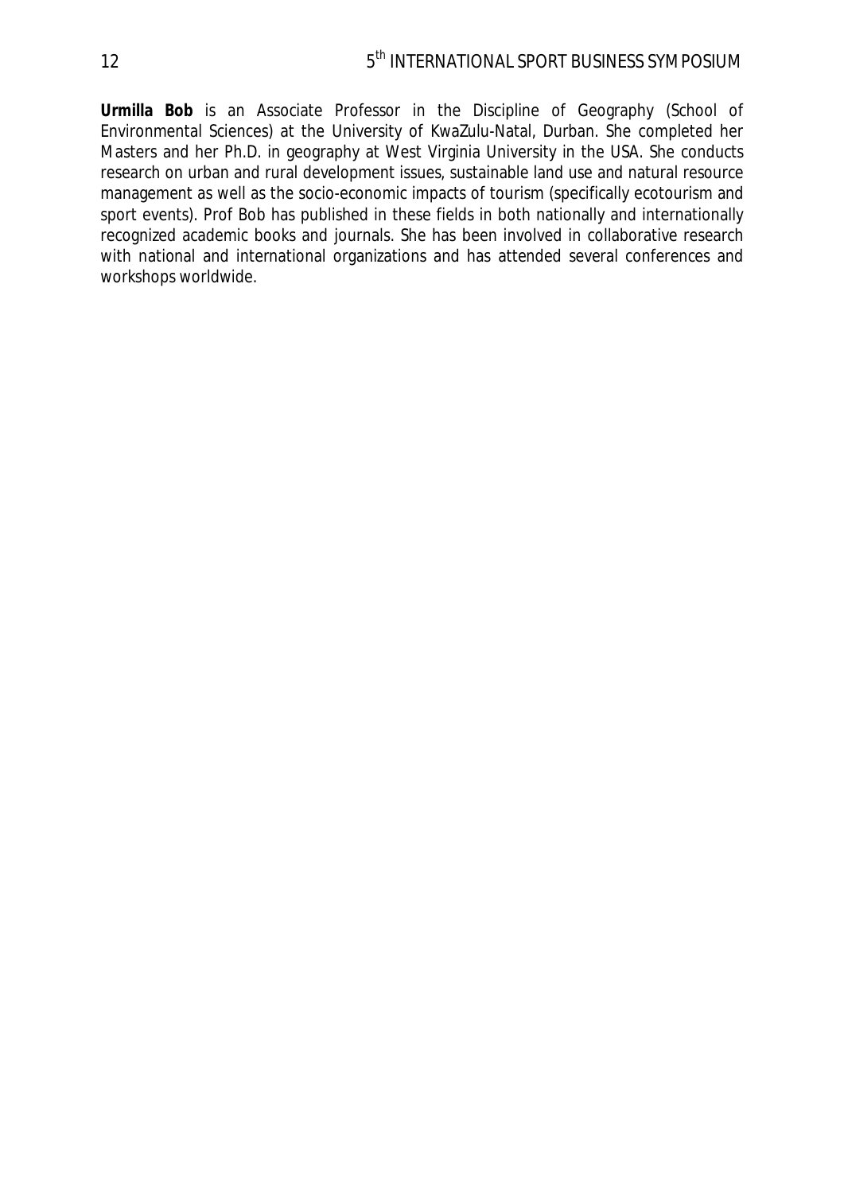**Urmilla Bob** is an Associate Professor in the Discipline of Geography (School of Environmental Sciences) at the University of KwaZulu-Natal, Durban. She completed her Masters and her Ph.D. in geography at West Virginia University in the USA. She conducts research on urban and rural development issues, sustainable land use and natural resource management as well as the socio-economic impacts of tourism (specifically ecotourism and sport events). Prof Bob has published in these fields in both nationally and internationally recognized academic books and journals. She has been involved in collaborative research with national and international organizations and has attended several conferences and workshops worldwide.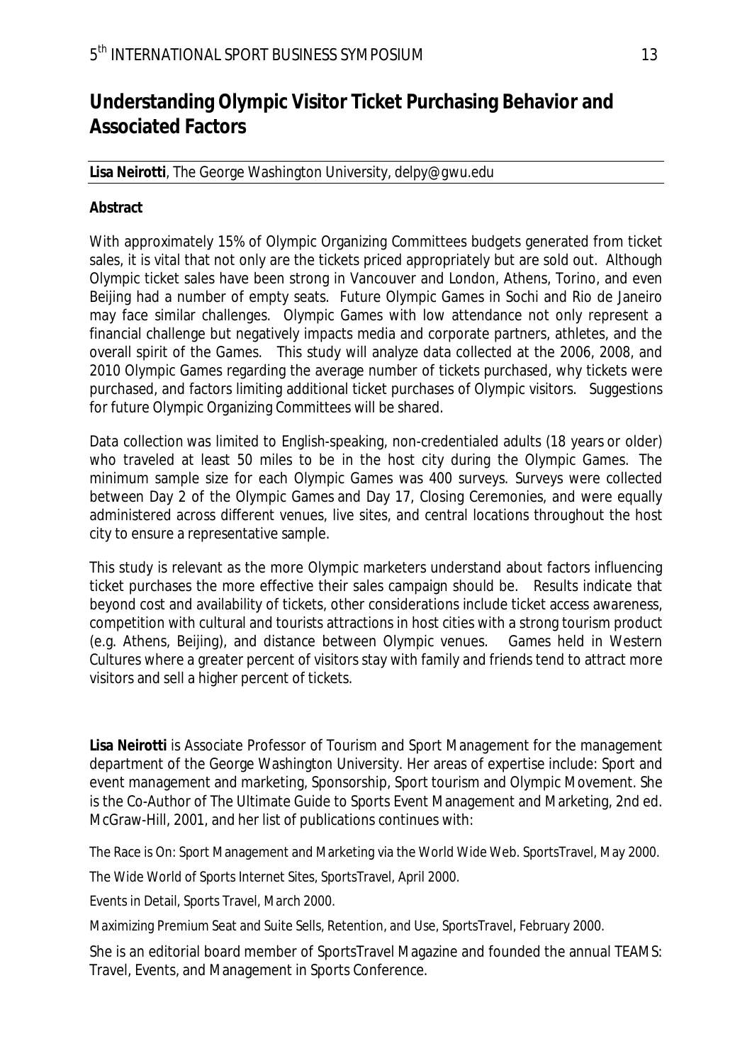# Understanding Olympic Visitor Ticket Purchasing Behavior and Associated Factors

**Lisa Neirotti**, The George Washington University, delpy@gwu.edu

**Abstract**

With approximately 15% of Olympic Organizing Committees budgets generated from ticket sales, it is vital that not only are the tickets priced appropriately but are sold out. Although Olympic ticket sales have been strong in Vancouver and London, Athens, Torino, and even Beijing had a number of empty seats. Future Olympic Games in Sochi and Rio de Janeiro may face similar challenges. Olympic Games with low attendance not only represent a financial challenge but negatively impacts media and corporate partners, athletes, and the overall spirit of the Games. This study will analyze data collected at the 2006, 2008, and 2010 Olympic Games regarding the average number of tickets purchased, why tickets were purchased, and factors limiting additional ticket purchases of Olympic visitors. Suggestions for future Olympic Organizing Committees will be shared.

Data collection was limited to English-speaking, non-credentialed adults (18 years or older) who traveled at least 50 miles to be in the host city during the Olympic Games. The minimum sample size for each Olympic Games was 400 surveys. Surveys were collected between Day 2 of the Olympic Games and Day 17, Closing Ceremonies, and were equally administered across different venues, live sites, and central locations throughout the host city to ensure a representative sample.

This study is relevant as the more Olympic marketers understand about factors influencing ticket purchases the more effective their sales campaign should be. Results indicate that beyond cost and availability of tickets, other considerations include ticket access awareness, competition with cultural and tourists attractions in host cities with a strong tourism product (e.g. Athens, Beijing), and distance between Olympic venues. Games held in Western Cultures where a greater percent of visitors stay with family and friends tend to attract more visitors and sell a higher percent of tickets.

**Lisa Neirotti** is Associate Professor of Tourism and Sport Management for the management department of the George Washington University. Her areas of expertise include: Sport and event management and marketing, Sponsorship, Sport tourism and Olympic Movement. She is the Co-Author of The Ultimate Guide to Sports Event Management and Marketing, 2nd ed. McGraw-Hill, 2001, and her list of publications continues with:

The Race is On: Sport Management and Marketing via the World Wide Web. SportsTravel, May 2000.

The Wide World of Sports Internet Sites, SportsTravel, April 2000.

Events in Detail, Sports Travel, March 2000.

Maximizing Premium Seat and Suite Sells, Retention, and Use, SportsTravel, February 2000.

She is an editorial board member of SportsTravel Magazine and founded the annual TEAMS: Travel, Events, and Management in Sports Conference.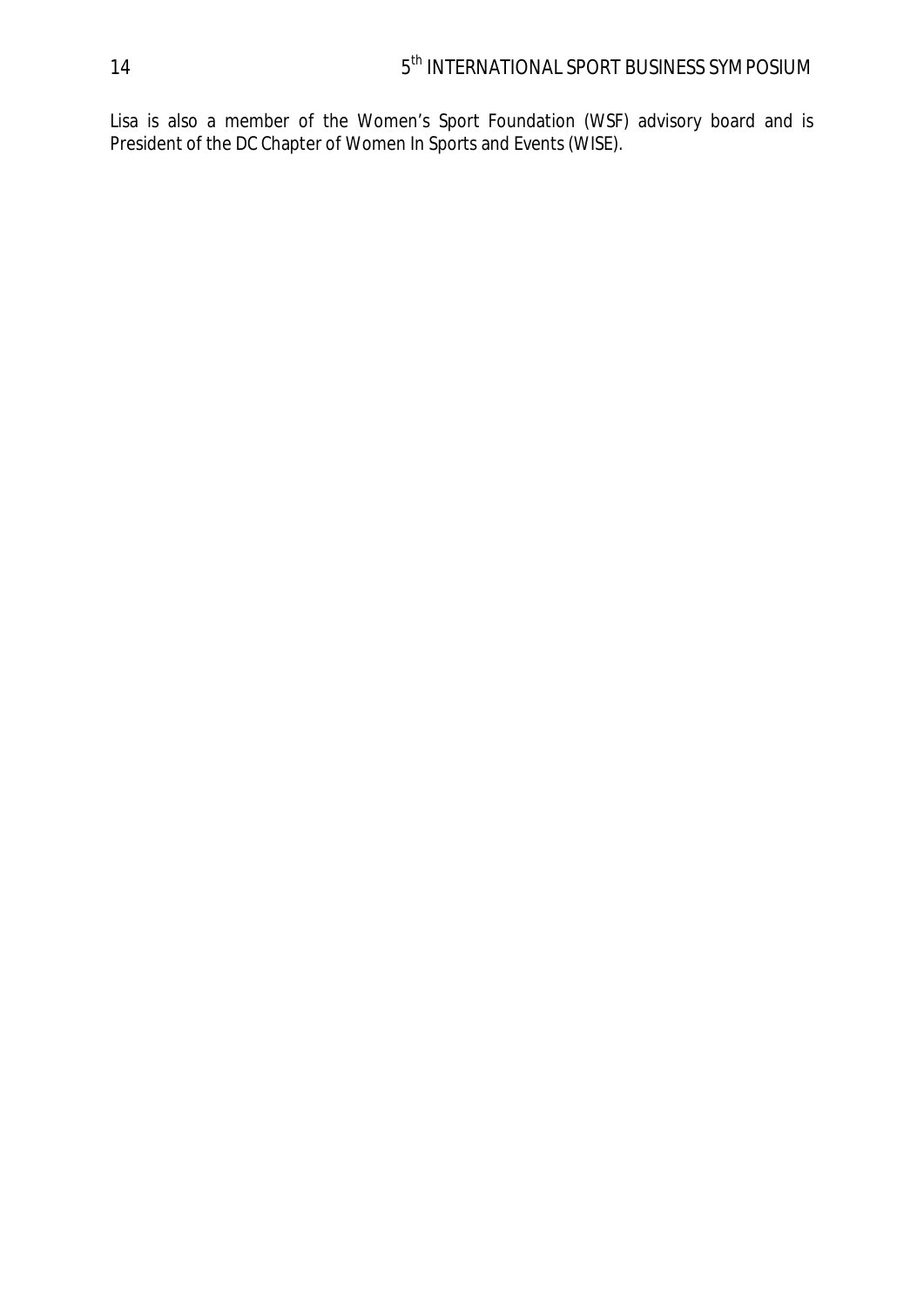Lisa is also a member of the Women's Sport Foundation (WSF) advisory board and is President of the DC Chapter of Women In Sports and Events (WISE).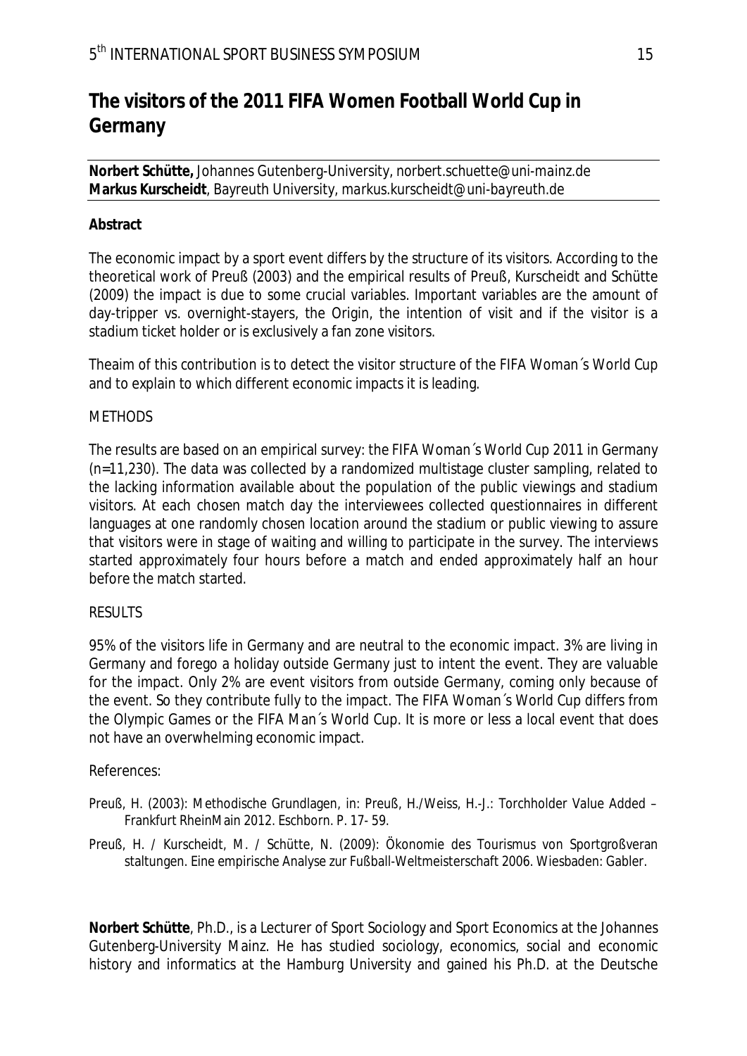# The visitors of the 2011 FIFA Women Football World Cup in Germany

**Norbert Schütte,** Johannes Gutenberg-University, norbert.schuette@uni-mainz.de
**Markus Kurscheidt**, Bayreuth University, markus.kurscheidt@uni-bayreuth.de

**Abstract**

The economic impact by a sport event differs by the structure of its visitors. According to the theoretical work of Preuß (2003) and the empirical results of Preuß, Kurscheidt and Schütte (2009) the impact is due to some crucial variables. Important variables are the amount of day-tripper vs. overnight-stayers, the Origin, the intention of visit and if the visitor is a stadium ticket holder or is exclusively a fan zone visitors.

Theaim of this contribution is to detect the visitor structure of the FIFA Woman´s World Cup and to explain to which different economic impacts it is leading.

METHODS

The results are based on an empirical survey: the FIFA Woman´s World Cup 2011 in Germany (n=11,230). The data was collected by a randomized multistage cluster sampling, related to the lacking information available about the population of the public viewings and stadium visitors. At each chosen match day the interviewees collected questionnaires in different languages at one randomly chosen location around the stadium or public viewing to assure that visitors were in stage of waiting and willing to participate in the survey. The interviews started approximately four hours before a match and ended approximately half an hour before the match started.

RESULTS

95% of the visitors life in Germany and are neutral to the economic impact. 3% are living in Germany and forego a holiday outside Germany just to intent the event. They are valuable for the impact. Only 2% are event visitors from outside Germany, coming only because of the event. So they contribute fully to the impact. The FIFA Woman´s World Cup differs from the Olympic Games or the FIFA Man´s World Cup. It is more or less a local event that does not have an overwhelming economic impact.

References:

Preuß, H. (2003): Methodische Grundlagen, in: Preuß, H./Weiss, H.-J.: Torchholder Value Added – Frankfurt RheinMain 2012. Eschborn. P. 17- 59.

Preuß, H. / Kurscheidt, M. / Schütte, N. (2009): Ökonomie des Tourismus von Sportgroßveran staltungen. Eine empirische Analyse zur Fußball-Weltmeisterschaft 2006. Wiesbaden: Gabler.

**Norbert Schütte**, Ph.D., is a Lecturer of Sport Sociology and Sport Economics at the Johannes Gutenberg-University Mainz. He has studied sociology, economics, social and economic history and informatics at the Hamburg University and gained his Ph.D. at the Deutsche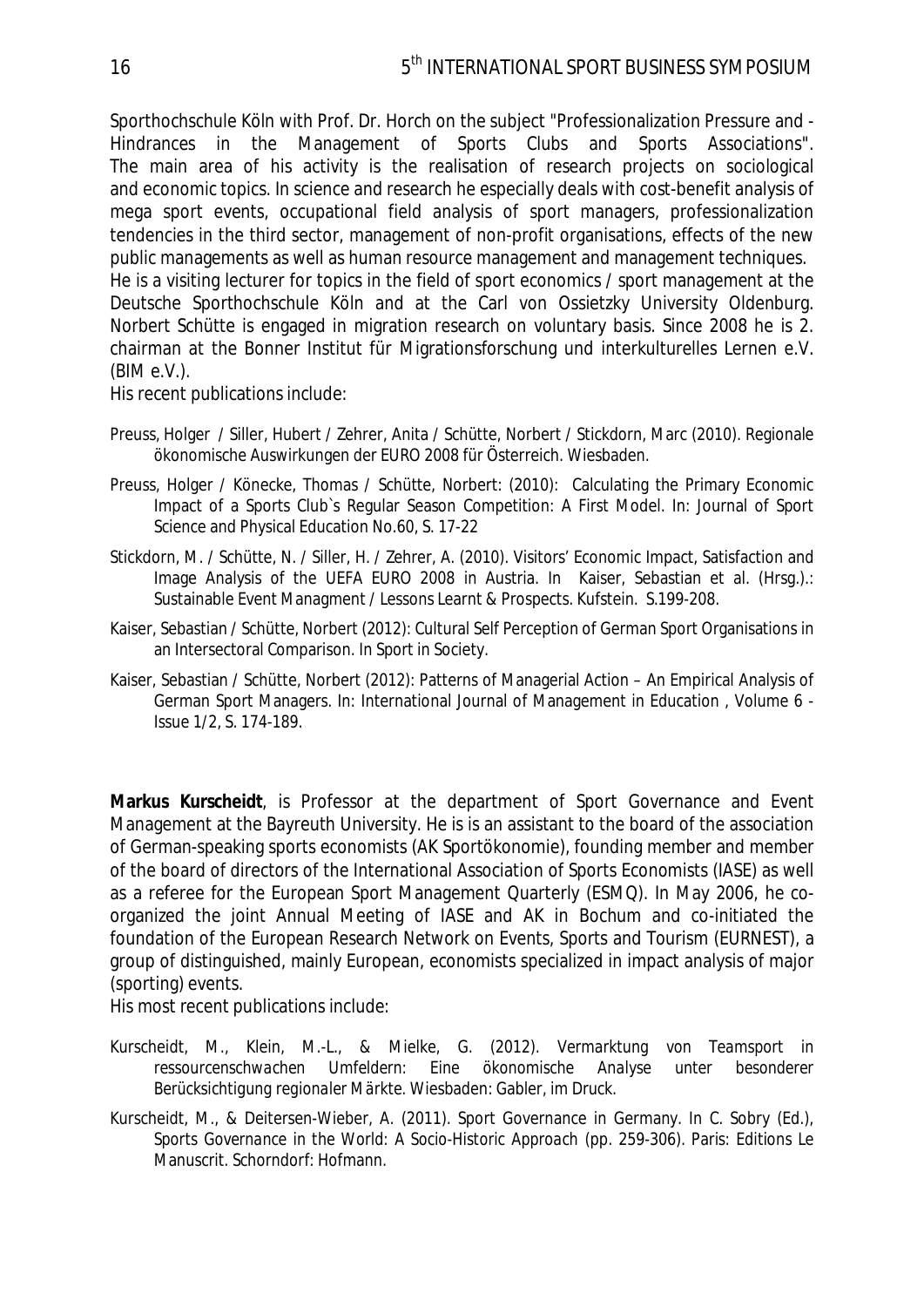Sporthochschule Köln with Prof. Dr. Horch on the subject "Professionalization Pressure and - Hindrances in the Management of Sports Clubs and Sports Associations". The main area of his activity is the realisation of research projects on sociological and economic topics. In science and research he especially deals with cost-benefit analysis of mega sport events, occupational field analysis of sport managers, professionalization tendencies in the third sector, management of non-profit organisations, effects of the new public managements as well as human resource management and management techniques. He is a visiting lecturer for topics in the field of sport economics / sport management at the Deutsche Sporthochschule Köln and at the Carl von Ossietzky University Oldenburg. Norbert Schütte is engaged in migration research on voluntary basis. Since 2008 he is 2. chairman at the Bonner Institut für Migrationsforschung und interkulturelles Lernen e.V. (BIM e.V.).

His recent publications include:

- Preuss, Holger / Siller, Hubert / Zehrer, Anita / Schütte, Norbert / Stickdorn, Marc (2010). Regionale ökonomische Auswirkungen der EURO 2008 für Österreich. Wiesbaden.
- Preuss, Holger / Könecke, Thomas / Schütte, Norbert: (2010): Calculating the Primary Economic Impact of a Sports Club`s Regular Season Competition: A First Model. In: Journal of Sport Science and Physical Education No.60, S. 17-22
- Stickdorn, M. / Schütte, N. / Siller, H. / Zehrer, A. (2010). Visitors' Economic Impact, Satisfaction and Image Analysis of the UEFA EURO 2008 in Austria. In Kaiser, Sebastian et al. (Hrsg.).: Sustainable Event Managment / Lessons Learnt & Prospects. Kufstein. S.199-208.
- Kaiser, Sebastian / Schütte, Norbert (2012): Cultural Self Perception of German Sport Organisations in an Intersectoral Comparison. In Sport in Society.
- Kaiser, Sebastian / Schütte, Norbert (2012): Patterns of Managerial Action – An Empirical Analysis of German Sport Managers. In: International Journal of Management in Education , Volume 6 - Issue 1/2, S. 174-189.

**Markus Kurscheidt**, is Professor at the department of Sport Governance and Event Management at the Bayreuth University. He is is an assistant to the board of the association of German-speaking sports economists (AK Sportökonomie), founding member and member of the board of directors of the International Association of Sports Economists (IASE) as well as a referee for the European Sport Management Quarterly (ESMQ). In May 2006, he co-organized the joint Annual Meeting of IASE and AK in Bochum and co-initiated the foundation of the European Research Network on Events, Sports and Tourism (EURNEST), a group of distinguished, mainly European, economists specialized in impact analysis of major (sporting) events.

His most recent publications include:

- Kurscheidt, M., Klein, M.-L., & Mielke, G. (2012). *Vermarktung von Teamsport in ressourcenschwachen Umfeldern: Eine ökonomische Analyse unter besonderer Berücksichtigung regionaler Märkte*. Wiesbaden: Gabler, im Druck.
- Kurscheidt, M., & Deitersen-Wieber, A. (2011). Sport Governance in Germany. In C. Sobry (Ed.), *Sports Governance in the World: A Socio-Historic Approach* (pp. 259-306). Paris: Editions Le Manuscrit. Schorndorf: Hofmann.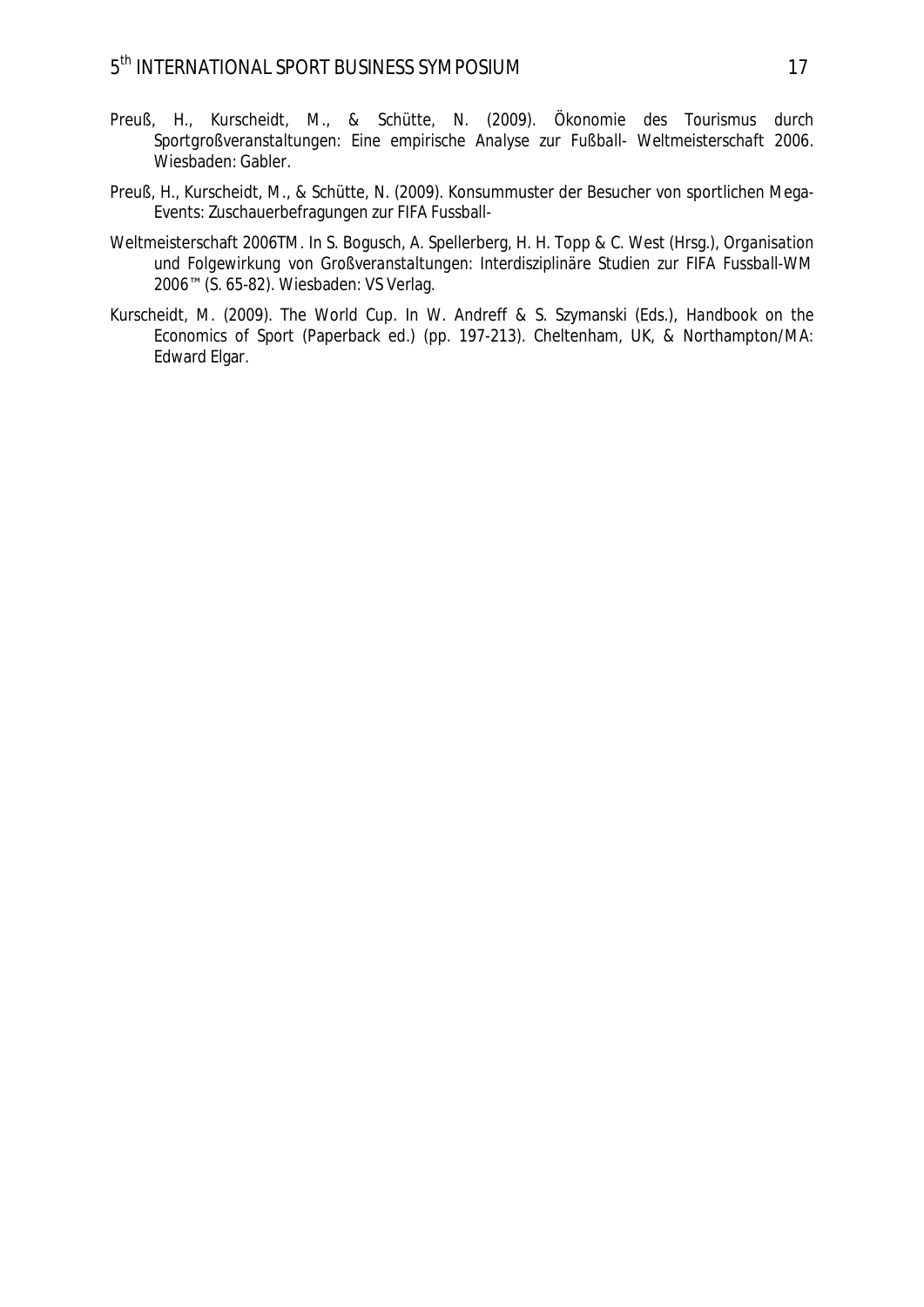Preuß, H., Kurscheidt, M., & Schütte, N. (2009). Ökonomie des Tourismus durch Sportgroßveranstaltungen: Eine empirische Analyse zur Fußball- Weltmeisterschaft 2006. Wiesbaden: Gabler.

Preuß, H., Kurscheidt, M., & Schütte, N. (2009). Konsummuster der Besucher von sportlichen Mega-Events: Zuschauerbefragungen zur FIFA Fussball-

Weltmeisterschaft 2006TM. In S. Bogusch, A. Spellerberg, H. H. Topp & C. West (Hrsg.), Organisation und Folgewirkung von Großveranstaltungen: Interdisziplinäre Studien zur FIFA Fussball-WM 2006™ (S. 65-82). Wiesbaden: VS Verlag.

Kurscheidt, M. (2009). The World Cup. In W. Andreff & S. Szymanski (Eds.), Handbook on the Economics of Sport (Paperback ed.) (pp. 197-213). Cheltenham, UK, & Northampton/MA: Edward Elgar.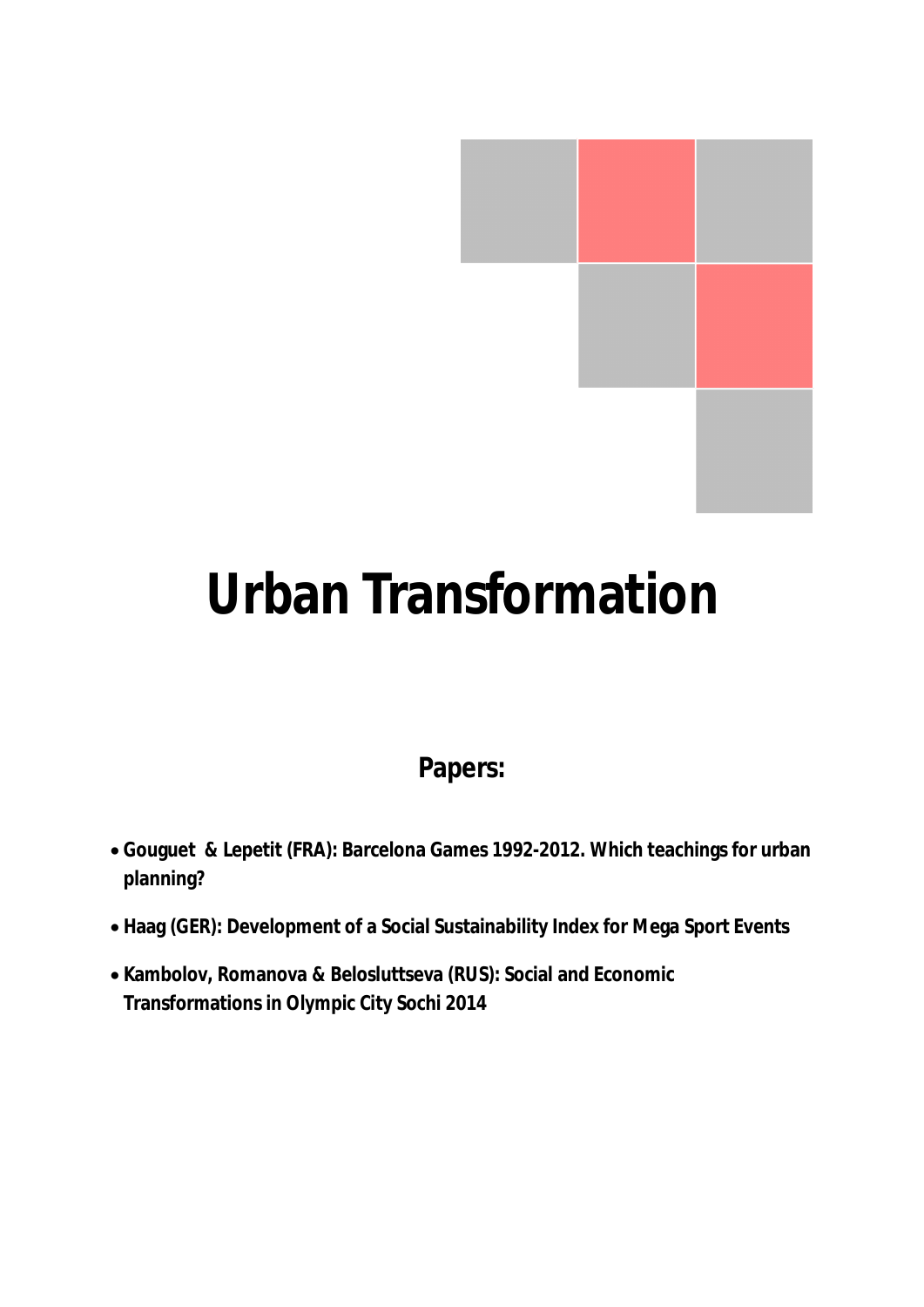# Urban Transformation

## Papers:

- **Gouguet & Lepetit (FRA): Barcelona Games 1992-2012. Which teachings for urban planning?**
- **Haag (GER): Development of a Social Sustainability Index for Mega Sport Events**
- **Kambolov, Romanova & Belosluttseva (RUS): Social and Economic Transformations in Olympic City Sochi 2014**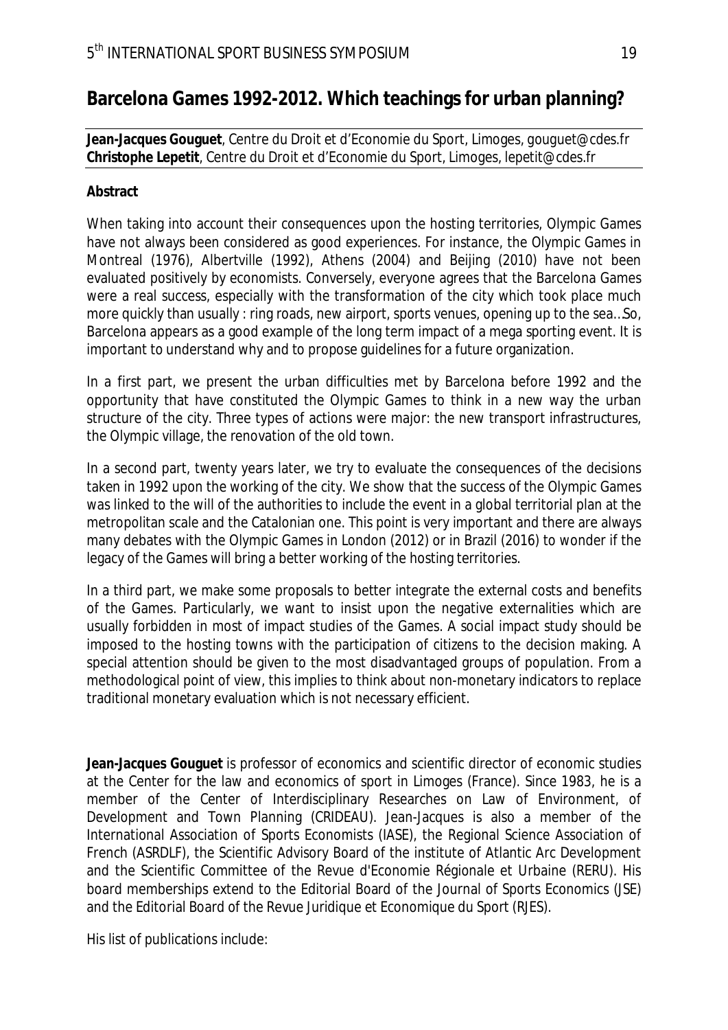## Barcelona Games 1992-2012. Which teachings for urban planning?

**Jean-Jacques Gouguet**, Centre du Droit et d'Economie du Sport, Limoges, gouguet@cdes.fr
**Christophe Lepetit**, Centre du Droit et d'Economie du Sport, Limoges, lepetit@cdes.fr

**Abstract**

When taking into account their consequences upon the hosting territories, Olympic Games have not always been considered as good experiences. For instance, the Olympic Games in Montreal (1976), Albertville (1992), Athens (2004) and Beijing (2010) have not been evaluated positively by economists. Conversely, everyone agrees that the Barcelona Games were a real success, especially with the transformation of the city which took place much more quickly than usually : ring roads, new airport, sports venues, opening up to the sea...So, Barcelona appears as a good example of the long term impact of a mega sporting event. It is important to understand why and to propose guidelines for a future organization.

In a first part, we present the urban difficulties met by Barcelona before 1992 and the opportunity that have constituted the Olympic Games to think in a new way the urban structure of the city. Three types of actions were major: the new transport infrastructures, the Olympic village, the renovation of the old town.

In a second part, twenty years later, we try to evaluate the consequences of the decisions taken in 1992 upon the working of the city. We show that the success of the Olympic Games was linked to the will of the authorities to include the event in a global territorial plan at the metropolitan scale and the Catalonian one. This point is very important and there are always many debates with the Olympic Games in London (2012) or in Brazil (2016) to wonder if the legacy of the Games will bring a better working of the hosting territories.

In a third part, we make some proposals to better integrate the external costs and benefits of the Games. Particularly, we want to insist upon the negative externalities which are usually forbidden in most of impact studies of the Games. A social impact study should be imposed to the hosting towns with the participation of citizens to the decision making. A special attention should be given to the most disadvantaged groups of population. From a methodological point of view, this implies to think about non-monetary indicators to replace traditional monetary evaluation which is not necessary efficient.

**Jean-Jacques Gouguet** is professor of economics and scientific director of economic studies at the Center for the law and economics of sport in Limoges (France). Since 1983, he is a member of the Center of Interdisciplinary Researches on Law of Environment, of Development and Town Planning (CRIDEAU). Jean-Jacques is also a member of the International Association of Sports Economists (IASE), the Regional Science Association of French (ASRDLF), the Scientific Advisory Board of the institute of Atlantic Arc Development and the Scientific Committee of the Revue d'Economie Régionale et Urbaine (RERU). His board memberships extend to the Editorial Board of the Journal of Sports Economics (JSE) and the Editorial Board of the Revue Juridique et Economique du Sport (RJES).

His list of publications include: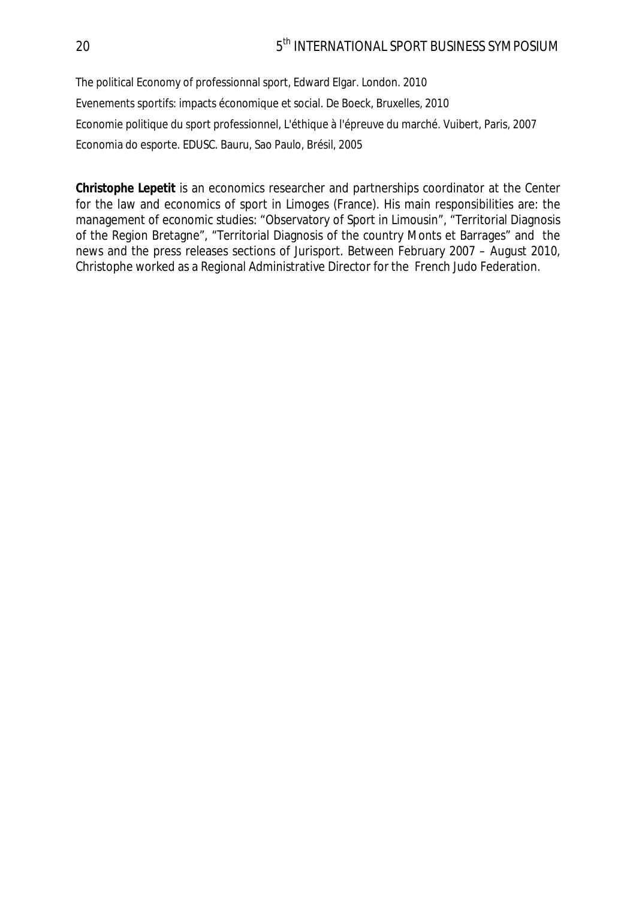The political Economy of professionnal sport, Edward Elgar. London. 2010

Evenements sportifs: impacts économique et social. De Boeck, Bruxelles, 2010

Economie politique du sport professionnel, L'éthique à l'épreuve du marché. Vuibert, Paris, 2007

Economia do esporte. EDUSC. Bauru, Sao Paulo, Brésil, 2005

**Christophe Lepetit** is an economics researcher and partnerships coordinator at the Center for the law and economics of sport in Limoges (France). His main responsibilities are: the management of economic studies: "Observatory of Sport in Limousin", "Territorial Diagnosis of the Region Bretagne", "Territorial Diagnosis of the country Monts et Barrages" and the news and the press releases sections of Jurisport. Between February 2007 – August 2010, Christophe worked as a Regional Administrative Director for the French Judo Federation.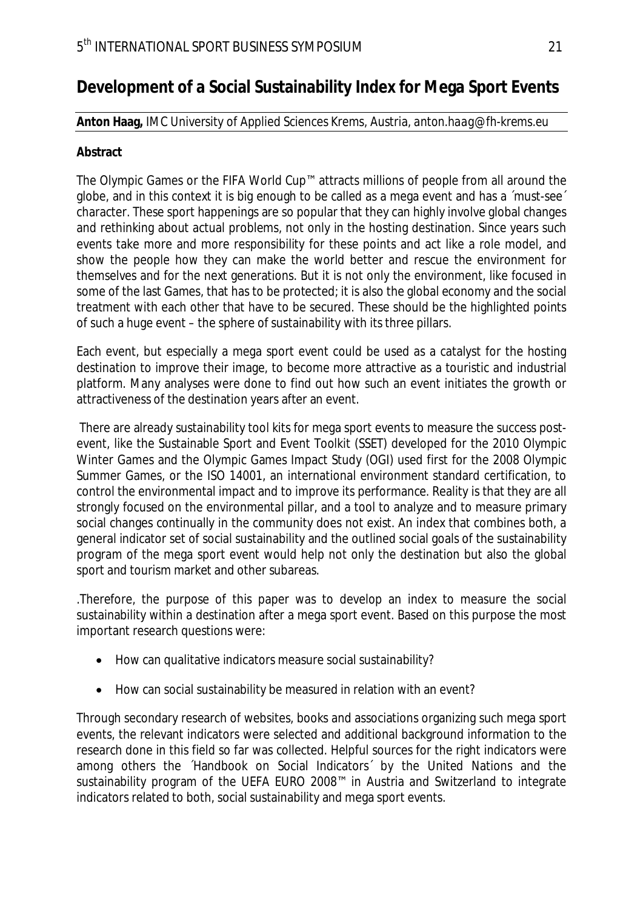# Development of a Social Sustainability Index for Mega Sport Events

**Anton Haag,** IMC University of Applied Sciences Krems, Austria, *anton.haag@fh-krems.eu*

**Abstract**

The Olympic Games or the FIFA World Cup™ attracts millions of people from all around the globe, and in this context it is big enough to be called as a mega event and has a ´must-see´ character. These sport happenings are so popular that they can highly involve global changes and rethinking about actual problems, not only in the hosting destination. Since years such events take more and more responsibility for these points and act like a role model, and show the people how they can make the world better and rescue the environment for themselves and for the next generations. But it is not only the environment, like focused in some of the last Games, that has to be protected; it is also the global economy and the social treatment with each other that have to be secured. These should be the highlighted points of such a huge event – the sphere of sustainability with its three pillars.

Each event, but especially a mega sport event could be used as a catalyst for the hosting destination to improve their image, to become more attractive as a touristic and industrial platform. Many analyses were done to find out how such an event initiates the growth or attractiveness of the destination years after an event.

There are already sustainability tool kits for mega sport events to measure the success post-event, like the Sustainable Sport and Event Toolkit (SSET) developed for the 2010 Olympic Winter Games and the Olympic Games Impact Study (OGI) used first for the 2008 Olympic Summer Games, or the ISO 14001, an international environment standard certification, to control the environmental impact and to improve its performance. Reality is that they are all strongly focused on the environmental pillar, and a tool to analyze and to measure primary social changes continually in the community does not exist. An index that combines both, a general indicator set of social sustainability and the outlined social goals of the sustainability program of the mega sport event would help not only the destination but also the global sport and tourism market and other subareas.

.Therefore, the purpose of this paper was to develop an index to measure the social sustainability within a destination after a mega sport event. Based on this purpose the most important research questions were:

- How can qualitative indicators measure social sustainability?
- How can social sustainability be measured in relation with an event?

Through secondary research of websites, books and associations organizing such mega sport events, the relevant indicators were selected and additional background information to the research done in this field so far was collected. Helpful sources for the right indicators were among others the ´Handbook on Social Indicators´ by the United Nations and the sustainability program of the UEFA EURO 2008™ in Austria and Switzerland to integrate indicators related to both, social sustainability and mega sport events.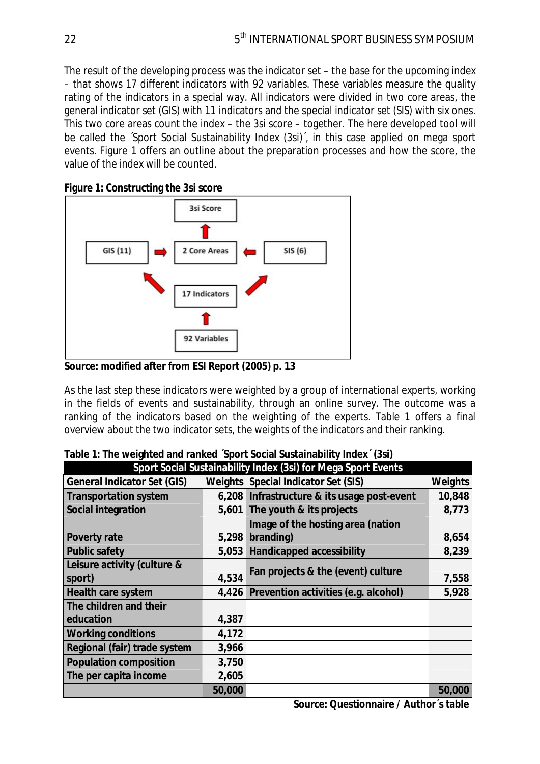The result of the developing process was the indicator set – the base for the upcoming index – that shows 17 different indicators with 92 variables. These variables measure the quality rating of the indicators in a special way. All indicators were divided in two core areas, the general indicator set (GIS) with 11 indicators and the special indicator set (SIS) with six ones. This two core areas count the index – the 3si score – together. The here developed tool will be called the ´Sport Social Sustainability Index (3si)´, in this case applied on mega sport events. Figure 1 offers an outline about the preparation processes and how the score, the value of the index will be counted.

**Figure 1: Constructing the 3si score**

**Source: modified after from ESI Report (2005) p. 13**

As the last step these indicators were weighted by a group of international experts, working in the fields of events and sustainability, through an online survey. The outcome was a ranking of the indicators based on the weighting of the experts. Table 1 offers a final overview about the two indicator sets, the weights of the indicators and their ranking.

**Table 1: The weighted and ranked ´Sport Social Sustainability Index´ (3si)**

| Sport Social Sustainability Index (3si) for Mega Sport Events | | | |
|---|---|---|---|
| **General Indicator Set (GIS)** | **Weights** | **Special Indicator Set (SIS)** | **Weights** |
| Transportation system | 6,208 | Infrastructure & its usage post-event | 10,848 |
| Social integration | 5,601 | The youth & its projects | 8,773 |
| Poverty rate | 5,298 | Image of the hosting area (nation branding) | 8,654 |
| Public safety | 5,053 | Handicapped accessibility | 8,239 |
| Leisure activity (culture & sport) | 4,534 | Fan projects & the (event) culture | 7,558 |
| Health care system | 4,426 | Prevention activities (e.g. alcohol) | 5,928 |
| The children and their education | 4,387 | | |
| Working conditions | 4,172 | | |
| Regional (fair) trade system | 3,966 | | |
| Population composition | 3,750 | | |
| The per capita income | 2,605 | | |
| | 50,000 | | 50,000 |

**Source: Questionnaire / Author´s table**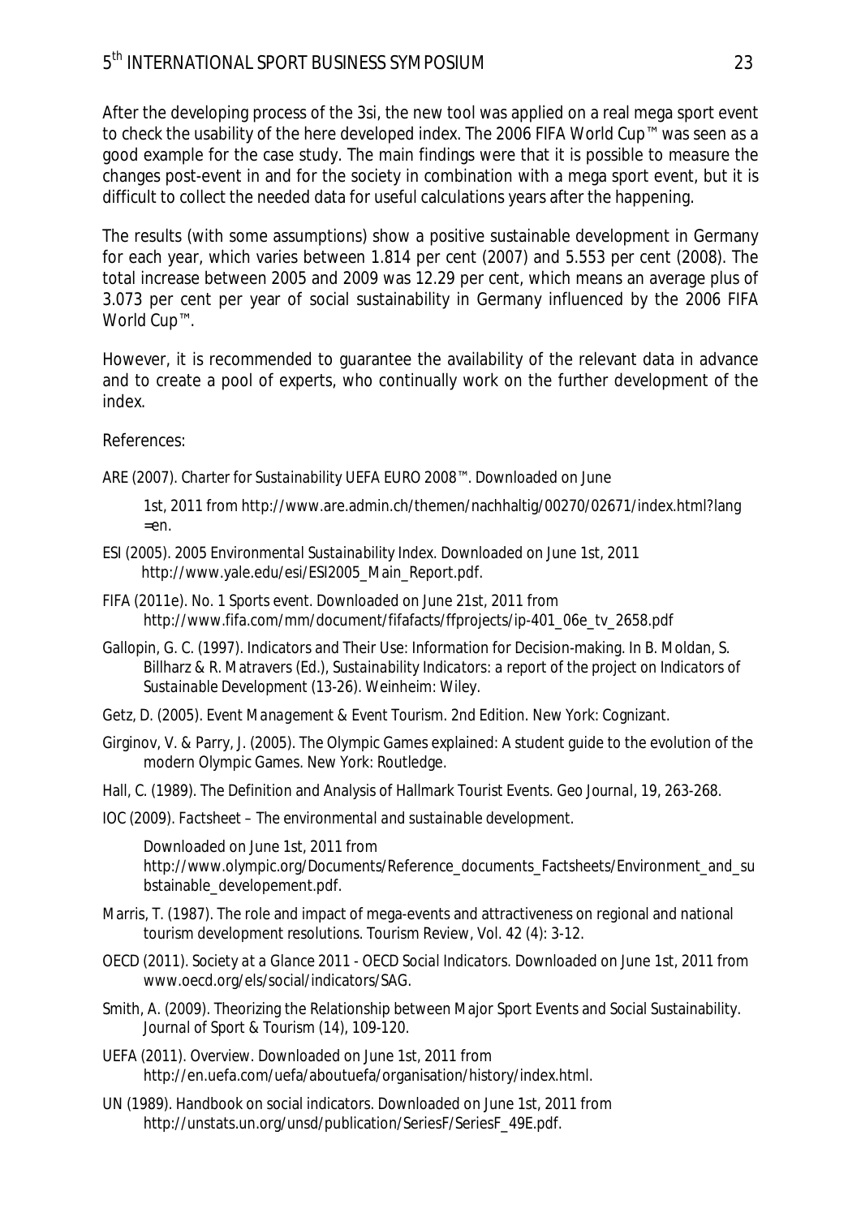After the developing process of the 3si, the new tool was applied on a real mega sport event to check the usability of the here developed index. The 2006 FIFA World Cup™ was seen as a good example for the case study. The main findings were that it is possible to measure the changes post-event in and for the society in combination with a mega sport event, but it is difficult to collect the needed data for useful calculations years after the happening.

The results (with some assumptions) show a positive sustainable development in Germany for each year, which varies between 1.814 per cent (2007) and 5.553 per cent (2008). The total increase between 2005 and 2009 was 12.29 per cent, which means an average plus of 3.073 per cent per year of social sustainability in Germany influenced by the 2006 FIFA World Cup™.

However, it is recommended to guarantee the availability of the relevant data in advance and to create a pool of experts, who continually work on the further development of the index.

References:

ARE (2007). *Charter for Sustainability UEFA EURO 2008™*. Downloaded on June 1st, 2011 from http://www.are.admin.ch/themen/nachhaltig/00270/02671/index.html?lang=en.

ESI (2005). *2005 Environmental Sustainability Index*. Downloaded on June 1st, 2011 http://www.yale.edu/esi/ESI2005_Main_Report.pdf.

FIFA (2011e). No. 1 Sports event. Downloaded on June 21st, 2011 from http://www.fifa.com/mm/document/fifafacts/ffprojects/ip-401_06e_tv_2658.pdf

Gallopin, G. C. (1997). Indicators and Their Use: Information for Decision-making. In B. Moldan, S. Billharz & R. Matravers (Ed.), *Sustainability Indicators: a report of the project on Indicators of Sustainable Development* (13-26). Weinheim: Wiley.

Getz, D. (2005). *Event Management & Event Tourism*. 2nd Edition. New York: Cognizant.

Girginov, V. & Parry, J. (2005). The Olympic Games explained: A student guide to the evolution of the modern Olympic Games. New York: Routledge.

Hall, C. (1989). The Definition and Analysis of Hallmark Tourist Events. *Geo Journal*, 19, 263-268.

IOC (2009). *Factsheet – The environmental and sustainable development*. Downloaded on June 1st, 2011 from http://www.olympic.org/Documents/Reference_documents_Factsheets/Environment_and_substainable_developement.pdf.

Marris, T. (1987). The role and impact of mega-events and attractiveness on regional and national tourism development resolutions. Tourism Review, Vol. 42 (4): 3-12.

OECD (2011). *Society at a Glance 2011 - OECD Social Indicators*. Downloaded on June 1st, 2011 from www.oecd.org/els/social/indicators/SAG.

Smith, A. (2009). Theorizing the Relationship between Major Sport Events and Social Sustainability. *Journal of Sport & Tourism* (14), 109-120.

UEFA (2011). Overview. Downloaded on June 1st, 2011 from http://en.uefa.com/uefa/aboutuefa/organisation/history/index.html.

UN (1989). Handbook on social indicators. Downloaded on June 1st, 2011 from http://unstats.un.org/unsd/publication/SeriesF/SeriesF_49E.pdf.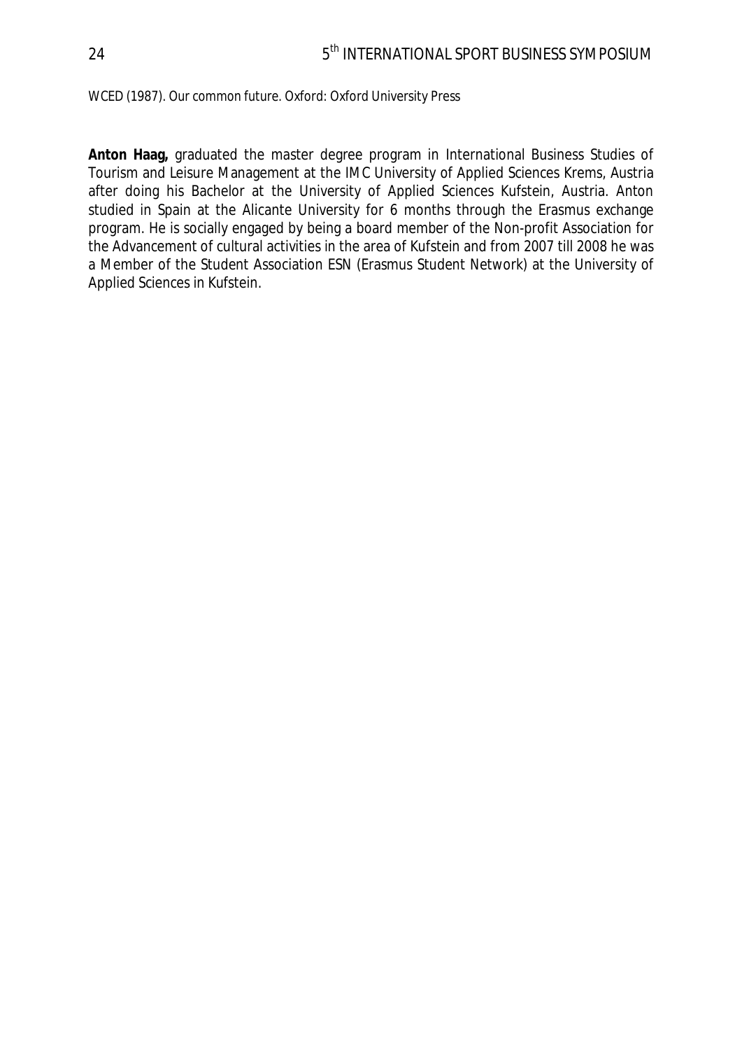WCED (1987). Our common future. Oxford: Oxford University Press

**Anton Haag,** graduated the master degree program in International Business Studies of Tourism and Leisure Management at the IMC University of Applied Sciences Krems, Austria after doing his Bachelor at the University of Applied Sciences Kufstein, Austria. Anton studied in Spain at the Alicante University for 6 months through the Erasmus exchange program. He is socially engaged by being a board member of the Non-profit Association for the Advancement of cultural activities in the area of Kufstein and from 2007 till 2008 he was a Member of the Student Association ESN (Erasmus Student Network) at the University of Applied Sciences in Kufstein.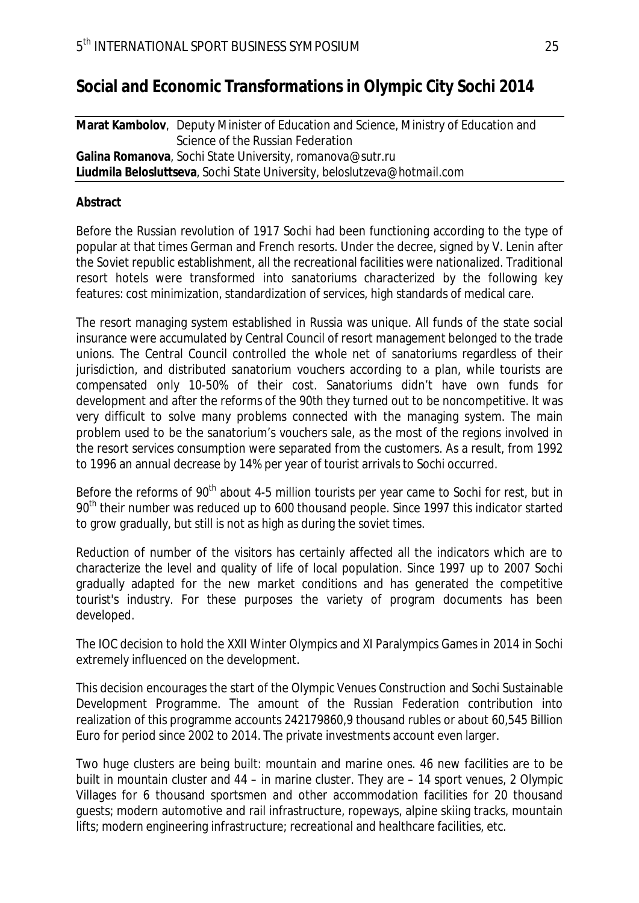# Social and Economic Transformations in Olympic City Sochi 2014

**Marat Kambolov**, Deputy Minister of Education and Science, Ministry of Education and Science of the Russian Federation
**Galina Romanova**, Sochi State University, romanova@sutr.ru
**Liudmila Belosluttseva**, Sochi State University, beloslutzeva@hotmail.com

**Abstract**

Before the Russian revolution of 1917 Sochi had been functioning according to the type of popular at that times German and French resorts. Under the decree, signed by V. Lenin after the Soviet republic establishment, all the recreational facilities were nationalized. Traditional resort hotels were transformed into sanatoriums characterized by the following key features: cost minimization, standardization of services, high standards of medical care.

The resort managing system established in Russia was unique. All funds of the state social insurance were accumulated by Central Council of resort management belonged to the trade unions. The Central Council controlled the whole net of sanatoriums regardless of their jurisdiction, and distributed sanatorium vouchers according to a plan, while tourists are compensated only 10-50% of their cost. Sanatoriums didn't have own funds for development and after the reforms of the 90th they turned out to be noncompetitive. It was very difficult to solve many problems connected with the managing system. The main problem used to be the sanatorium's vouchers sale, as the most of the regions involved in the resort services consumption were separated from the customers. As a result, from 1992 to 1996 an annual decrease by 14% per year of tourist arrivals to Sochi occurred.

Before the reforms of $90^{th}$ about 4-5 million tourists per year came to Sochi for rest, but in $90^{th}$ their number was reduced up to 600 thousand people. Since 1997 this indicator started to grow gradually, but still is not as high as during the soviet times.

Reduction of number of the visitors has certainly affected all the indicators which are to characterize the level and quality of life of local population. Since 1997 up to 2007 Sochi gradually adapted for the new market conditions and has generated the competitive tourist's industry. For these purposes the variety of program documents has been developed.

The IOC decision to hold the XXII Winter Olympics and XI Paralympics Games in 2014 in Sochi extremely influenced on the development.

This decision encourages the start of the Olympic Venues Construction and Sochi Sustainable Development Programme. The amount of the Russian Federation contribution into realization of this programme accounts 242179860,9 thousand rubles or about 60,545 Billion Euro for period since 2002 to 2014. The private investments account even larger.

Two huge clusters are being built: mountain and marine ones. 46 new facilities are to be built in mountain cluster and 44 – in marine cluster. They are – 14 sport venues, 2 Olympic Villages for 6 thousand sportsmen and other accommodation facilities for 20 thousand guests; modern automotive and rail infrastructure, ropeways, alpine skiing tracks, mountain lifts; modern engineering infrastructure; recreational and healthcare facilities, etc.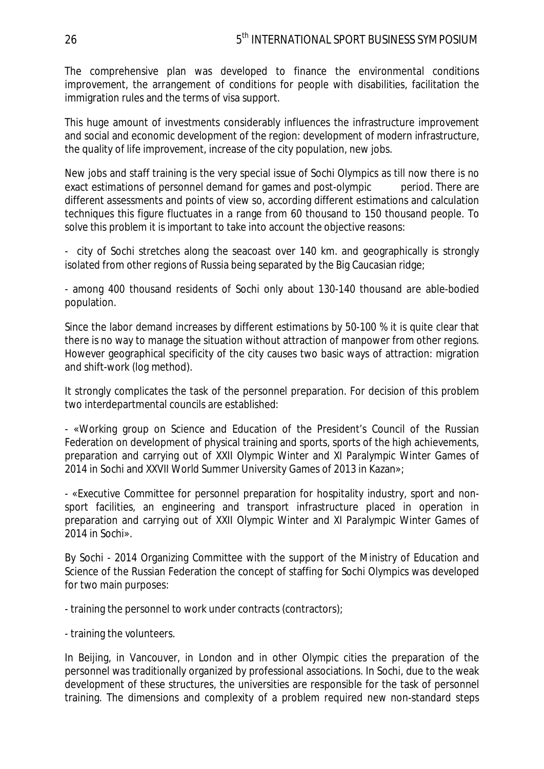The comprehensive plan was developed to finance the environmental conditions improvement, the arrangement of conditions for people with disabilities, facilitation the immigration rules and the terms of visa support.

This huge amount of investments considerably influences the infrastructure improvement and social and economic development of the region: development of modern infrastructure, the quality of life improvement, increase of the city population, new jobs.

New jobs and staff training is the very special issue of Sochi Olympics as till now there is no exact estimations of personnel demand for games and post-olympic period. There are different assessments and points of view so, according different estimations and calculation techniques this figure fluctuates in a range from 60 thousand to 150 thousand people. To solve this problem it is important to take into account the objective reasons:

- city of Sochi stretches along the seacoast over 140 km. and geographically is strongly isolated from other regions of Russia being separated by the Big Caucasian ridge;

- among 400 thousand residents of Sochi only about 130-140 thousand are able-bodied population.

Since the labor demand increases by different estimations by 50-100 % it is quite clear that there is no way to manage the situation without attraction of manpower from other regions. However geographical specificity of the city causes two basic ways of attraction: migration and shift-work (log method).

It strongly complicates the task of the personnel preparation. For decision of this problem two interdepartmental councils are established:

- «Working group on Science and Education of the President's Council of the Russian Federation on development of physical training and sports, sports of the high achievements, preparation and carrying out of XXII Olympic Winter and XI Paralympic Winter Games of 2014 in Sochi and XXVII World Summer University Games of 2013 in Kazan»;

- «Executive Committee for personnel preparation for hospitality industry, sport and non-sport facilities, an engineering and transport infrastructure placed in operation in preparation and carrying out of XXII Olympic Winter and XI Paralympic Winter Games of 2014 in Sochi».

By Sochi - 2014 Organizing Committee with the support of the Ministry of Education and Science of the Russian Federation the concept of staffing for Sochi Olympics was developed for two main purposes:

- training the personnel to work under contracts (contractors);

- training the volunteers.

In Beijing, in Vancouver, in London and in other Olympic cities the preparation of the personnel was traditionally organized by professional associations. In Sochi, due to the weak development of these structures, the universities are responsible for the task of personnel training. The dimensions and complexity of a problem required new non-standard steps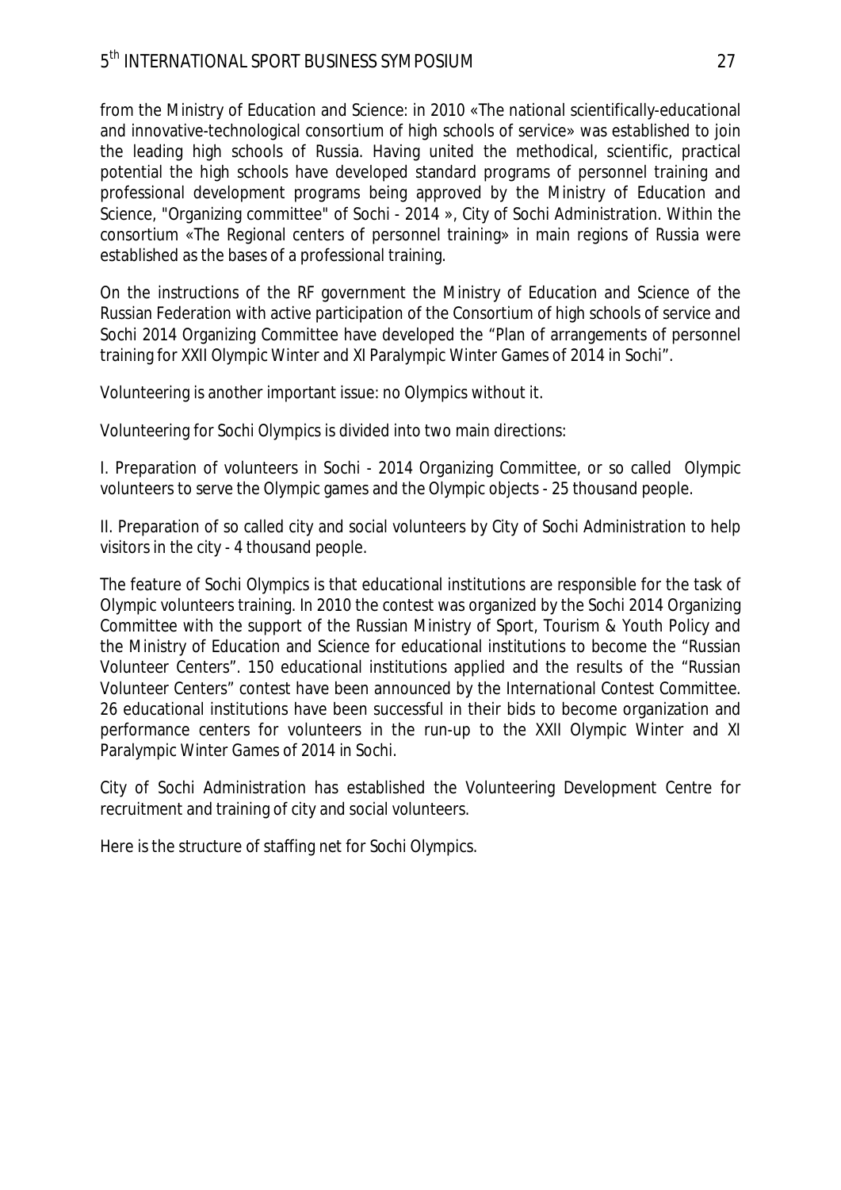from the Ministry of Education and Science: in 2010 «The national scientifically-educational and innovative-technological consortium of high schools of service» was established to join the leading high schools of Russia. Having united the methodical, scientific, practical potential the high schools have developed standard programs of personnel training and professional development programs being approved by the Ministry of Education and Science, "Organizing committee" of Sochi - 2014 », City of Sochi Administration. Within the consortium «The Regional centers of personnel training» in main regions of Russia were established as the bases of a professional training.

On the instructions of the RF government the Ministry of Education and Science of the Russian Federation with active participation of the Consortium of high schools of service and Sochi 2014 Organizing Committee have developed the "Plan of arrangements of personnel training for XXII Olympic Winter and XI Paralympic Winter Games of 2014 in Sochi".

Volunteering is another important issue: no Olympics without it.

Volunteering for Sochi Olympics is divided into two main directions:

I. Preparation of volunteers in Sochi - 2014 Organizing Committee, or so called Olympic volunteers to serve the Olympic games and the Olympic objects - 25 thousand people.

II. Preparation of so called city and social volunteers by City of Sochi Administration to help visitors in the city - 4 thousand people.

The feature of Sochi Olympics is that educational institutions are responsible for the task of Olympic volunteers training. In 2010 the contest was organized by the Sochi 2014 Organizing Committee with the support of the Russian Ministry of Sport, Tourism & Youth Policy and the Ministry of Education and Science for educational institutions to become the "Russian Volunteer Centers". 150 educational institutions applied and the results of the "Russian Volunteer Centers" contest have been announced by the International Contest Committee. 26 educational institutions have been successful in their bids to become organization and performance centers for volunteers in the run-up to the XXII Olympic Winter and XI Paralympic Winter Games of 2014 in Sochi.

City of Sochi Administration has established the Volunteering Development Centre for recruitment and training of city and social volunteers.

Here is the structure of staffing net for Sochi Olympics.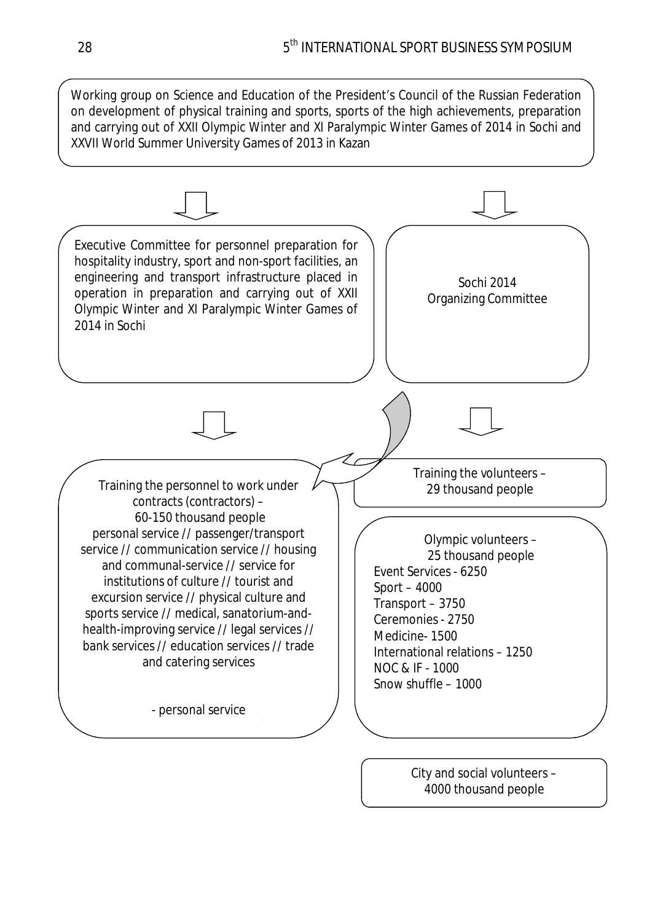Working group on Science and Education of the President's Council of the Russian Federation on development of physical training and sports, sports of the high achievements, preparation and carrying out of XXII Olympic Winter and XI Paralympic Winter Games of 2014 in Sochi and XXVII World Summer University Games of 2013 in Kazan

Executive Committee for personnel preparation for hospitality industry, sport and non-sport facilities, an engineering and transport infrastructure placed in operation in preparation and carrying out of XXII Olympic Winter and XI Paralympic Winter Games of 2014 in Sochi

Sochi 2014 Organizing Committee

Training the personnel to work under contracts (contractors) – 60-150 thousand people
personal service // passenger/transport service // communication service // housing and communal-service // service for institutions of culture // tourist and excursion service // physical culture and sports service // medical, sanatorium-and-health-improving service // legal services // bank services // education services // trade and catering services

- personal service

Training the volunteers – 29 thousand people

Olympic volunteers – 25 thousand people
Event Services - 6250
Sport – 4000
Transport – 3750
Ceremonies - 2750
Medicine- 1500
International relations – 1250
NOC & IF - 1000
Snow shuffle – 1000

City and social volunteers – 4000 thousand people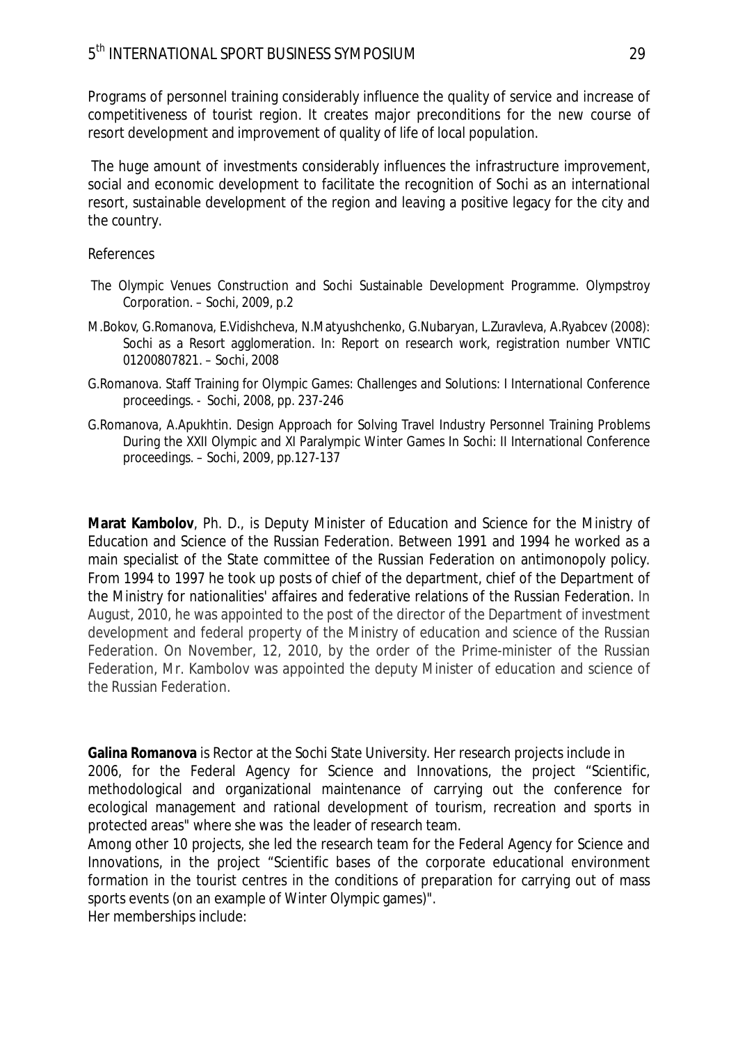Programs of personnel training considerably influence the quality of service and increase of competitiveness of tourist region. It creates major preconditions for the new course of resort development and improvement of quality of life of local population.

The huge amount of investments considerably influences the infrastructure improvement, social and economic development to facilitate the recognition of Sochi as an international resort, sustainable development of the region and leaving a positive legacy for the city and the country.

References

The Olympic Venues Construction and Sochi Sustainable Development Programme. Olympstroy Corporation. – Sochi, 2009, p.2

M.Bokov, G.Romanova, E.Vidishcheva, N.Matyushchenko, G.Nubaryan, L.Zuravleva, A.Ryabcev (2008): Sochi as a Resort agglomeration. In: Report on research work, registration number VNTIC 01200807821. – Sochi, 2008

G.Romanova. Staff Training for Olympic Games: Challenges and Solutions: I International Conference proceedings. - Sochi, 2008, pp. 237-246

G.Romanova, A.Apukhtin. Design Approach for Solving Travel Industry Personnel Training Problems During the XXII Olympic and XI Paralympic Winter Games In Sochi: II International Conference proceedings. – Sochi, 2009, pp.127-137

**Marat Kambolov**, Ph. D., is Deputy Minister of Education and Science for the Ministry of Education and Science of the Russian Federation. Between 1991 and 1994 he worked as a main specialist of the State committee of the Russian Federation on antimonopoly policy. From 1994 to 1997 he took up posts of chief of the department, chief of the Department of the Ministry for nationalities' affaires and federative relations of the Russian Federation. In August, 2010, he was appointed to the post of the director of the Department of investment development and federal property of the Ministry of education and science of the Russian Federation. On November, 12, 2010, by the order of the Prime-minister of the Russian Federation, Mr. Kambolov was appointed the deputy Minister of education and science of the Russian Federation.

**Galina Romanova** is Rector at the Sochi State University. Her research projects include in 2006, for the Federal Agency for Science and Innovations, the project "Scientific, methodological and organizational maintenance of carrying out the conference for ecological management and rational development of tourism, recreation and sports in protected areas" where she was the leader of research team.

Among other 10 projects, she led the research team for the Federal Agency for Science and Innovations, in the project "Scientific bases of the corporate educational environment formation in the tourist centres in the conditions of preparation for carrying out of mass sports events (on an example of Winter Olympic games)".

Her memberships include: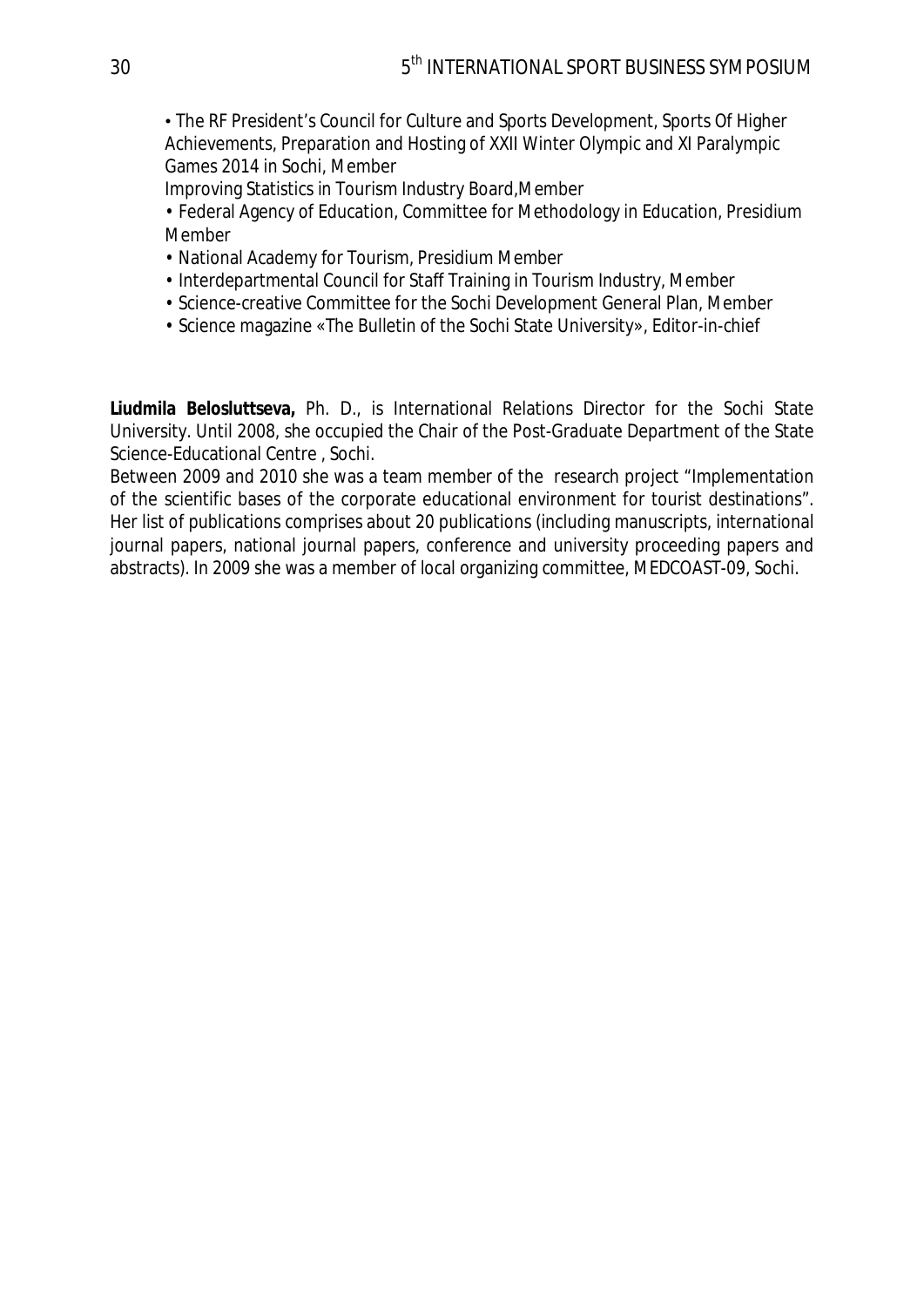- The RF President's Council for Culture and Sports Development, Sports Of Higher Achievements, Preparation and Hosting of XXII Winter Olympic and XI Paralympic Games 2014 in Sochi, Member

  Improving Statistics in Tourism Industry Board,Member
- Federal Agency of Education, Committee for Methodology in Education, Presidium Member
- National Academy for Tourism, Presidium Member
- Interdepartmental Council for Staff Training in Tourism Industry, Member
- Science-creative Committee for the Sochi Development General Plan, Member
- Science magazine «The Bulletin of the Sochi State University», Editor-in-chief

**Liudmila Belosluttseva,** Ph. D., is International Relations Director for the Sochi State University. Until 2008, she occupied the Chair of the Post-Graduate Department of the State Science-Educational Centre , Sochi.

Between 2009 and 2010 she was a team member of the research project "Implementation of the scientific bases of the corporate educational environment for tourist destinations". Her list of publications comprises about 20 publications (including manuscripts, international journal papers, national journal papers, conference and university proceeding papers and abstracts). In 2009 she was a member of local organizing committee, MEDCOAST-09, Sochi.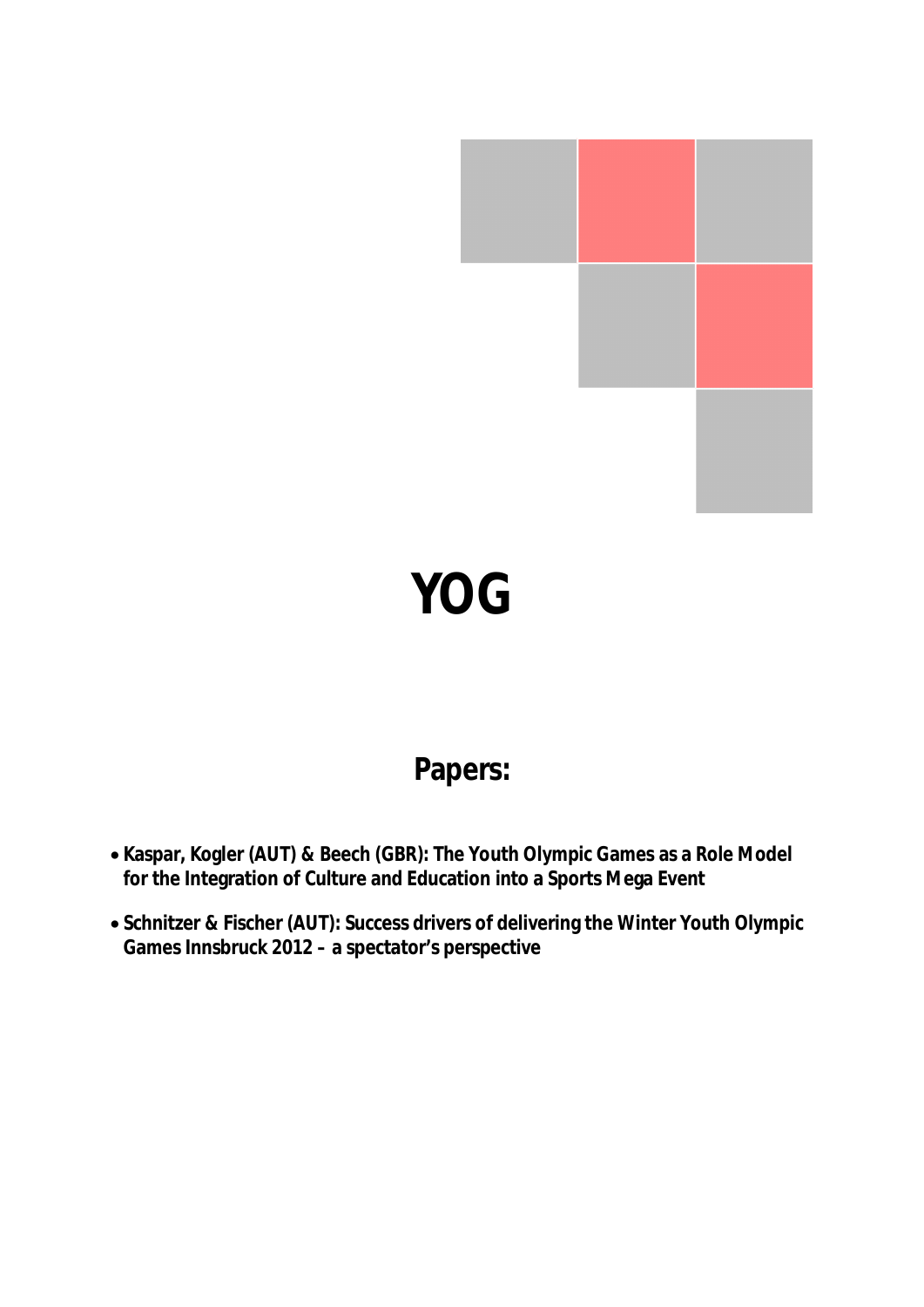# YOG

## Papers:

- **Kaspar, Kogler (AUT) & Beech (GBR): The Youth Olympic Games as a Role Model for the Integration of Culture and Education into a Sports Mega Event**
- **Schnitzer & Fischer (AUT): Success drivers of delivering the Winter Youth Olympic Games Innsbruck 2012 – a spectator's perspective**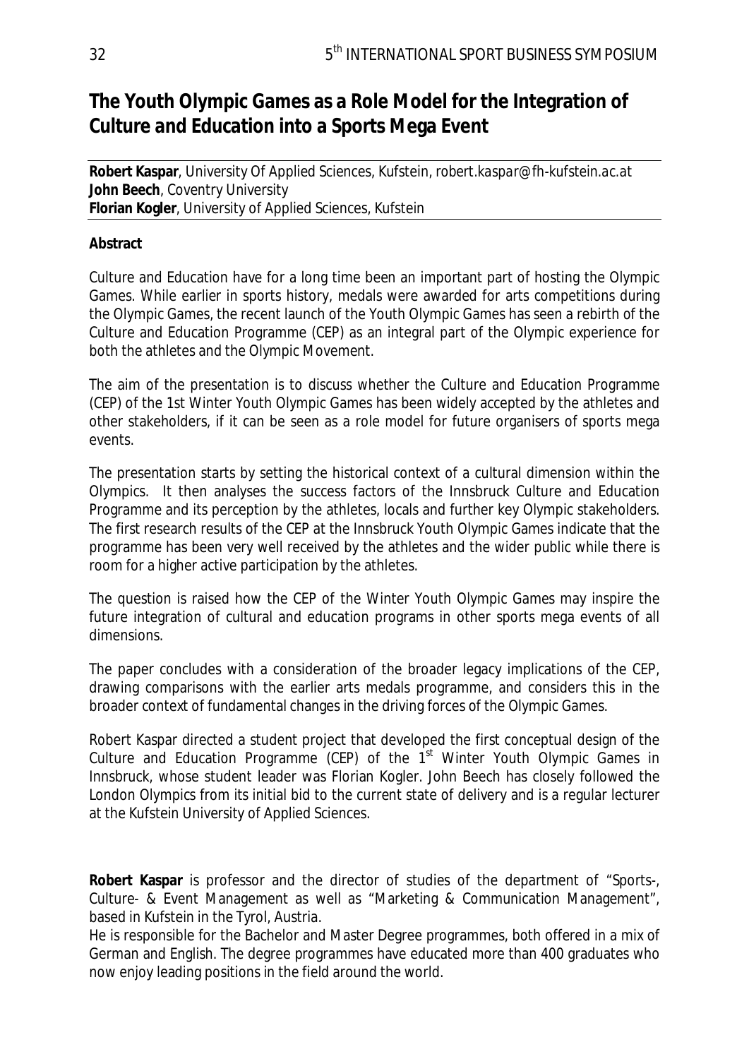# The Youth Olympic Games as a Role Model for the Integration of Culture and Education into a Sports Mega Event

**Robert Kaspar**, University Of Applied Sciences, Kufstein, *robert.kaspar@fh-kufstein.ac.at*
**John Beech**, Coventry University
**Florian Kogler**, University of Applied Sciences, Kufstein

**Abstract**

Culture and Education have for a long time been an important part of hosting the Olympic Games. While earlier in sports history, medals were awarded for arts competitions during the Olympic Games, the recent launch of the Youth Olympic Games has seen a rebirth of the Culture and Education Programme (CEP) as an integral part of the Olympic experience for both the athletes and the Olympic Movement.

The aim of the presentation is to discuss whether the Culture and Education Programme (CEP) of the 1st Winter Youth Olympic Games has been widely accepted by the athletes and other stakeholders, if it can be seen as a role model for future organisers of sports mega events.

The presentation starts by setting the historical context of a cultural dimension within the Olympics. It then analyses the success factors of the Innsbruck Culture and Education Programme and its perception by the athletes, locals and further key Olympic stakeholders. The first research results of the CEP at the Innsbruck Youth Olympic Games indicate that the programme has been very well received by the athletes and the wider public while there is room for a higher active participation by the athletes.

The question is raised how the CEP of the Winter Youth Olympic Games may inspire the future integration of cultural and education programs in other sports mega events of all dimensions.

The paper concludes with a consideration of the broader legacy implications of the CEP, drawing comparisons with the earlier arts medals programme, and considers this in the broader context of fundamental changes in the driving forces of the Olympic Games.

Robert Kaspar directed a student project that developed the first conceptual design of the Culture and Education Programme (CEP) of the 1st Winter Youth Olympic Games in Innsbruck, whose student leader was Florian Kogler. John Beech has closely followed the London Olympics from its initial bid to the current state of delivery and is a regular lecturer at the Kufstein University of Applied Sciences.

**Robert Kaspar** is professor and the director of studies of the department of "Sports-, Culture- & Event Management as well as "Marketing & Communication Management", based in Kufstein in the Tyrol, Austria.
He is responsible for the Bachelor and Master Degree programmes, both offered in a mix of German and English. The degree programmes have educated more than 400 graduates who now enjoy leading positions in the field around the world.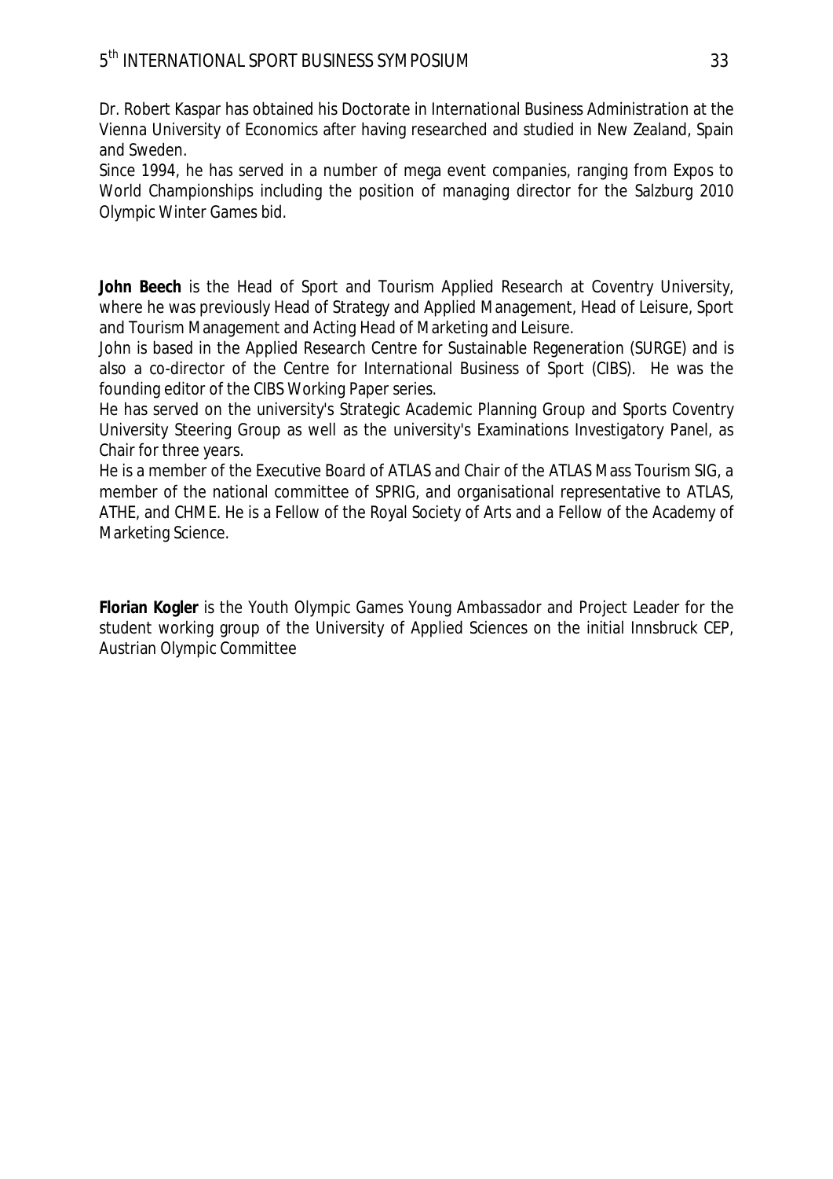Dr. Robert Kaspar has obtained his Doctorate in International Business Administration at the Vienna University of Economics after having researched and studied in New Zealand, Spain and Sweden.
Since 1994, he has served in a number of mega event companies, ranging from Expos to World Championships including the position of managing director for the Salzburg 2010 Olympic Winter Games bid.

**John Beech** is the Head of Sport and Tourism Applied Research at Coventry University, where he was previously Head of Strategy and Applied Management, Head of Leisure, Sport and Tourism Management and Acting Head of Marketing and Leisure.
John is based in the Applied Research Centre for Sustainable Regeneration (SURGE) and is also a co-director of the Centre for International Business of Sport (CIBS). He was the founding editor of the CIBS Working Paper series.
He has served on the university's Strategic Academic Planning Group and Sports Coventry University Steering Group as well as the university's Examinations Investigatory Panel, as Chair for three years.
He is a member of the Executive Board of ATLAS and Chair of the ATLAS Mass Tourism SIG, a member of the national committee of SPRIG, and organisational representative to ATLAS, ATHE, and CHME. He is a Fellow of the Royal Society of Arts and a Fellow of the Academy of Marketing Science.

**Florian Kogler** is the Youth Olympic Games Young Ambassador and Project Leader for the student working group of the University of Applied Sciences on the initial Innsbruck CEP, Austrian Olympic Committee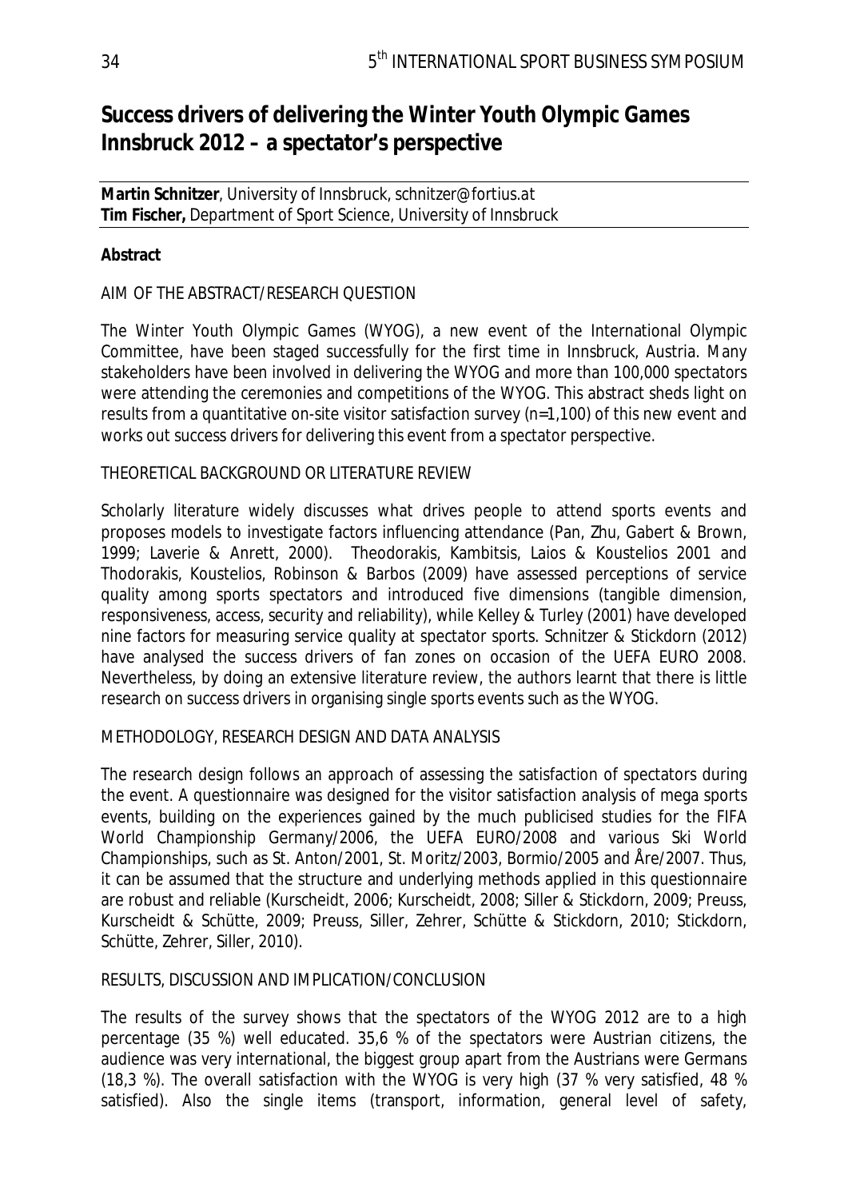# Success drivers of delivering the Winter Youth Olympic Games Innsbruck 2012 – a spectator's perspective

**Martin Schnitzer**, University of Innsbruck, schnitzer@fortius.at
**Tim Fischer,** Department of Sport Science, University of Innsbruck

**Abstract**

AIM OF THE ABSTRACT/RESEARCH QUESTION

The Winter Youth Olympic Games (WYOG), a new event of the International Olympic Committee, have been staged successfully for the first time in Innsbruck, Austria. Many stakeholders have been involved in delivering the WYOG and more than 100,000 spectators were attending the ceremonies and competitions of the WYOG. This abstract sheds light on results from a quantitative on-site visitor satisfaction survey (n=1,100) of this new event and works out success drivers for delivering this event from a spectator perspective.

THEORETICAL BACKGROUND OR LITERATURE REVIEW

Scholarly literature widely discusses what drives people to attend sports events and proposes models to investigate factors influencing attendance (Pan, Zhu, Gabert & Brown, 1999; Laverie & Anrett, 2000). Theodorakis, Kambitsis, Laios & Koustelios 2001 and Thodorakis, Koustelios, Robinson & Barbos (2009) have assessed perceptions of service quality among sports spectators and introduced five dimensions (tangible dimension, responsiveness, access, security and reliability), while Kelley & Turley (2001) have developed nine factors for measuring service quality at spectator sports. Schnitzer & Stickdorn (2012) have analysed the success drivers of fan zones on occasion of the UEFA EURO 2008. Nevertheless, by doing an extensive literature review, the authors learnt that there is little research on success drivers in organising single sports events such as the WYOG.

METHODOLOGY, RESEARCH DESIGN AND DATA ANALYSIS

The research design follows an approach of assessing the satisfaction of spectators during the event. A questionnaire was designed for the visitor satisfaction analysis of mega sports events, building on the experiences gained by the much publicised studies for the FIFA World Championship Germany/2006, the UEFA EURO/2008 and various Ski World Championships, such as St. Anton/2001, St. Moritz/2003, Bormio/2005 and Åre/2007. Thus, it can be assumed that the structure and underlying methods applied in this questionnaire are robust and reliable (Kurscheidt, 2006; Kurscheidt, 2008; Siller & Stickdorn, 2009; Preuss, Kurscheidt & Schütte, 2009; Preuss, Siller, Zehrer, Schütte & Stickdorn, 2010; Stickdorn, Schütte, Zehrer, Siller, 2010).

RESULTS, DISCUSSION AND IMPLICATION/CONCLUSION

The results of the survey shows that the spectators of the WYOG 2012 are to a high percentage (35 %) well educated. 35,6 % of the spectators were Austrian citizens, the audience was very international, the biggest group apart from the Austrians were Germans (18,3 %). The overall satisfaction with the WYOG is very high (37 % very satisfied, 48 % satisfied). Also the single items (transport, information, general level of safety,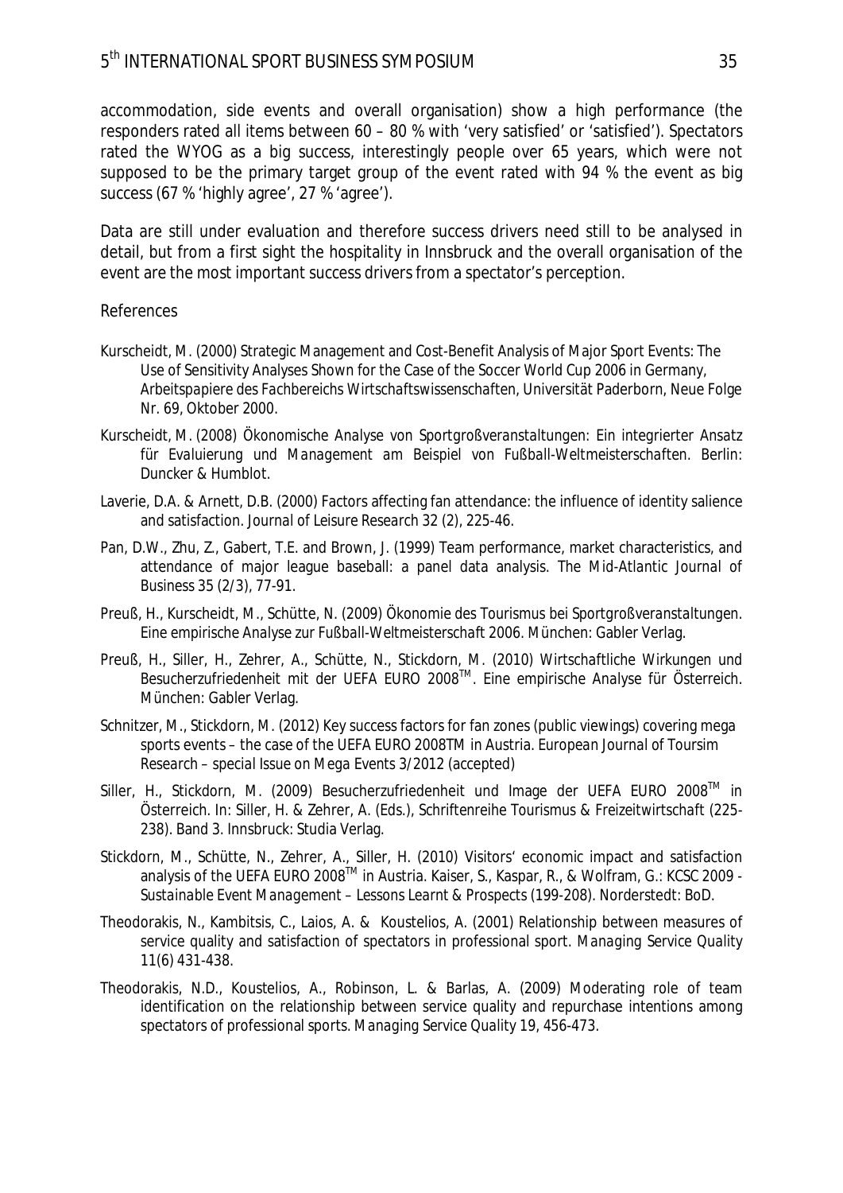accommodation, side events and overall organisation) show a high performance (the responders rated all items between 60 – 80 % with 'very satisfied' or 'satisfied'). Spectators rated the WYOG as a big success, interestingly people over 65 years, which were not supposed to be the primary target group of the event rated with 94 % the event as big success (67 % 'highly agree', 27 % 'agree').

Data are still under evaluation and therefore success drivers need still to be analysed in detail, but from a first sight the hospitality in Innsbruck and the overall organisation of the event are the most important success drivers from a spectator's perception.

References

Kurscheidt, M. (2000) Strategic Management and Cost-Benefit Analysis of Major Sport Events: The Use of Sensitivity Analyses Shown for the Case of the Soccer World Cup 2006 in Germany, *Arbeitspapiere des Fachbereichs Wirtschaftswissenschaften, Universität Paderborn, Neue Folge Nr. 69*, Oktober 2000.

Kurscheidt, M. (2008) *Ökonomische Analyse von Sportgroßveranstaltungen: Ein integrierter Ansatz für Evaluierung und Management am Beispiel von Fußball-Weltmeisterschaften*. Berlin: Duncker & Humblot.

Laverie, D.A. & Arnett, D.B. (2000) Factors affecting fan attendance: the influence of identity salience and satisfaction. *Journal of Leisure Research* 32 (2), 225-46.

Pan, D.W., Zhu, Z., Gabert, T.E. and Brown, J. (1999) Team performance, market characteristics, and attendance of major league baseball: a panel data analysis. *The Mid-Atlantic Journal of Business* 35 (2/3), 77-91.

Preuß, H., Kurscheidt, M., Schütte, N. (2009) *Ökonomie des Tourismus bei Sportgroßveranstaltungen. Eine empirische Analyse zur Fußball-Weltmeisterschaft 2006*. München: Gabler Verlag.

Preuß, H., Siller, H., Zehrer, A., Schütte, N., Stickdorn, M. (2010) *Wirtschaftliche Wirkungen und Besucherzufriedenheit mit der UEFA EURO 2008™. Eine empirische Analyse für Österreich*. München: Gabler Verlag.

Schnitzer, M., Stickdorn, M. (2012) Key success factors for fan zones (public viewings) covering mega sports events – the case of the UEFA EURO 2008TM in Austria. *European Journal of Toursim Research – special Issue on Mega Events 3/2012* (accepted)

Siller, H., Stickdorn, M. (2009) Besucherzufriedenheit und Image der UEFA EURO 2008™ in Österreich. In: Siller, H. & Zehrer, A. (Eds.), *Schriftenreihe Tourismus & Freizeitwirtschaft* (225-238). Band 3. Innsbruck: Studia Verlag.

Stickdorn, M., Schütte, N., Zehrer, A., Siller, H. (2010) Visitors' economic impact and satisfaction analysis of the UEFA EURO 2008™ in Austria. Kaiser, S., Kaspar, R., & Wolfram, G.: *KCSC 2009 - Sustainable Event Management – Lessons Learnt & Prospects* (199-208). Norderstedt: BoD.

Theodorakis, N., Kambitsis, C., Laios, A. & Koustelios, A. (2001) Relationship between measures of service quality and satisfaction of spectators in professional sport. *Managing Service Quality* 11(6) 431-438.

Theodorakis, N.D., Koustelios, A., Robinson, L. & Barlas, A. (2009) Moderating role of team identification on the relationship between service quality and repurchase intentions among spectators of professional sports. *Managing Service Quality* 19, 456-473.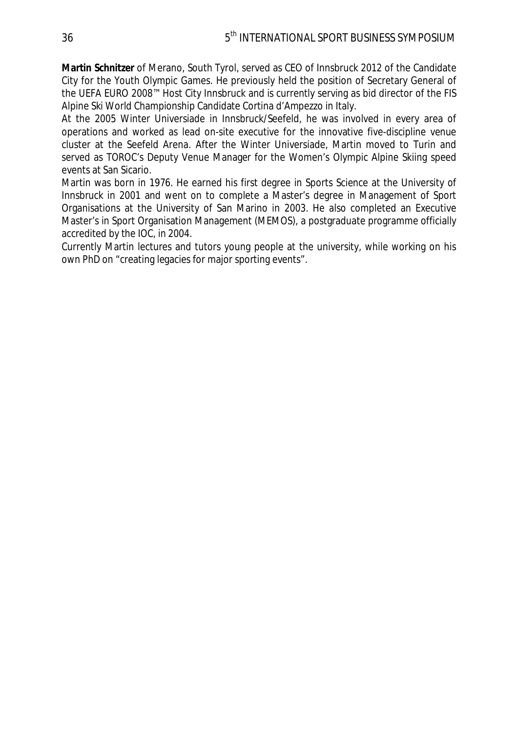**Martin Schnitzer** of Merano, South Tyrol, served as CEO of Innsbruck 2012 of the Candidate City for the Youth Olympic Games. He previously held the position of Secretary General of the UEFA EURO 2008™ Host City Innsbruck and is currently serving as bid director of the FIS Alpine Ski World Championship Candidate Cortina d'Ampezzo in Italy.

At the 2005 Winter Universiade in Innsbruck/Seefeld, he was involved in every area of operations and worked as lead on-site executive for the innovative five-discipline venue cluster at the Seefeld Arena. After the Winter Universiade, Martin moved to Turin and served as TOROC's Deputy Venue Manager for the Women's Olympic Alpine Skiing speed events at San Sicario.

Martin was born in 1976. He earned his first degree in Sports Science at the University of Innsbruck in 2001 and went on to complete a Master's degree in Management of Sport Organisations at the University of San Marino in 2003. He also completed an Executive Master's in Sport Organisation Management (MEMOS), a postgraduate programme officially accredited by the IOC, in 2004.

Currently Martin lectures and tutors young people at the university, while working on his own PhD on "creating legacies for major sporting events".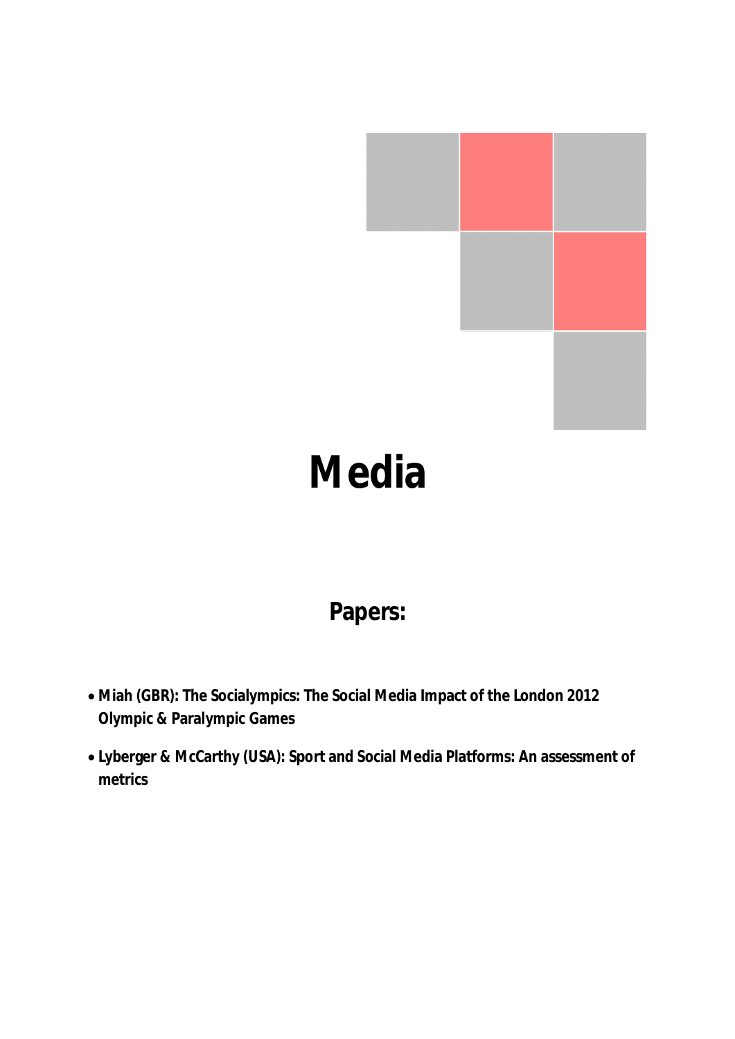# Media

## Papers:

- **Miah (GBR): The Socialympics: The Social Media Impact of the London 2012 Olympic & Paralympic Games**
- **Lyberger & McCarthy (USA): Sport and Social Media Platforms: An assessment of metrics**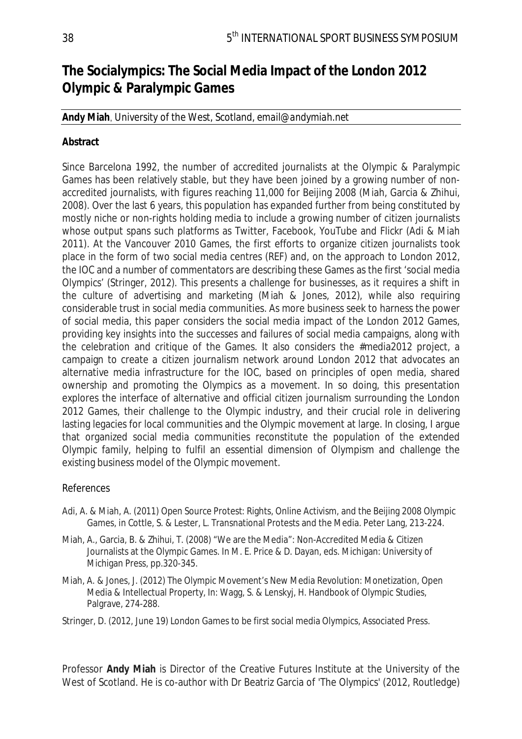# The Socialympics: The Social Media Impact of the London 2012 Olympic & Paralympic Games

**Andy Miah**, University of the West, Scotland, *email@andymiah.net*

**Abstract**

Since Barcelona 1992, the number of accredited journalists at the Olympic & Paralympic Games has been relatively stable, but they have been joined by a growing number of non-accredited journalists, with figures reaching 11,000 for Beijing 2008 (Miah, Garcia & Zhihui, 2008). Over the last 6 years, this population has expanded further from being constituted by mostly niche or non-rights holding media to include a growing number of citizen journalists whose output spans such platforms as Twitter, Facebook, YouTube and Flickr (Adi & Miah 2011). At the Vancouver 2010 Games, the first efforts to organize citizen journalists took place in the form of two social media centres (REF) and, on the approach to London 2012, the IOC and a number of commentators are describing these Games as the first 'social media Olympics' (Stringer, 2012). This presents a challenge for businesses, as it requires a shift in the culture of advertising and marketing (Miah & Jones, 2012), while also requiring considerable trust in social media communities. As more business seek to harness the power of social media, this paper considers the social media impact of the London 2012 Games, providing key insights into the successes and failures of social media campaigns, along with the celebration and critique of the Games. It also considers the #media2012 project, a campaign to create a citizen journalism network around London 2012 that advocates an alternative media infrastructure for the IOC, based on principles of open media, shared ownership and promoting the Olympics as a movement. In so doing, this presentation explores the interface of alternative and official citizen journalism surrounding the London 2012 Games, their challenge to the Olympic industry, and their crucial role in delivering lasting legacies for local communities and the Olympic movement at large. In closing, I argue that organized social media communities reconstitute the population of the extended Olympic family, helping to fulfil an essential dimension of Olympism and challenge the existing business model of the Olympic movement.

References

- Adi, A. & Miah, A. (2011) Open Source Protest: Rights, Online Activism, and the Beijing 2008 Olympic Games, in Cottle, S. & Lester, L. Transnational Protests and the Media. Peter Lang, 213-224.
- Miah, A., Garcia, B. & Zhihui, T. (2008) "We are the Media": Non-Accredited Media & Citizen Journalists at the Olympic Games. In M. E. Price & D. Dayan, eds. Michigan: University of Michigan Press, pp.320-345.
- Miah, A. & Jones, J. (2012) The Olympic Movement's New Media Revolution: Monetization, Open Media & Intellectual Property, In: Wagg, S. & Lenskyj, H. Handbook of Olympic Studies, Palgrave, 274-288.
- Stringer, D. (2012, June 19) London Games to be first social media Olympics, Associated Press.

Professor **Andy Miah** is Director of the Creative Futures Institute at the University of the West of Scotland. He is co-author with Dr Beatriz Garcia of 'The Olympics' (2012, Routledge)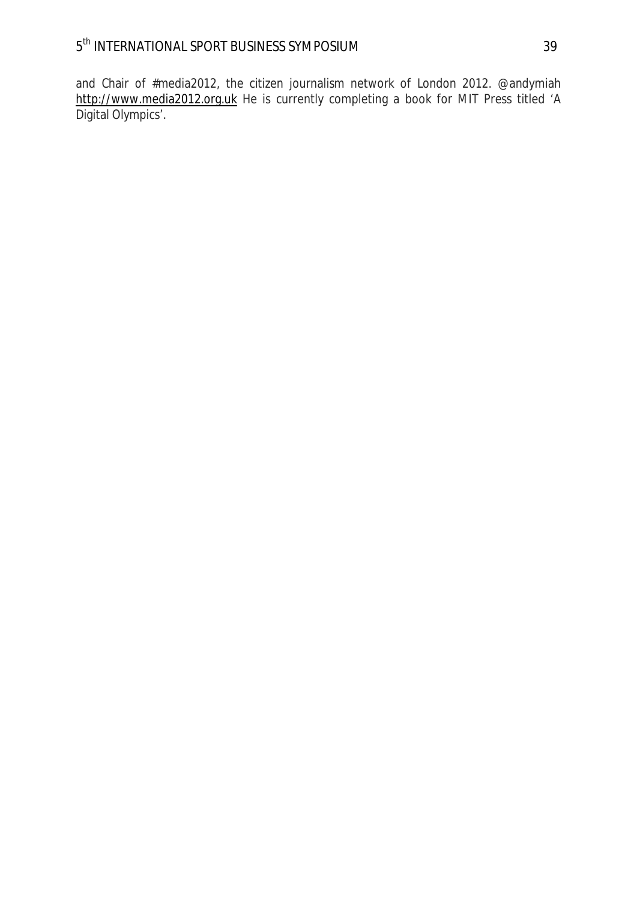and Chair of #media2012, the citizen journalism network of London 2012. @andymiah http://www.media2012.org.uk He is currently completing a book for MIT Press titled 'A Digital Olympics'.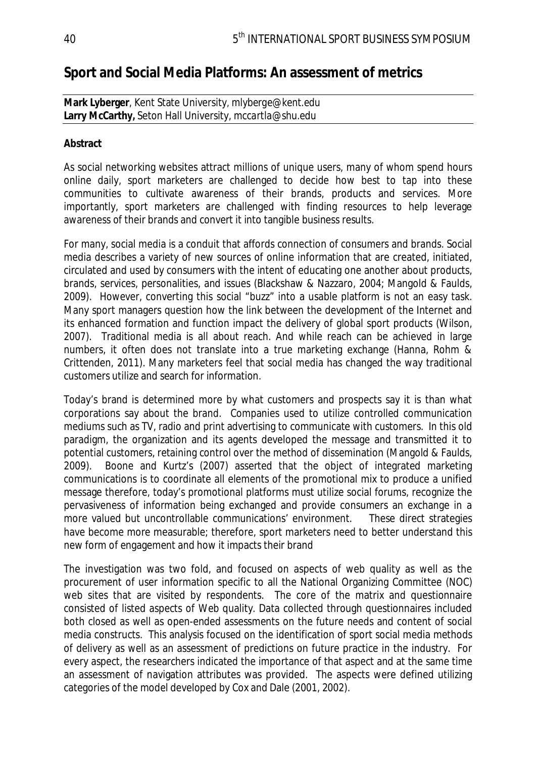## Sport and Social Media Platforms: An assessment of metrics

**Mark Lyberger**, Kent State University, mlyberge@kent.edu
**Larry McCarthy,** Seton Hall University, mccartla@shu.edu

**Abstract**

As social networking websites attract millions of unique users, many of whom spend hours online daily, sport marketers are challenged to decide how best to tap into these communities to cultivate awareness of their brands, products and services. More importantly, sport marketers are challenged with finding resources to help leverage awareness of their brands and convert it into tangible business results.

For many, social media is a conduit that affords connection of consumers and brands. Social media describes a variety of new sources of online information that are created, initiated, circulated and used by consumers with the intent of educating one another about products, brands, services, personalities, and issues (Blackshaw & Nazzaro, 2004; Mangold & Faulds, 2009). However, converting this social "buzz" into a usable platform is not an easy task. Many sport managers question how the link between the development of the Internet and its enhanced formation and function impact the delivery of global sport products (Wilson, 2007). Traditional media is all about reach. And while reach can be achieved in large numbers, it often does not translate into a true marketing exchange (Hanna, Rohm & Crittenden, 2011). Many marketers feel that social media has changed the way traditional customers utilize and search for information.

Today's brand is determined more by what customers and prospects say it is than what corporations say about the brand. Companies used to utilize controlled communication mediums such as TV, radio and print advertising to communicate with customers. In this old paradigm, the organization and its agents developed the message and transmitted it to potential customers, retaining control over the method of dissemination (Mangold & Faulds, 2009). Boone and Kurtz's (2007) asserted that the object of integrated marketing communications is to coordinate all elements of the promotional mix to produce a unified message therefore, today's promotional platforms must utilize social forums, recognize the pervasiveness of information being exchanged and provide consumers an exchange in a more valued but uncontrollable communications' environment. These direct strategies have become more measurable; therefore, sport marketers need to better understand this new form of engagement and how it impacts their brand

The investigation was two fold, and focused on aspects of web quality as well as the procurement of user information specific to all the National Organizing Committee (NOC) web sites that are visited by respondents. The core of the matrix and questionnaire consisted of listed aspects of Web quality. Data collected through questionnaires included both closed as well as open-ended assessments on the future needs and content of social media constructs. This analysis focused on the identification of sport social media methods of delivery as well as an assessment of predictions on future practice in the industry. For every aspect, the researchers indicated the importance of that aspect and at the same time an assessment of navigation attributes was provided. The aspects were defined utilizing categories of the model developed by Cox and Dale (2001, 2002).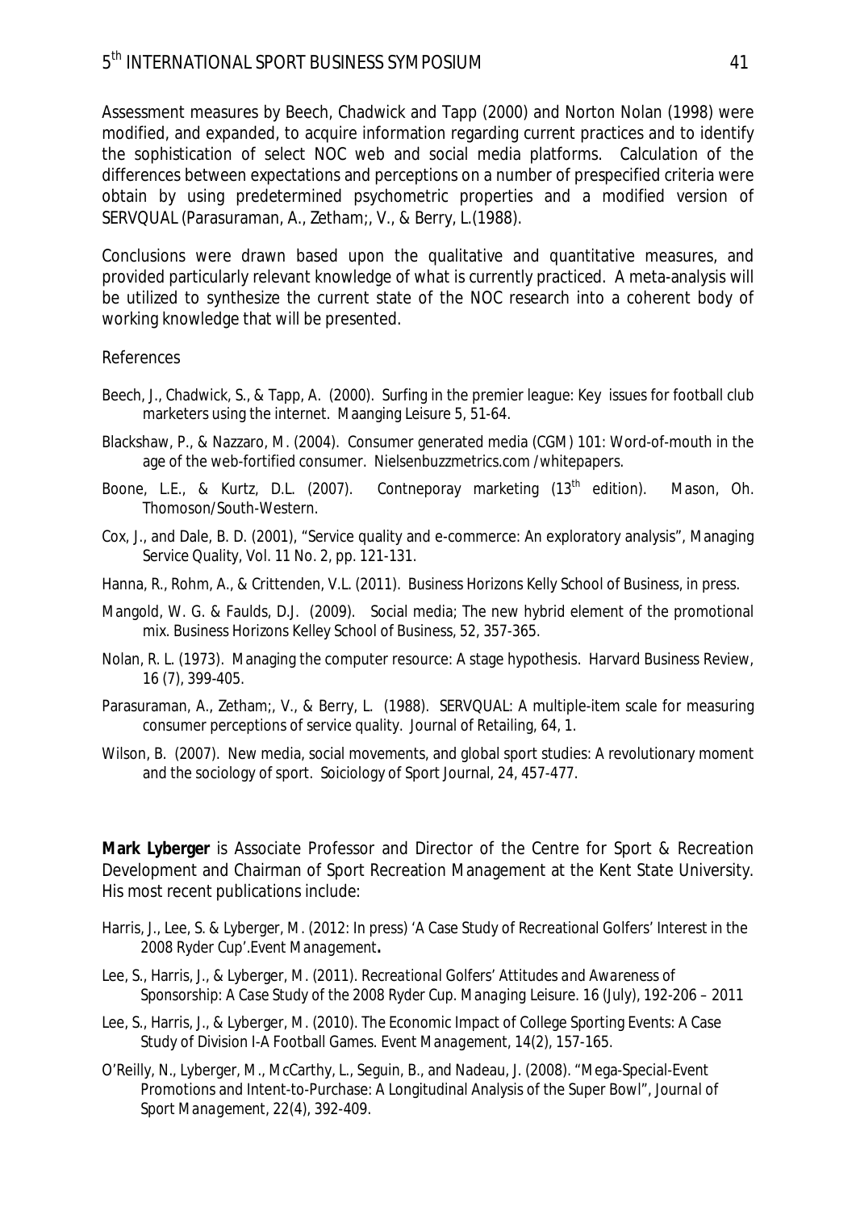Assessment measures by Beech, Chadwick and Tapp (2000) and Norton Nolan (1998) were modified, and expanded, to acquire information regarding current practices and to identify the sophistication of select NOC web and social media platforms. Calculation of the differences between expectations and perceptions on a number of prespecified criteria were obtain by using predetermined psychometric properties and a modified version of SERVQUAL (Parasuraman, A., Zetham;, V., & Berry, L.(1988).

Conclusions were drawn based upon the qualitative and quantitative measures, and provided particularly relevant knowledge of what is currently practiced. A meta-analysis will be utilized to synthesize the current state of the NOC research into a coherent body of working knowledge that will be presented.

References

Beech, J., Chadwick, S., & Tapp, A. (2000). Surfing in the premier league: Key issues for football club marketers using the internet. Maanging Leisure 5, 51-64.

Blackshaw, P., & Nazzaro, M. (2004). Consumer generated media (CGM) 101: Word-of-mouth in the age of the web-fortified consumer. Nielsenbuzzmetrics.com /whitepapers.

Boone, L.E., & Kurtz, D.L. (2007). Contneporay marketing (13th edition). Mason, Oh. Thomoson/South-Western.

Cox, J., and Dale, B. D. (2001), "Service quality and e-commerce: An exploratory analysis", Managing Service Quality, Vol. 11 No. 2, pp. 121-131.

Hanna, R., Rohm, A., & Crittenden, V.L. (2011). Business Horizons Kelly School of Business, in press.

Mangold, W. G. & Faulds, D.J. (2009). Social media; The new hybrid element of the promotional mix. Business Horizons Kelley School of Business, 52, 357-365.

Nolan, R. L. (1973). Managing the computer resource: A stage hypothesis. Harvard Business Review, 16 (7), 399-405.

Parasuraman, A., Zetham;, V., & Berry, L. (1988). SERVQUAL: A multiple-item scale for measuring consumer perceptions of service quality. Journal of Retailing, 64, 1.

Wilson, B. (2007). New media, social movements, and global sport studies: A revolutionary moment and the sociology of sport. Soiciology of Sport Journal, 24, 457-477.

**Mark Lyberger** is Associate Professor and Director of the Centre for Sport & Recreation Development and Chairman of Sport Recreation Management at the Kent State University. His most recent publications include:

Harris, J., Lee, S. & Lyberger, M. (2012: In press) 'A Case Study of Recreational Golfers' Interest in the 2008 Ryder Cup'.*Event Management***.**

Lee, S., Harris, J., & Lyberger, M. (2011). *Recreational Golfers' Attitudes and Awareness of Sponsorship: A Case Study of the 2008 Ryder Cup. Managing Leisure.* 16 (July), 192-206 – 2011

Lee, S., Harris, J., & Lyberger, M. (2010). The Economic Impact of College Sporting Events: A Case Study of Division I-A Football Games. *Event Management*, 14(2), 157-165.

O'Reilly, N., Lyberger, M., McCarthy, L., Seguin, B., and Nadeau, J. (2008). "Mega-Special-Event Promotions and Intent-to-Purchase: A Longitudinal Analysis of the Super Bowl", *Journal of Sport Management*, 22(4), 392-409.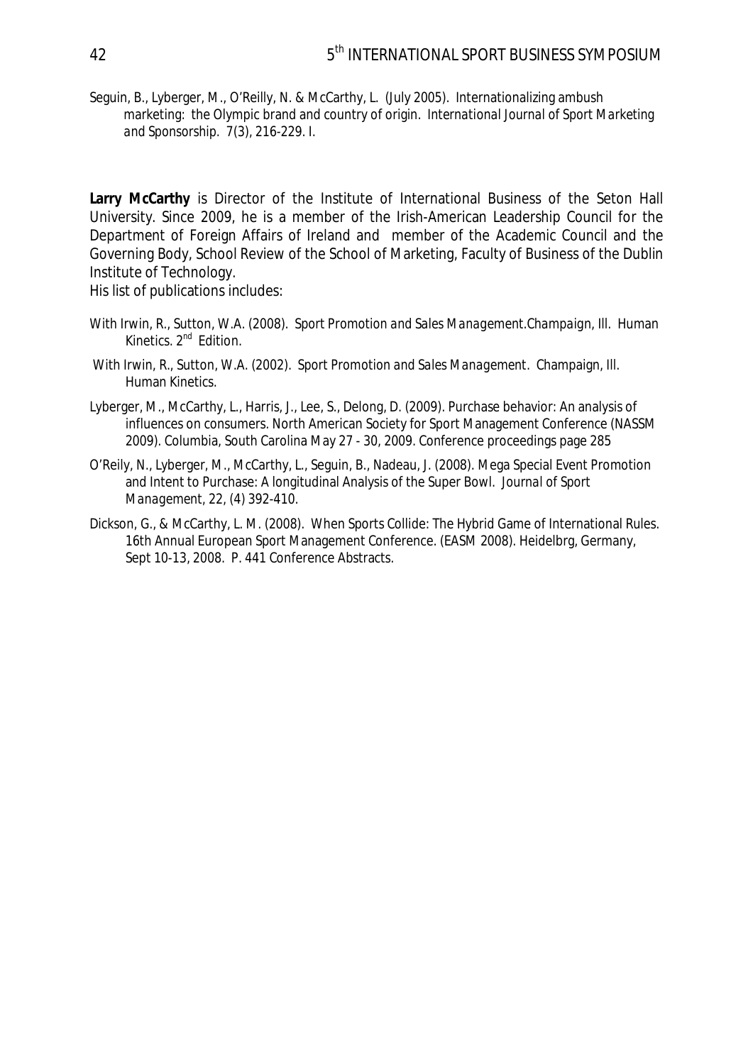Seguin, B., Lyberger, M., O'Reilly, N. & McCarthy, L. (July 2005). Internationalizing ambush marketing: the Olympic brand and country of origin. *International Journal of Sport Marketing and Sponsorship*. 7(3), 216-229. I.

**Larry McCarthy** is Director of the Institute of International Business of the Seton Hall University. Since 2009, he is a member of the Irish-American Leadership Council for the Department of Foreign Affairs of Ireland and member of the Academic Council and the Governing Body, School Review of the School of Marketing, Faculty of Business of the Dublin Institute of Technology.

His list of publications includes:

With Irwin, R., Sutton, W.A. (2008). *Sport Promotion and Sales Management.Champaign, Ill.* Human Kinetics. 2nd Edition.

With Irwin, R., Sutton, W.A. (2002). *Sport Promotion and Sales Management*. Champaign, Ill. Human Kinetics.

Lyberger, M., McCarthy, L., Harris, J., Lee, S., Delong, D. (2009). Purchase behavior: An analysis of influences on consumers. North American Society for Sport Management Conference (NASSM 2009). Columbia, South Carolina May 27 - 30, 2009. Conference proceedings page 285

O'Reily, N., Lyberger, M., McCarthy, L., Seguin, B., Nadeau, J. (2008). Mega Special Event Promotion and Intent to Purchase: A longitudinal Analysis of the Super Bowl. *Journal of Sport Management*, 22, (4) 392-410.

Dickson, G., & McCarthy, L. M. (2008). When Sports Collide: The Hybrid Game of International Rules. 16th Annual European Sport Management Conference. (EASM 2008). Heidelbrg, Germany, Sept 10-13, 2008. P. 441 Conference Abstracts.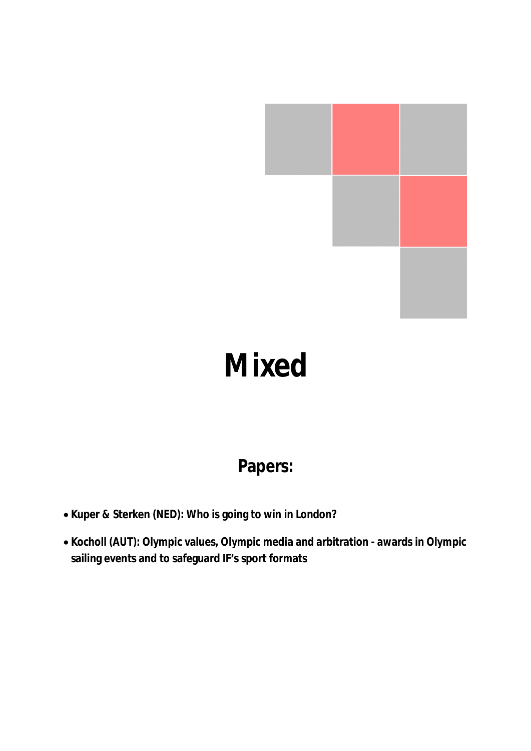# Mixed

## Papers:

- **Kuper & Sterken (NED): Who is going to win in London?**
- **Kocholl (AUT): Olympic values, Olympic media and arbitration - awards in Olympic sailing events and to safeguard IF's sport formats**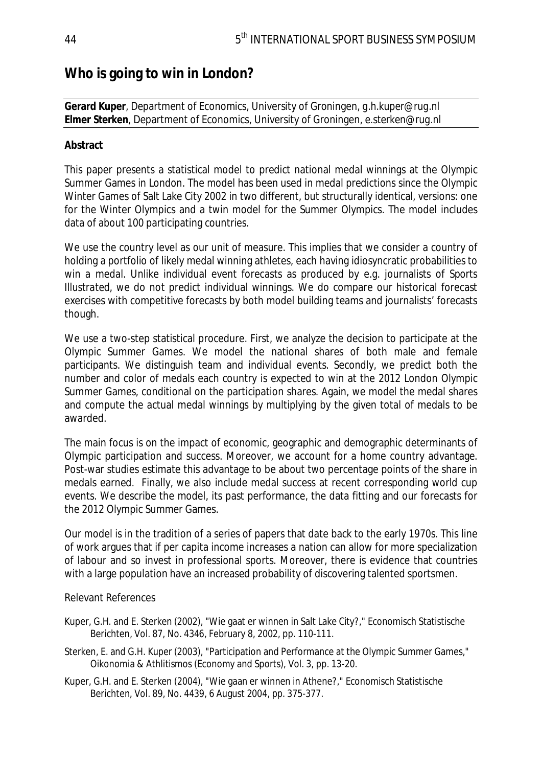# Who is going to win in London?

**Gerard Kuper**, Department of Economics, University of Groningen, g.h.kuper@rug.nl
**Elmer Sterken**, Department of Economics, University of Groningen, e.sterken@rug.nl

**Abstract**

This paper presents a statistical model to predict national medal winnings at the Olympic Summer Games in London. The model has been used in medal predictions since the Olympic Winter Games of Salt Lake City 2002 in two different, but structurally identical, versions: one for the Winter Olympics and a twin model for the Summer Olympics. The model includes data of about 100 participating countries.

We use the country level as our unit of measure. This implies that we consider a country of holding a portfolio of likely medal winning athletes, each having idiosyncratic probabilities to win a medal. Unlike individual event forecasts as produced by e.g. journalists of Sports Illustrated, we do not predict individual winnings. We do compare our historical forecast exercises with competitive forecasts by both model building teams and journalists' forecasts though.

We use a two-step statistical procedure. First, we analyze the decision to participate at the Olympic Summer Games. We model the national shares of both male and female participants. We distinguish team and individual events. Secondly, we predict both the number and color of medals each country is expected to win at the 2012 London Olympic Summer Games, conditional on the participation shares. Again, we model the medal shares and compute the actual medal winnings by multiplying by the given total of medals to be awarded.

The main focus is on the impact of economic, geographic and demographic determinants of Olympic participation and success. Moreover, we account for a home country advantage. Post-war studies estimate this advantage to be about two percentage points of the share in medals earned. Finally, we also include medal success at recent corresponding world cup events. We describe the model, its past performance, the data fitting and our forecasts for the 2012 Olympic Summer Games.

Our model is in the tradition of a series of papers that date back to the early 1970s. This line of work argues that if per capita income increases a nation can allow for more specialization of labour and so invest in professional sports. Moreover, there is evidence that countries with a large population have an increased probability of discovering talented sportsmen.

Relevant References

Kuper, G.H. and E. Sterken (2002), "Wie gaat er winnen in Salt Lake City?," Economisch Statistische Berichten, Vol. 87, No. 4346, February 8, 2002, pp. 110-111.

Sterken, E. and G.H. Kuper (2003), "Participation and Performance at the Olympic Summer Games," Oikonomia & Athlitismos (Economy and Sports), Vol. 3, pp. 13-20.

Kuper, G.H. and E. Sterken (2004), "Wie gaan er winnen in Athene?," Economisch Statistische Berichten, Vol. 89, No. 4439, 6 August 2004, pp. 375-377.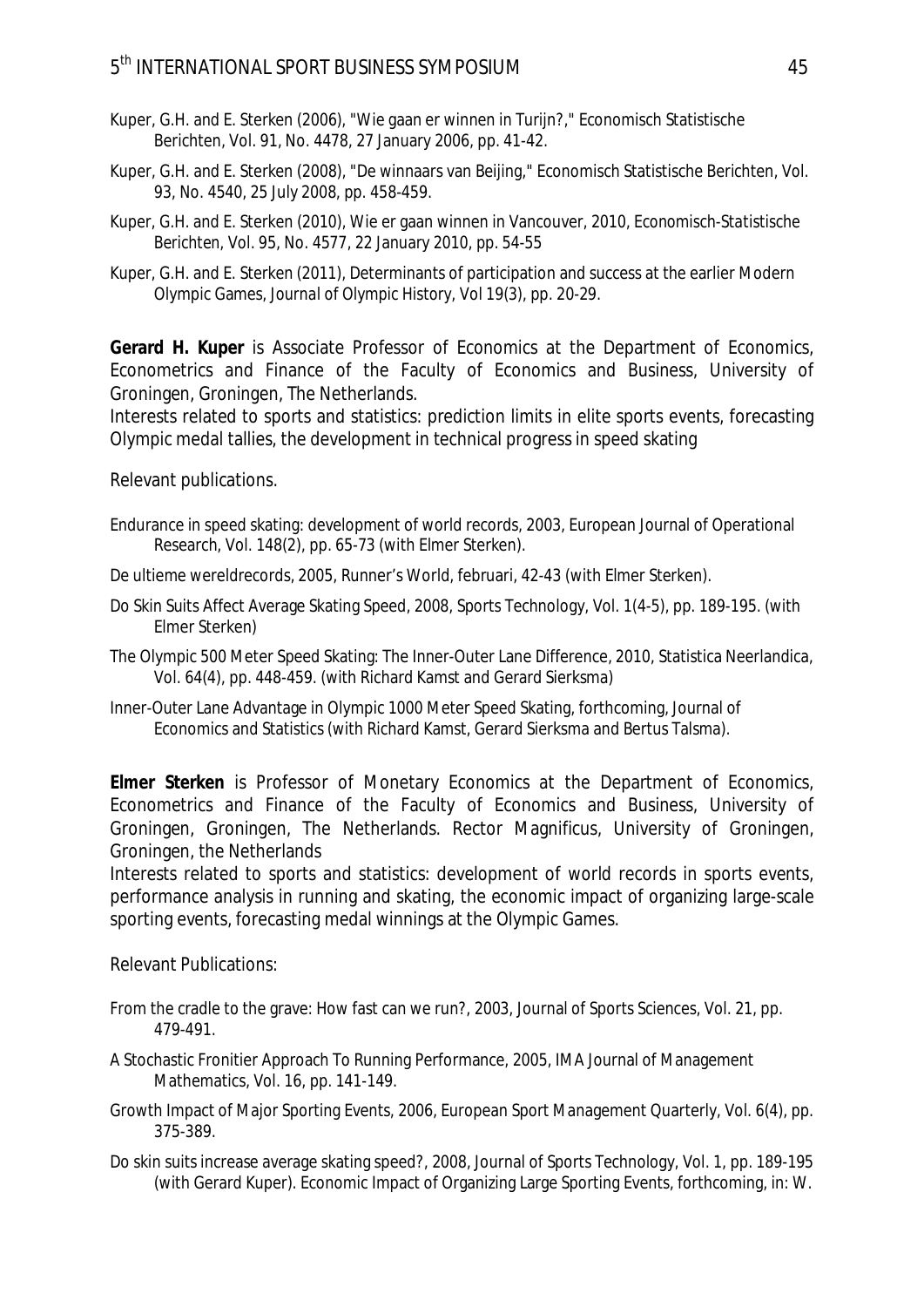Kuper, G.H. and E. Sterken (2006), "Wie gaan er winnen in Turijn?," Economisch Statistische Berichten, Vol. 91, No. 4478, 27 January 2006, pp. 41-42.

Kuper, G.H. and E. Sterken (2008), "De winnaars van Beijing," Economisch Statistische Berichten, Vol. 93, No. 4540, 25 July 2008, pp. 458-459.

Kuper, G.H. and E. Sterken (2010), Wie er gaan winnen in Vancouver, 2010, Economisch-Statistische Berichten, Vol. 95, No. 4577, 22 January 2010, pp. 54-55

Kuper, G.H. and E. Sterken (2011), Determinants of participation and success at the earlier Modern Olympic Games, Journal of Olympic History, Vol 19(3), pp. 20-29.

**Gerard H. Kuper** is Associate Professor of Economics at the Department of Economics, Econometrics and Finance of the Faculty of Economics and Business, University of Groningen, Groningen, The Netherlands.
Interests related to sports and statistics: prediction limits in elite sports events, forecasting Olympic medal tallies, the development in technical progress in speed skating

Relevant publications.

Endurance in speed skating: development of world records, 2003, European Journal of Operational Research, Vol. 148(2), pp. 65-73 (with Elmer Sterken).

De ultieme wereldrecords, 2005, Runner's World, februari, 42-43 (with Elmer Sterken).

Do Skin Suits Affect Average Skating Speed, 2008, Sports Technology, Vol. 1(4-5), pp. 189-195. (with Elmer Sterken)

The Olympic 500 Meter Speed Skating: The Inner-Outer Lane Difference, 2010, Statistica Neerlandica, Vol. 64(4), pp. 448-459. (with Richard Kamst and Gerard Sierksma)

Inner-Outer Lane Advantage in Olympic 1000 Meter Speed Skating, forthcoming, Journal of Economics and Statistics (with Richard Kamst, Gerard Sierksma and Bertus Talsma).

**Elmer Sterken** is Professor of Monetary Economics at the Department of Economics, Econometrics and Finance of the Faculty of Economics and Business, University of Groningen, Groningen, The Netherlands. Rector Magnificus, University of Groningen, Groningen, the Netherlands
Interests related to sports and statistics: development of world records in sports events, performance analysis in running and skating, the economic impact of organizing large-scale sporting events, forecasting medal winnings at the Olympic Games.

Relevant Publications:

From the cradle to the grave: How fast can we run?, 2003, Journal of Sports Sciences, Vol. 21, pp. 479-491.

A Stochastic Fronitier Approach To Running Performance, 2005, IMA Journal of Management Mathematics, Vol. 16, pp. 141-149.

Growth Impact of Major Sporting Events, 2006, European Sport Management Quarterly, Vol. 6(4), pp. 375-389.

Do skin suits increase average skating speed?, 2008, Journal of Sports Technology, Vol. 1, pp. 189-195 (with Gerard Kuper). Economic Impact of Organizing Large Sporting Events, forthcoming, in: W.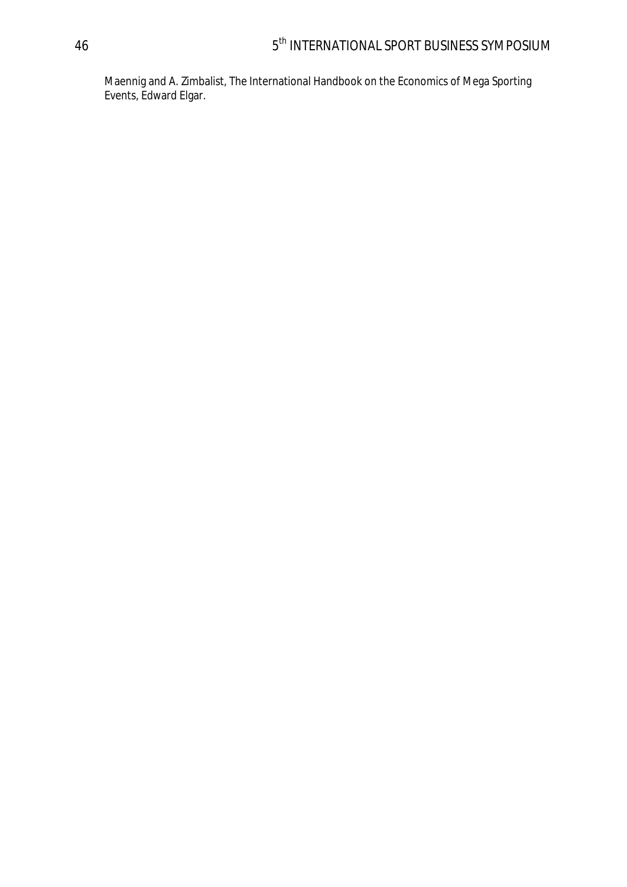Maennig and A. Zimbalist, The International Handbook on the Economics of Mega Sporting Events, Edward Elgar.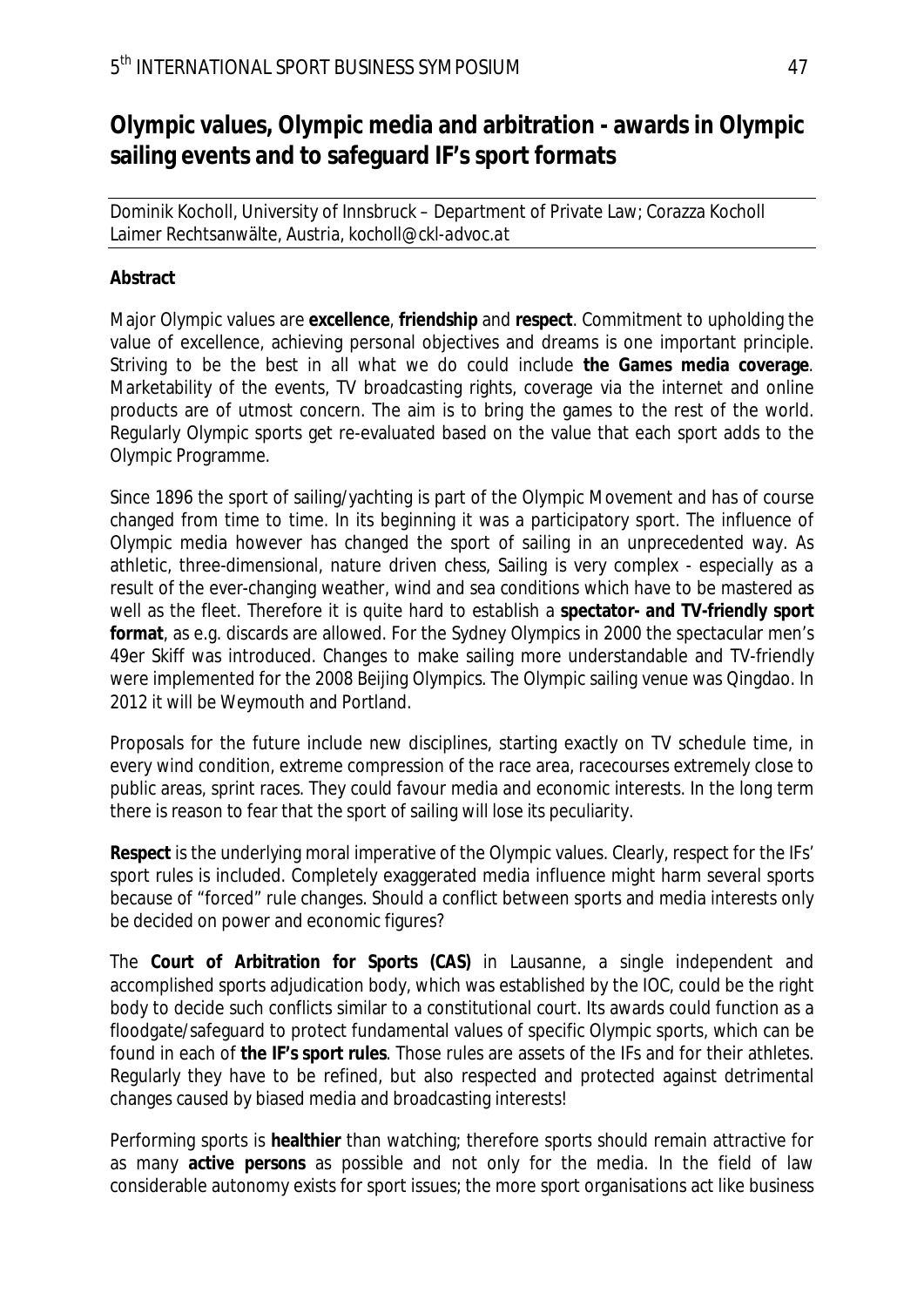# Olympic values, Olympic media and arbitration - awards in Olympic sailing events and to safeguard IF's sport formats

Dominik Kocholl, University of Innsbruck – Department of Private Law; Corazza Kocholl Laimer Rechtsanwälte, Austria, kocholl@ckl-advoc.at

**Abstract**

Major Olympic values are **excellence**, **friendship** and **respect**. Commitment to upholding the value of excellence, achieving personal objectives and dreams is one important principle. Striving to be the best in all what we do could include **the Games media coverage**. Marketability of the events, TV broadcasting rights, coverage via the internet and online products are of utmost concern. The aim is to bring the games to the rest of the world. Regularly Olympic sports get re-evaluated based on the value that each sport adds to the Olympic Programme.

Since 1896 the sport of sailing/yachting is part of the Olympic Movement and has of course changed from time to time. In its beginning it was a participatory sport. The influence of Olympic media however has changed the sport of sailing in an unprecedented way. As athletic, three-dimensional, nature driven chess, Sailing is very complex - especially as a result of the ever-changing weather, wind and sea conditions which have to be mastered as well as the fleet. Therefore it is quite hard to establish a **spectator- and TV-friendly sport format**, as e.g. discards are allowed. For the Sydney Olympics in 2000 the spectacular men's 49er Skiff was introduced. Changes to make sailing more understandable and TV-friendly were implemented for the 2008 Beijing Olympics. The Olympic sailing venue was Qingdao. In 2012 it will be Weymouth and Portland.

Proposals for the future include new disciplines, starting exactly on TV schedule time, in every wind condition, extreme compression of the race area, racecourses extremely close to public areas, sprint races. They could favour media and economic interests. In the long term there is reason to fear that the sport of sailing will lose its peculiarity.

**Respect** is the underlying moral imperative of the Olympic values. Clearly, respect for the IFs' sport rules is included. Completely exaggerated media influence might harm several sports because of "forced" rule changes. Should a conflict between sports and media interests only be decided on power and economic figures?

The **Court of Arbitration for Sports (CAS)** in Lausanne, a single independent and accomplished sports adjudication body, which was established by the IOC, could be the right body to decide such conflicts similar to a constitutional court. Its awards could function as a floodgate/safeguard to protect fundamental values of specific Olympic sports, which can be found in each of **the IF's sport rules**. Those rules are assets of the IFs and for their athletes. Regularly they have to be refined, but also respected and protected against detrimental changes caused by biased media and broadcasting interests!

Performing sports is **healthier** than watching; therefore sports should remain attractive for as many **active persons** as possible and not only for the media. In the field of law considerable autonomy exists for sport issues; the more sport organisations act like business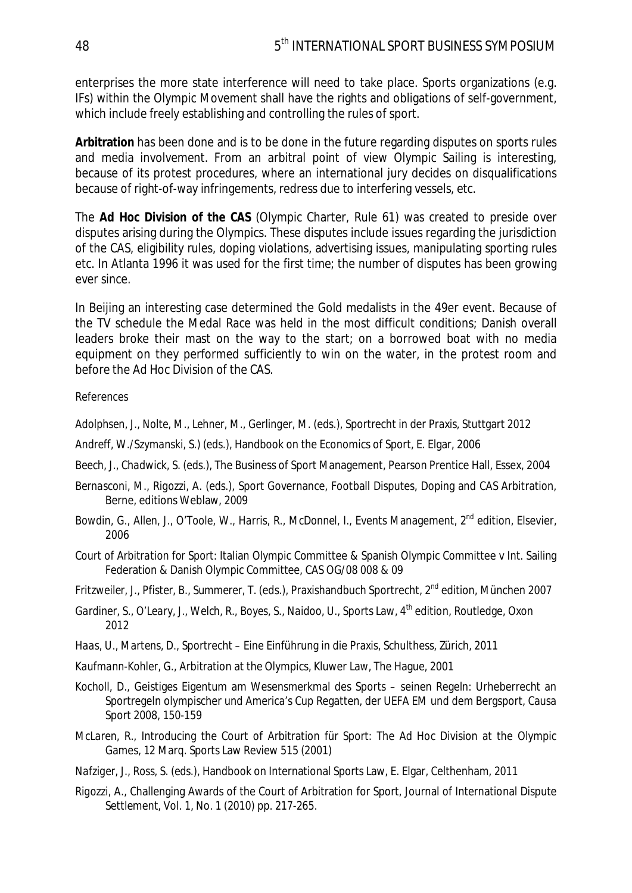enterprises the more state interference will need to take place. Sports organizations (e.g. IFs) within the Olympic Movement shall have the rights and obligations of self-government, which include freely establishing and controlling the rules of sport.

**Arbitration** has been done and is to be done in the future regarding disputes on sports rules and media involvement. From an arbitral point of view Olympic Sailing is interesting, because of its protest procedures, where an international jury decides on disqualifications because of right-of-way infringements, redress due to interfering vessels, etc.

The **Ad Hoc Division of the CAS** (Olympic Charter, Rule 61) was created to preside over disputes arising during the Olympics. These disputes include issues regarding the jurisdiction of the CAS, eligibility rules, doping violations, advertising issues, manipulating sporting rules etc. In Atlanta 1996 it was used for the first time; the number of disputes has been growing ever since.

In Beijing an interesting case determined the Gold medalists in the 49er event. Because of the TV schedule the Medal Race was held in the most difficult conditions; Danish overall leaders broke their mast on the way to the start; on a borrowed boat with no media equipment on they performed sufficiently to win on the water, in the protest room and before the Ad Hoc Division of the CAS.

References

Adolphsen, J., Nolte, M., Lehner, M., Gerlinger, M. (eds.), Sportrecht in der Praxis, Stuttgart 2012

Andreff, W./Szymanski, S.) (eds.), Handbook on the Economics of Sport, E. Elgar, 2006

Beech, J., Chadwick, S. (eds.), The Business of Sport Management, Pearson Prentice Hall, Essex, 2004

Bernasconi, M., Rigozzi, A. (eds.), Sport Governance, Football Disputes, Doping and CAS Arbitration, Berne, editions Weblaw, 2009

Bowdin, G., Allen, J., O'Toole, W., Harris, R., McDonnel, I., Events Management, 2nd edition, Elsevier, 2006

Court of Arbitration for Sport: Italian Olympic Committee & Spanish Olympic Committee v Int. Sailing Federation & Danish Olympic Committee, CAS OG/08 008 & 09

Fritzweiler, J., Pfister, B., Summerer, T. (eds.), Praxishandbuch Sportrecht, 2nd edition, München 2007

Gardiner, S., O'Leary, J., Welch, R., Boyes, S., Naidoo, U., Sports Law, 4th edition, Routledge, Oxon 2012

Haas, U., Martens, D., Sportrecht – Eine Einführung in die Praxis, Schulthess, Zürich, 2011

Kaufmann-Kohler, G., Arbitration at the Olympics, Kluwer Law, The Hague, 2001

Kocholl, D., Geistiges Eigentum am Wesensmerkmal des Sports – seinen Regeln: Urheberrecht an Sportregeln olympischer und America's Cup Regatten, der UEFA EM und dem Bergsport, Causa Sport 2008, 150-159

McLaren, R., Introducing the Court of Arbitration für Sport: The Ad Hoc Division at the Olympic Games, 12 Marq. Sports Law Review 515 (2001)

Nafziger, J., Ross, S. (eds.), Handbook on International Sports Law, E. Elgar, Celthenham, 2011

Rigozzi, A., Challenging Awards of the Court of Arbitration for Sport, Journal of International Dispute Settlement, Vol. 1, No. 1 (2010) pp. 217-265.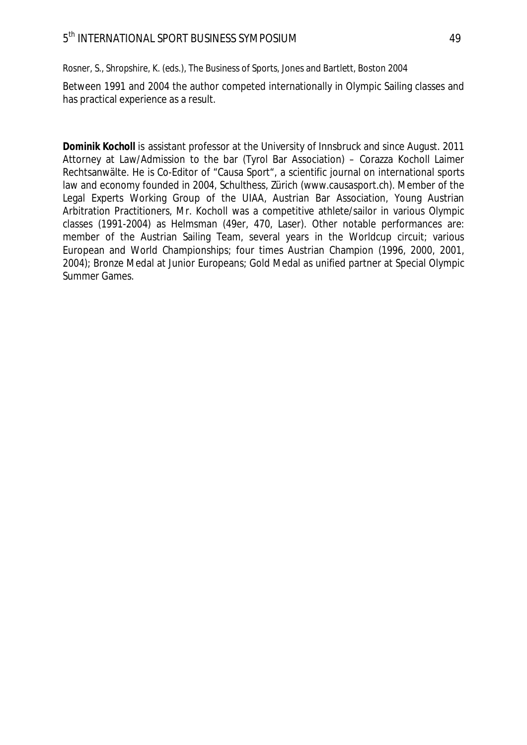Rosner, S., Shropshire, K. (eds.), The Business of Sports, Jones and Bartlett, Boston 2004

Between 1991 and 2004 the author competed internationally in Olympic Sailing classes and has practical experience as a result.

**Dominik Kocholl** is assistant professor at the University of Innsbruck and since August. 2011 Attorney at Law/Admission to the bar (Tyrol Bar Association) – Corazza Kocholl Laimer Rechtsanwälte. He is Co-Editor of "Causa Sport", a scientific journal on international sports law and economy founded in 2004, Schulthess, Zürich (www.causasport.ch). Member of the Legal Experts Working Group of the UIAA, Austrian Bar Association, Young Austrian Arbitration Practitioners, Mr. Kocholl was a competitive athlete/sailor in various Olympic classes (1991-2004) as Helmsman (49er, 470, Laser). Other notable performances are: member of the Austrian Sailing Team, several years in the Worldcup circuit; various European and World Championships; four times Austrian Champion (1996, 2000, 2001, 2004); Bronze Medal at Junior Europeans; Gold Medal as unified partner at Special Olympic Summer Games.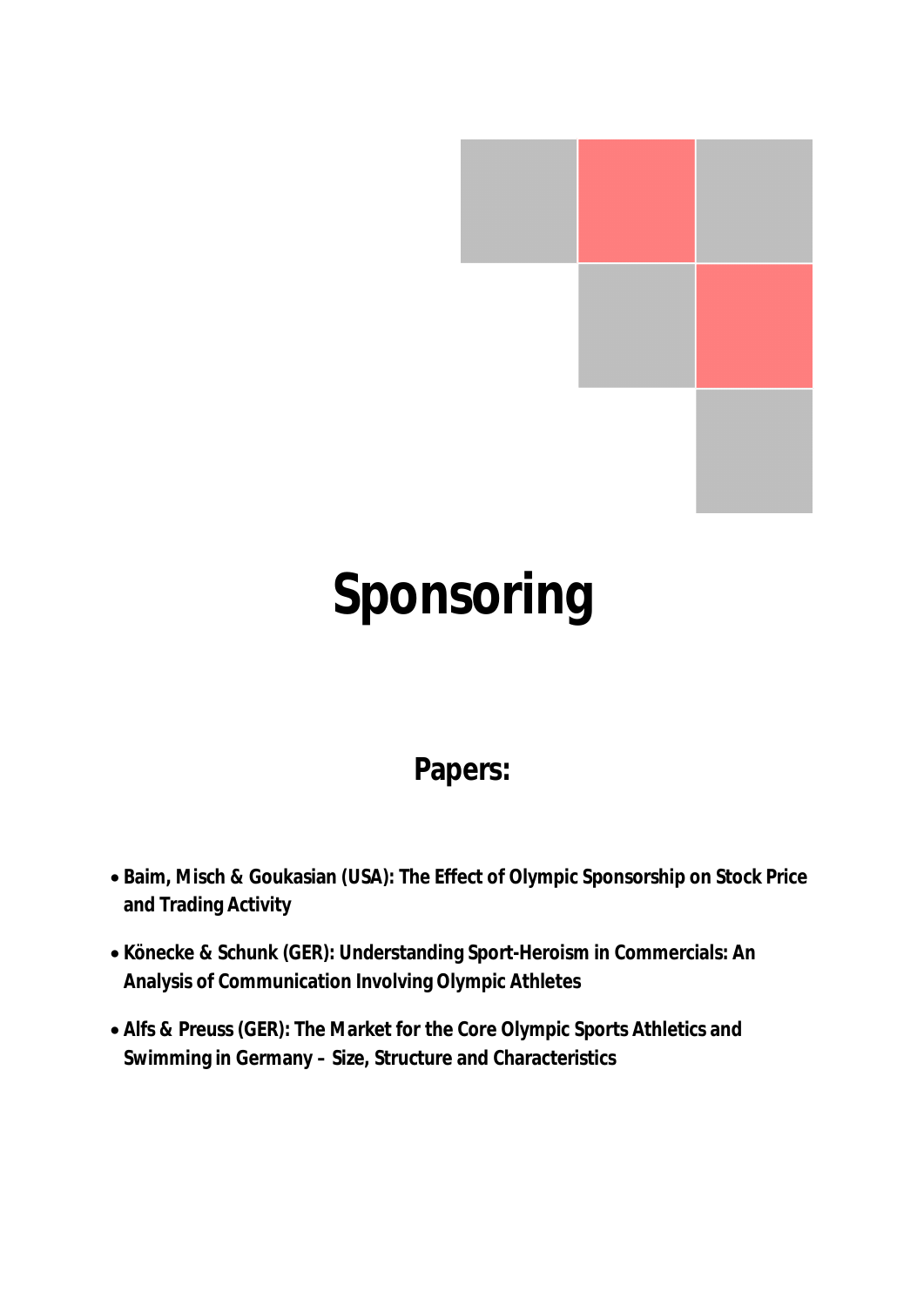# Sponsoring

## Papers:

- **Baim, Misch & Goukasian (USA): The Effect of Olympic Sponsorship on Stock Price and Trading Activity**
- **Könecke & Schunk (GER): Understanding Sport-Heroism in Commercials: An Analysis of Communication Involving Olympic Athletes**
- **Alfs & Preuss (GER): The Market for the Core Olympic Sports Athletics and Swimming in Germany – Size, Structure and Characteristics**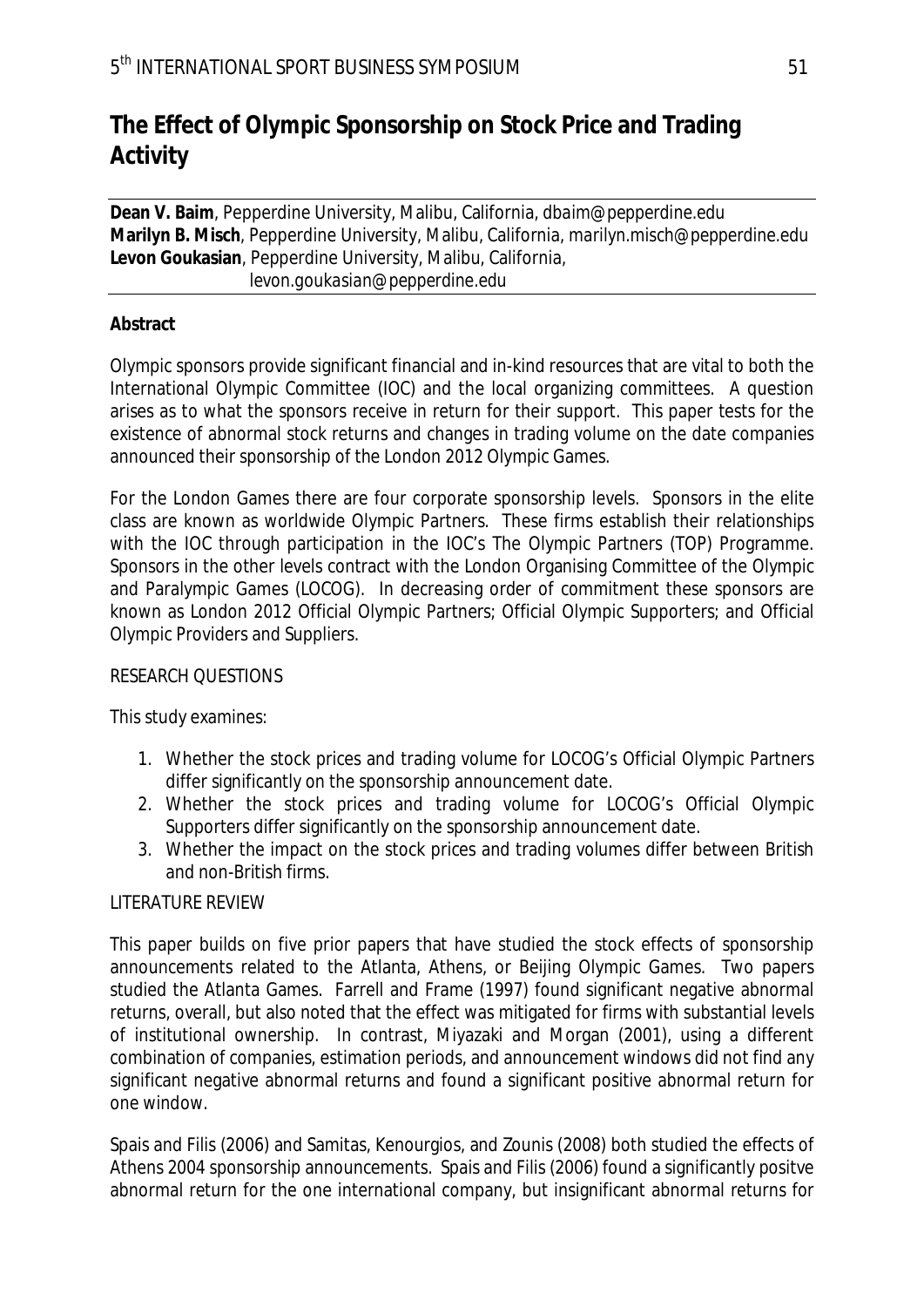# The Effect of Olympic Sponsorship on Stock Price and Trading Activity

**Dean V. Baim**, Pepperdine University, Malibu, California, dbaim@pepperdine.edu
**Marilyn B. Misch**, Pepperdine University, Malibu, California, marilyn.misch@pepperdine.edu
**Levon Goukasian**, Pepperdine University, Malibu, California, levon.goukasian@pepperdine.edu

**Abstract**

Olympic sponsors provide significant financial and in-kind resources that are vital to both the International Olympic Committee (IOC) and the local organizing committees. A question arises as to what the sponsors receive in return for their support. This paper tests for the existence of abnormal stock returns and changes in trading volume on the date companies announced their sponsorship of the London 2012 Olympic Games.

For the London Games there are four corporate sponsorship levels. Sponsors in the elite class are known as worldwide Olympic Partners. These firms establish their relationships with the IOC through participation in the IOC's The Olympic Partners (TOP) Programme. Sponsors in the other levels contract with the London Organising Committee of the Olympic and Paralympic Games (LOCOG). In decreasing order of commitment these sponsors are known as London 2012 Official Olympic Partners; Official Olympic Supporters; and Official Olympic Providers and Suppliers.

RESEARCH QUESTIONS

This study examines:

1. Whether the stock prices and trading volume for LOCOG's Official Olympic Partners differ significantly on the sponsorship announcement date.
2. Whether the stock prices and trading volume for LOCOG's Official Olympic Supporters differ significantly on the sponsorship announcement date.
3. Whether the impact on the stock prices and trading volumes differ between British and non-British firms.

LITERATURE REVIEW

This paper builds on five prior papers that have studied the stock effects of sponsorship announcements related to the Atlanta, Athens, or Beijing Olympic Games. Two papers studied the Atlanta Games. Farrell and Frame (1997) found significant negative abnormal returns, overall, but also noted that the effect was mitigated for firms with substantial levels of institutional ownership. In contrast, Miyazaki and Morgan (2001), using a different combination of companies, estimation periods, and announcement windows did not find any significant negative abnormal returns and found a significant positive abnormal return for one window.

Spais and Filis (2006) and Samitas, Kenourgios, and Zounis (2008) both studied the effects of Athens 2004 sponsorship announcements. Spais and Filis (2006) found a significantly positve abnormal return for the one international company, but insignificant abnormal returns for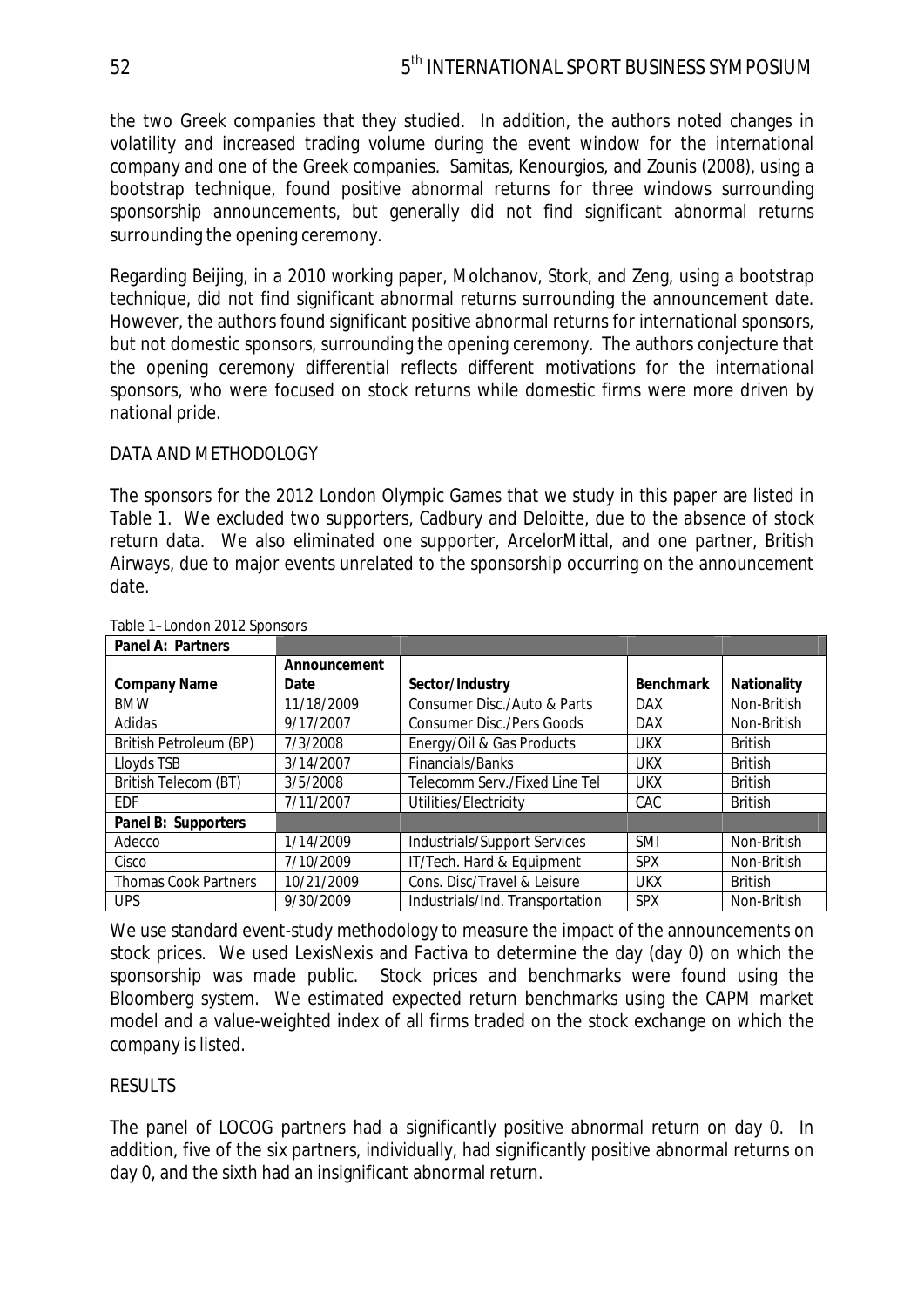the two Greek companies that they studied. In addition, the authors noted changes in volatility and increased trading volume during the event window for the international company and one of the Greek companies. Samitas, Kenourgios, and Zounis (2008), using a bootstrap technique, found positive abnormal returns for three windows surrounding sponsorship announcements, but generally did not find significant abnormal returns surrounding the opening ceremony.

Regarding Beijing, in a 2010 working paper, Molchanov, Stork, and Zeng, using a bootstrap technique, did not find significant abnormal returns surrounding the announcement date. However, the authors found significant positive abnormal returns for international sponsors, but not domestic sponsors, surrounding the opening ceremony. The authors conjecture that the opening ceremony differential reflects different motivations for the international sponsors, who were focused on stock returns while domestic firms were more driven by national pride.

## DATA AND METHODOLOGY

The sponsors for the 2012 London Olympic Games that we study in this paper are listed in Table 1. We excluded two supporters, Cadbury and Deloitte, due to the absence of stock return data. We also eliminated one supporter, ArcelorMittal, and one partner, British Airways, due to major events unrelated to the sponsorship occurring on the announcement date.

Table 1–London 2012 Sponsors

| Company Name | Announcement Date | Sector/Industry | Benchmark | Nationality |
|---|---|---|---|---|
| **Panel A: Partners** | | | | |
| BMW | 11/18/2009 | Consumer Disc./Auto & Parts | DAX | Non-British |
| Adidas | 9/17/2007 | Consumer Disc./Pers Goods | DAX | Non-British |
| British Petroleum (BP) | 7/3/2008 | Energy/Oil & Gas Products | UKX | British |
| Lloyds TSB | 3/14/2007 | Financials/Banks | UKX | British |
| British Telecom (BT) | 3/5/2008 | Telecomm Serv./Fixed Line Tel | UKX | British |
| EDF | 7/11/2007 | Utilities/Electricity | CAC | British |
| **Panel B: Supporters** | | | | |
| Adecco | 1/14/2009 | Industrials/Support Services | SMI | Non-British |
| Cisco | 7/10/2009 | IT/Tech. Hard & Equipment | SPX | Non-British |
| Thomas Cook Partners | 10/21/2009 | Cons. Disc/Travel & Leisure | UKX | British |
| UPS | 9/30/2009 | Industrials/Ind. Transportation | SPX | Non-British |

We use standard event-study methodology to measure the impact of the announcements on stock prices. We used LexisNexis and Factiva to determine the day (day 0) on which the sponsorship was made public. Stock prices and benchmarks were found using the Bloomberg system. We estimated expected return benchmarks using the CAPM market model and a value-weighted index of all firms traded on the stock exchange on which the company is listed.

## RESULTS

The panel of LOCOG partners had a significantly positive abnormal return on day 0. In addition, five of the six partners, individually, had significantly positive abnormal returns on day 0, and the sixth had an insignificant abnormal return.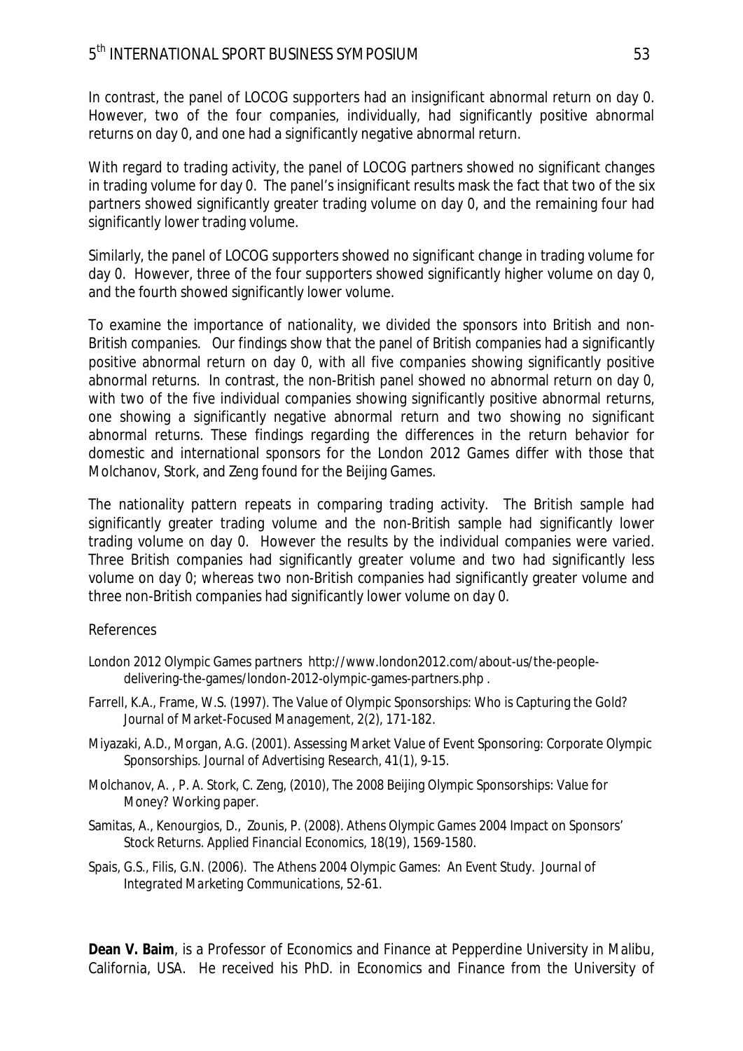In contrast, the panel of LOCOG supporters had an insignificant abnormal return on day 0. However, two of the four companies, individually, had significantly positive abnormal returns on day 0, and one had a significantly negative abnormal return.

With regard to trading activity, the panel of LOCOG partners showed no significant changes in trading volume for day 0. The panel's insignificant results mask the fact that two of the six partners showed significantly greater trading volume on day 0, and the remaining four had significantly lower trading volume.

Similarly, the panel of LOCOG supporters showed no significant change in trading volume for day 0. However, three of the four supporters showed significantly higher volume on day 0, and the fourth showed significantly lower volume.

To examine the importance of nationality, we divided the sponsors into British and non-British companies. Our findings show that the panel of British companies had a significantly positive abnormal return on day 0, with all five companies showing significantly positive abnormal returns. In contrast, the non-British panel showed no abnormal return on day 0, with two of the five individual companies showing significantly positive abnormal returns, one showing a significantly negative abnormal return and two showing no significant abnormal returns. These findings regarding the differences in the return behavior for domestic and international sponsors for the London 2012 Games differ with those that Molchanov, Stork, and Zeng found for the Beijing Games.

The nationality pattern repeats in comparing trading activity. The British sample had significantly greater trading volume and the non-British sample had significantly lower trading volume on day 0. However the results by the individual companies were varied. Three British companies had significantly greater volume and two had significantly less volume on day 0; whereas two non-British companies had significantly greater volume and three non-British companies had significantly lower volume on day 0.

References

London 2012 Olympic Games partners http://www.london2012.com/about-us/the-people-delivering-the-games/london-2012-olympic-games-partners.php .

Farrell, K.A., Frame, W.S. (1997). The Value of Olympic Sponsorships: Who is Capturing the Gold? *Journal of Market-Focused Management*, 2(2), 171-182.

Miyazaki, A.D., Morgan, A.G. (2001). Assessing Market Value of Event Sponsoring: Corporate Olympic Sponsorships. *Journal of Advertising Research*, 41(1), 9-15.

Molchanov, A. , P. A. Stork, C. Zeng, (2010), The 2008 Beijing Olympic Sponsorships: Value for Money? Working paper.

Samitas, A., Kenourgios, D., Zounis, P. (2008). Athens Olympic Games 2004 Impact on Sponsors' Stock Returns. *Applied Financial Economics*, 18(19), 1569-1580.

Spais, G.S., Filis, G.N. (2006). The Athens 2004 Olympic Games: An Event Study. *Journal of Integrated Marketing Communications*, 52-61.

**Dean V. Baim**, is a Professor of Economics and Finance at Pepperdine University in Malibu, California, USA. He received his PhD. in Economics and Finance from the University of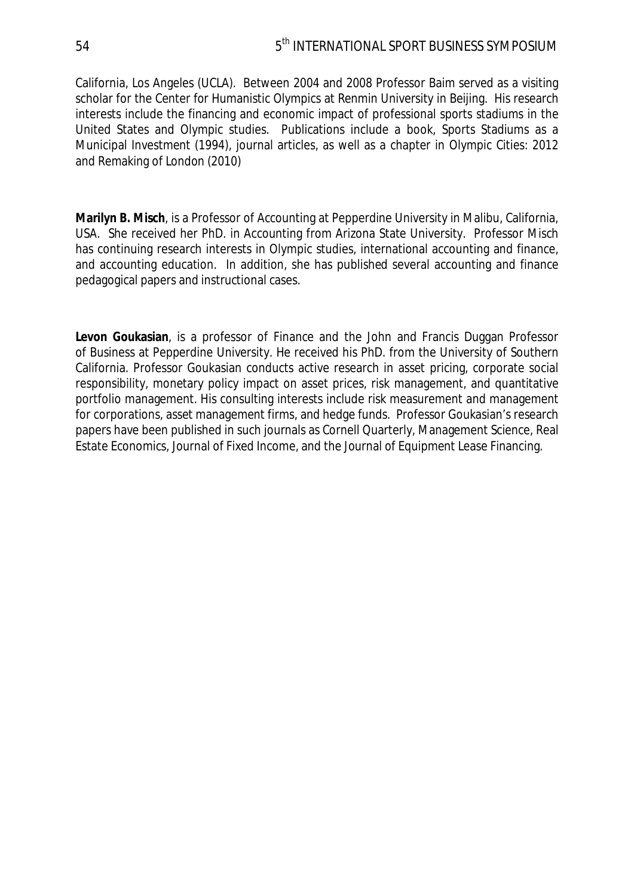California, Los Angeles (UCLA). Between 2004 and 2008 Professor Baim served as a visiting scholar for the Center for Humanistic Olympics at Renmin University in Beijing. His research interests include the financing and economic impact of professional sports stadiums in the United States and Olympic studies. Publications include a book, Sports Stadiums as a Municipal Investment (1994), journal articles, as well as a chapter in Olympic Cities: 2012 and Remaking of London (2010)

**Marilyn B. Misch**, is a Professor of Accounting at Pepperdine University in Malibu, California, USA. She received her PhD. in Accounting from Arizona State University. Professor Misch has continuing research interests in Olympic studies, international accounting and finance, and accounting education. In addition, she has published several accounting and finance pedagogical papers and instructional cases.

**Levon Goukasian**, is a professor of Finance and the John and Francis Duggan Professor of Business at Pepperdine University. He received his PhD. from the University of Southern California. Professor Goukasian conducts active research in asset pricing, corporate social responsibility, monetary policy impact on asset prices, risk management, and quantitative portfolio management. His consulting interests include risk measurement and management for corporations, asset management firms, and hedge funds. Professor Goukasian's research papers have been published in such journals as Cornell Quarterly, Management Science, Real Estate Economics, Journal of Fixed Income, and the Journal of Equipment Lease Financing.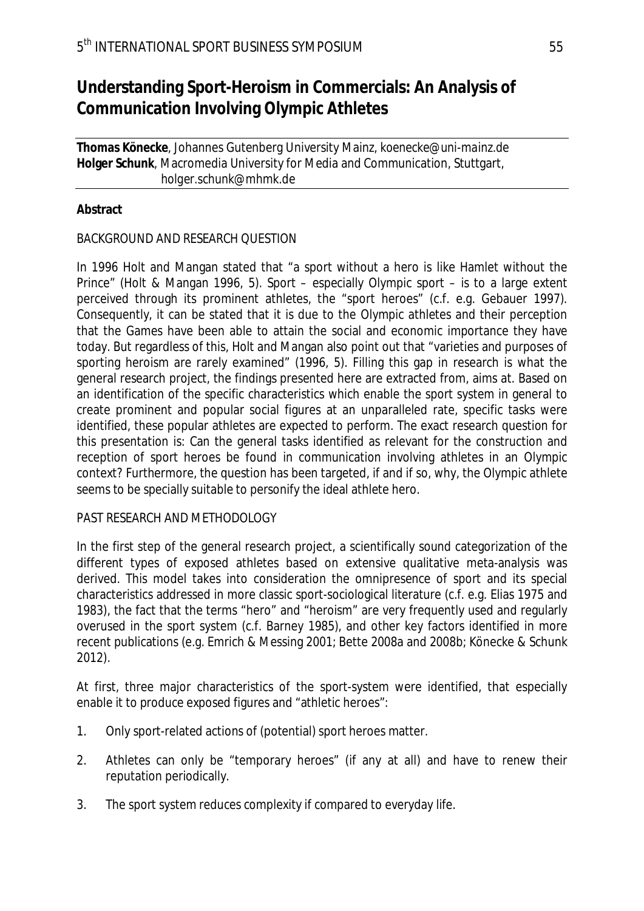# Understanding Sport-Heroism in Commercials: An Analysis of Communication Involving Olympic Athletes

**Thomas Könecke**, Johannes Gutenberg University Mainz, koenecke@uni-mainz.de
**Holger Schunk**, Macromedia University for Media and Communication, Stuttgart, holger.schunk@mhmk.de

**Abstract**

BACKGROUND AND RESEARCH QUESTION

In 1996 Holt and Mangan stated that "a sport without a hero is like Hamlet without the Prince" (Holt & Mangan 1996, 5). Sport – especially Olympic sport – is to a large extent perceived through its prominent athletes, the "sport heroes" (c.f. e.g. Gebauer 1997). Consequently, it can be stated that it is due to the Olympic athletes and their perception that the Games have been able to attain the social and economic importance they have today. But regardless of this, Holt and Mangan also point out that "varieties and purposes of sporting heroism are rarely examined" (1996, 5). Filling this gap in research is what the general research project, the findings presented here are extracted from, aims at. Based on an identification of the specific characteristics which enable the sport system in general to create prominent and popular social figures at an unparalleled rate, specific tasks were identified, these popular athletes are expected to perform. The exact research question for this presentation is: Can the general tasks identified as relevant for the construction and reception of sport heroes be found in communication involving athletes in an Olympic context? Furthermore, the question has been targeted, if and if so, why, the Olympic athlete seems to be specially suitable to personify the ideal athlete hero.

PAST RESEARCH AND METHODOLOGY

In the first step of the general research project, a scientifically sound categorization of the different types of exposed athletes based on extensive qualitative meta-analysis was derived. This model takes into consideration the omnipresence of sport and its special characteristics addressed in more classic sport-sociological literature (c.f. e.g. Elias 1975 and 1983), the fact that the terms "hero" and "heroism" are very frequently used and regularly overused in the sport system (c.f. Barney 1985), and other key factors identified in more recent publications (e.g. Emrich & Messing 2001; Bette 2008a and 2008b; Könecke & Schunk 2012).

At first, three major characteristics of the sport-system were identified, that especially enable it to produce exposed figures and "athletic heroes":

1. Only sport-related actions of (potential) sport heroes matter.
2. Athletes can only be "temporary heroes" (if any at all) and have to renew their reputation periodically.
3. The sport system reduces complexity if compared to everyday life.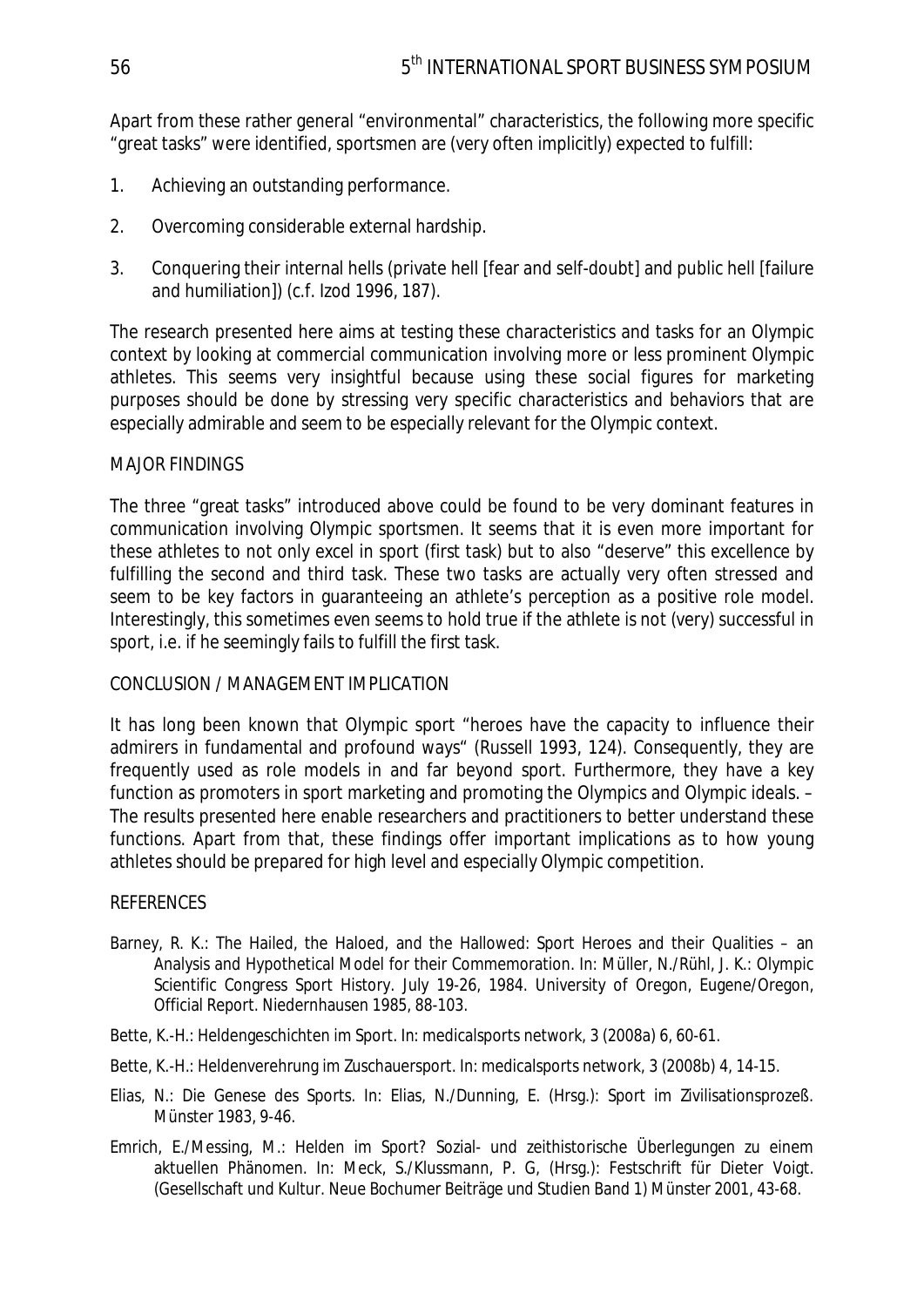Apart from these rather general "environmental" characteristics, the following more specific "great tasks" were identified, sportsmen are (very often implicitly) expected to fulfill:

1. Achieving an outstanding performance.

2. Overcoming considerable external hardship.

3. Conquering their internal hells (private hell [fear and self-doubt] and public hell [failure and humiliation]) (c.f. Izod 1996, 187).

The research presented here aims at testing these characteristics and tasks for an Olympic context by looking at commercial communication involving more or less prominent Olympic athletes. This seems very insightful because using these social figures for marketing purposes should be done by stressing very specific characteristics and behaviors that are especially admirable and seem to be especially relevant for the Olympic context.

## MAJOR FINDINGS

The three "great tasks" introduced above could be found to be very dominant features in communication involving Olympic sportsmen. It seems that it is even more important for these athletes to not only excel in sport (first task) but to also "deserve" this excellence by fulfilling the second and third task. These two tasks are actually very often stressed and seem to be key factors in guaranteeing an athlete's perception as a positive role model. Interestingly, this sometimes even seems to hold true if the athlete is not (very) successful in sport, i.e. if he seemingly fails to fulfill the first task.

## CONCLUSION / MANAGEMENT IMPLICATION

It has long been known that Olympic sport "heroes have the capacity to influence their admirers in fundamental and profound ways" (Russell 1993, 124). Consequently, they are frequently used as role models in and far beyond sport. Furthermore, they have a key function as promoters in sport marketing and promoting the Olympics and Olympic ideals. – The results presented here enable researchers and practitioners to better understand these functions. Apart from that, these findings offer important implications as to how young athletes should be prepared for high level and especially Olympic competition.

## REFERENCES

Barney, R. K.: The Hailed, the Haloed, and the Hallowed: Sport Heroes and their Qualities – an Analysis and Hypothetical Model for their Commemoration. In: Müller, N./Rühl, J. K.: Olympic Scientific Congress Sport History. July 19-26, 1984. University of Oregon, Eugene/Oregon, Official Report. Niedernhausen 1985, 88-103.

Bette, K.-H.: Heldengeschichten im Sport. In: medicalsports network, 3 (2008a) 6, 60-61.

Bette, K.-H.: Heldenverehrung im Zuschauersport. In: medicalsports network, 3 (2008b) 4, 14-15.

Elias, N.: Die Genese des Sports. In: Elias, N./Dunning, E. (Hrsg.): Sport im Zivilisationsprozeß. Münster 1983, 9-46.

Emrich, E./Messing, M.: Helden im Sport? Sozial- und zeithistorische Überlegungen zu einem aktuellen Phänomen. In: Meck, S./Klussmann, P. G, (Hrsg.): Festschrift für Dieter Voigt. (Gesellschaft und Kultur. Neue Bochumer Beiträge und Studien Band 1) Münster 2001, 43-68.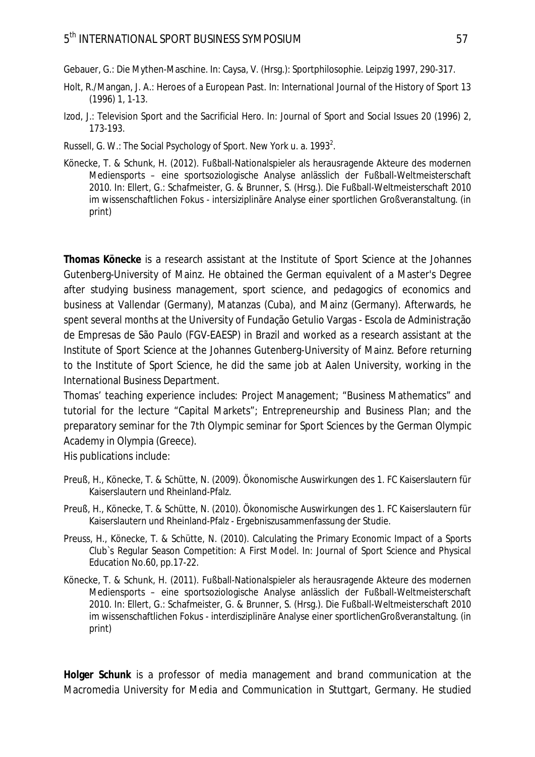Gebauer, G.: Die Mythen-Maschine. In: Caysa, V. (Hrsg.): Sportphilosophie. Leipzig 1997, 290-317.

Holt, R./Mangan, J. A.: Heroes of a European Past. In: International Journal of the History of Sport 13 (1996) 1, 1-13.

Izod, J.: Television Sport and the Sacrificial Hero. In: Journal of Sport and Social Issues 20 (1996) 2, 173-193.

Russell, G. W.: The Social Psychology of Sport. New York u. a. 1993$^2$.

Könecke, T. & Schunk, H. (2012). Fußball-Nationalspieler als herausragende Akteure des modernen Mediensports – eine sportsoziologische Analyse anlässlich der Fußball-Weltmeisterschaft 2010. In: Ellert, G.: Schafmeister, G. & Brunner, S. (Hrsg.). Die Fußball-Weltmeisterschaft 2010 im wissenschaftlichen Fokus - intersiziplinäre Analyse einer sportlichen Großveranstaltung. (in print)

**Thomas Könecke** is a research assistant at the Institute of Sport Science at the Johannes Gutenberg-University of Mainz. He obtained the German equivalent of a Master's Degree after studying business management, sport science, and pedagogics of economics and business at Vallendar (Germany), Matanzas (Cuba), and Mainz (Germany). Afterwards, he spent several months at the University of Fundação Getulio Vargas - Escola de Administração de Empresas de São Paulo (FGV-EAESP) in Brazil and worked as a research assistant at the Institute of Sport Science at the Johannes Gutenberg-University of Mainz. Before returning to the Institute of Sport Science, he did the same job at Aalen University, working in the International Business Department.

Thomas' teaching experience includes: Project Management; "Business Mathematics" and tutorial for the lecture "Capital Markets"; Entrepreneurship and Business Plan; and the preparatory seminar for the 7th Olympic seminar for Sport Sciences by the German Olympic Academy in Olympia (Greece).

His publications include:

Preuß, H., Könecke, T. & Schütte, N. (2009). Ökonomische Auswirkungen des 1. FC Kaiserslautern für Kaiserslautern und Rheinland-Pfalz.

Preuß, H., Könecke, T. & Schütte, N. (2010). Ökonomische Auswirkungen des 1. FC Kaiserslautern für Kaiserslautern und Rheinland-Pfalz - Ergebniszusammenfassung der Studie.

Preuss, H., Könecke, T. & Schütte, N. (2010). Calculating the Primary Economic Impact of a Sports Club`s Regular Season Competition: A First Model. In: Journal of Sport Science and Physical Education No.60, pp.17-22.

Könecke, T. & Schunk, H. (2011). Fußball-Nationalspieler als herausragende Akteure des modernen Mediensports – eine sportsoziologische Analyse anlässlich der Fußball-Weltmeisterschaft 2010. In: Ellert, G.: Schafmeister, G. & Brunner, S. (Hrsg.). Die Fußball-Weltmeisterschaft 2010 im wissenschaftlichen Fokus - interdisziplinäre Analyse einer sportlichenGroßveranstaltung. (in print)

**Holger Schunk** is a professor of media management and brand communication at the Macromedia University for Media and Communication in Stuttgart, Germany. He studied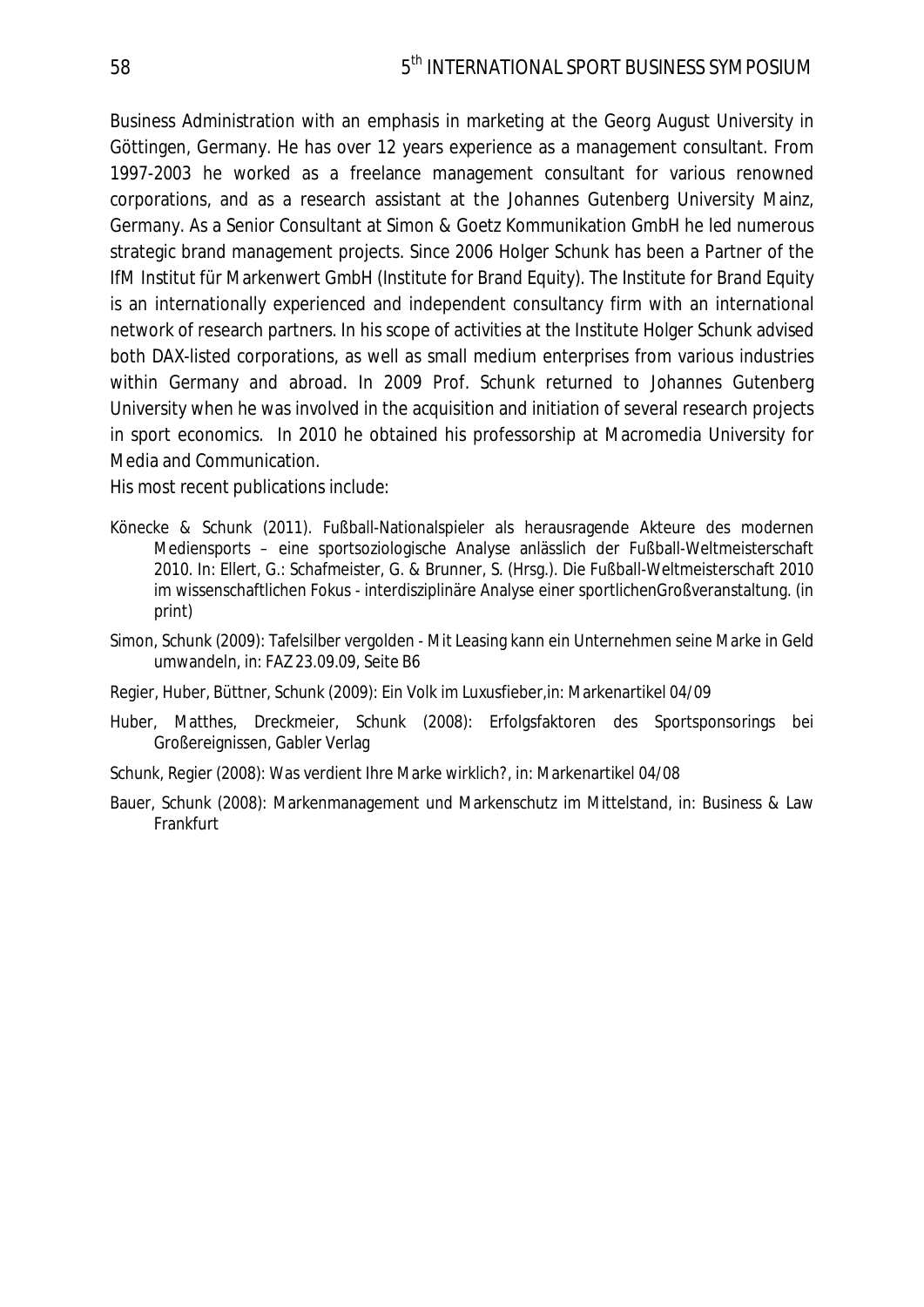Business Administration with an emphasis in marketing at the Georg August University in Göttingen, Germany. He has over 12 years experience as a management consultant. From 1997-2003 he worked as a freelance management consultant for various renowned corporations, and as a research assistant at the Johannes Gutenberg University Mainz, Germany. As a Senior Consultant at Simon & Goetz Kommunikation GmbH he led numerous strategic brand management projects. Since 2006 Holger Schunk has been a Partner of the IfM Institut für Markenwert GmbH (Institute for Brand Equity). The Institute for Brand Equity is an internationally experienced and independent consultancy firm with an international network of research partners. In his scope of activities at the Institute Holger Schunk advised both DAX-listed corporations, as well as small medium enterprises from various industries within Germany and abroad. In 2009 Prof. Schunk returned to Johannes Gutenberg University when he was involved in the acquisition and initiation of several research projects in sport economics. In 2010 he obtained his professorship at Macromedia University for Media and Communication.

His most recent publications include:

Könecke & Schunk (2011). Fußball-Nationalspieler als herausragende Akteure des modernen Mediensports – eine sportsoziologische Analyse anlässlich der Fußball-Weltmeisterschaft 2010. In: Ellert, G.: Schafmeister, G. & Brunner, S. (Hrsg.). Die Fußball-Weltmeisterschaft 2010 im wissenschaftlichen Fokus - interdisziplinäre Analyse einer sportlichenGroßveranstaltung. (in print)

Simon, Schunk (2009): Tafelsilber vergolden - Mit Leasing kann ein Unternehmen seine Marke in Geld umwandeln, in: FAZ 23.09.09, Seite B6

Regier, Huber, Büttner, Schunk (2009): Ein Volk im Luxusfieber,in: Markenartikel 04/09

Huber, Matthes, Dreckmeier, Schunk (2008): Erfolgsfaktoren des Sportsponsorings bei Großereignissen, Gabler Verlag

Schunk, Regier (2008): Was verdient Ihre Marke wirklich?, in: Markenartikel 04/08

Bauer, Schunk (2008): Markenmanagement und Markenschutz im Mittelstand, in: Business & Law Frankfurt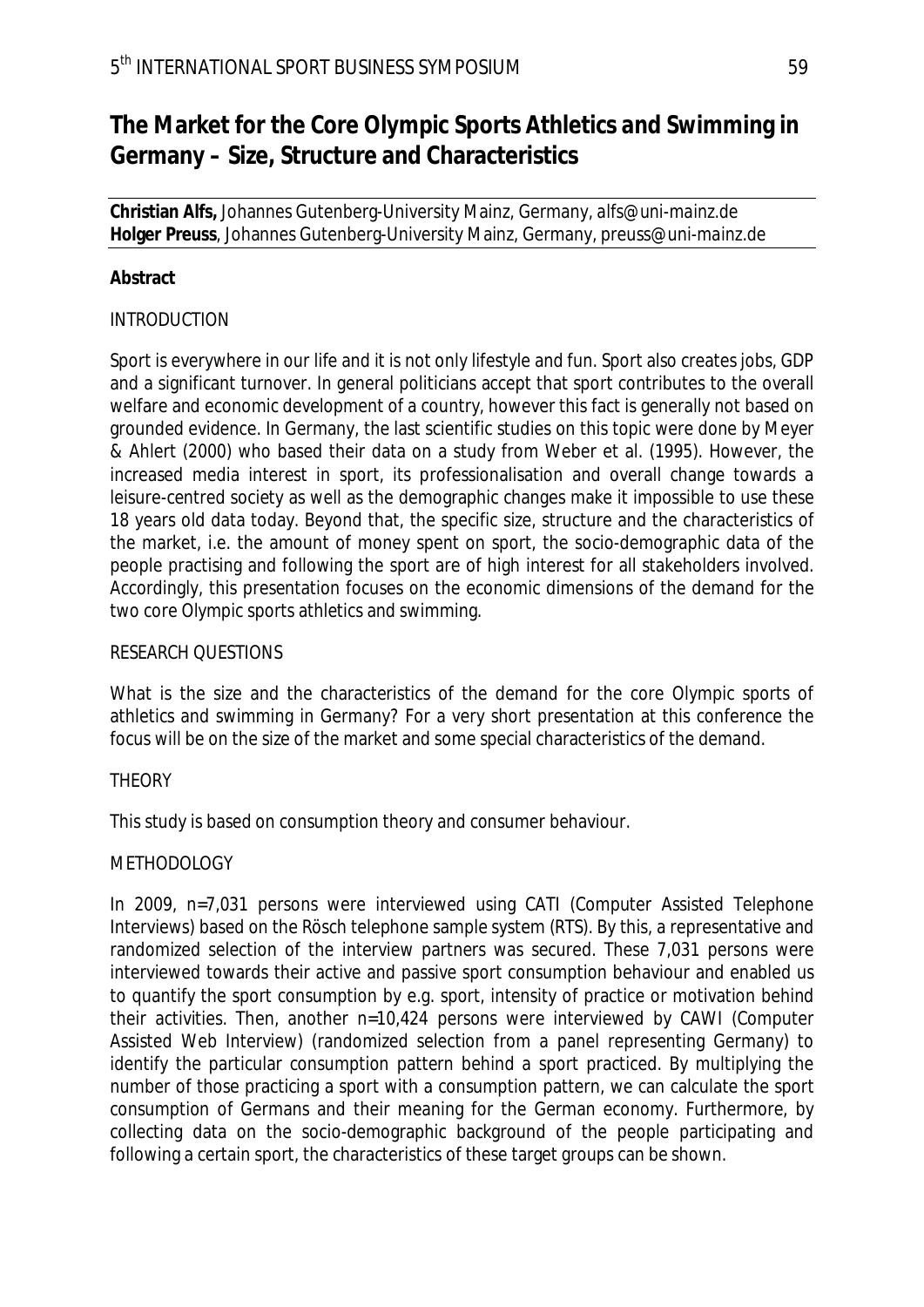# The Market for the Core Olympic Sports Athletics and Swimming in Germany – Size, Structure and Characteristics

**Christian Alfs,** Johannes Gutenberg-University Mainz, Germany, alfs@uni-mainz.de
**Holger Preuss**, Johannes Gutenberg-University Mainz, Germany, preuss@uni-mainz.de

**Abstract**

INTRODUCTION

Sport is everywhere in our life and it is not only lifestyle and fun. Sport also creates jobs, GDP and a significant turnover. In general politicians accept that sport contributes to the overall welfare and economic development of a country, however this fact is generally not based on grounded evidence. In Germany, the last scientific studies on this topic were done by Meyer & Ahlert (2000) who based their data on a study from Weber et al. (1995). However, the increased media interest in sport, its professionalisation and overall change towards a leisure-centred society as well as the demographic changes make it impossible to use these 18 years old data today. Beyond that, the specific size, structure and the characteristics of the market, i.e. the amount of money spent on sport, the socio-demographic data of the people practising and following the sport are of high interest for all stakeholders involved. Accordingly, this presentation focuses on the economic dimensions of the demand for the two core Olympic sports athletics and swimming.

RESEARCH QUESTIONS

What is the size and the characteristics of the demand for the core Olympic sports of athletics and swimming in Germany? For a very short presentation at this conference the focus will be on the size of the market and some special characteristics of the demand.

THEORY

This study is based on consumption theory and consumer behaviour.

METHODOLOGY

In 2009, n=7,031 persons were interviewed using CATI (Computer Assisted Telephone Interviews) based on the Rösch telephone sample system (RTS). By this, a representative and randomized selection of the interview partners was secured. These 7,031 persons were interviewed towards their active and passive sport consumption behaviour and enabled us to quantify the sport consumption by e.g. sport, intensity of practice or motivation behind their activities. Then, another n=10,424 persons were interviewed by CAWI (Computer Assisted Web Interview) (randomized selection from a panel representing Germany) to identify the particular consumption pattern behind a sport practiced. By multiplying the number of those practicing a sport with a consumption pattern, we can calculate the sport consumption of Germans and their meaning for the German economy. Furthermore, by collecting data on the socio-demographic background of the people participating and following a certain sport, the characteristics of these target groups can be shown.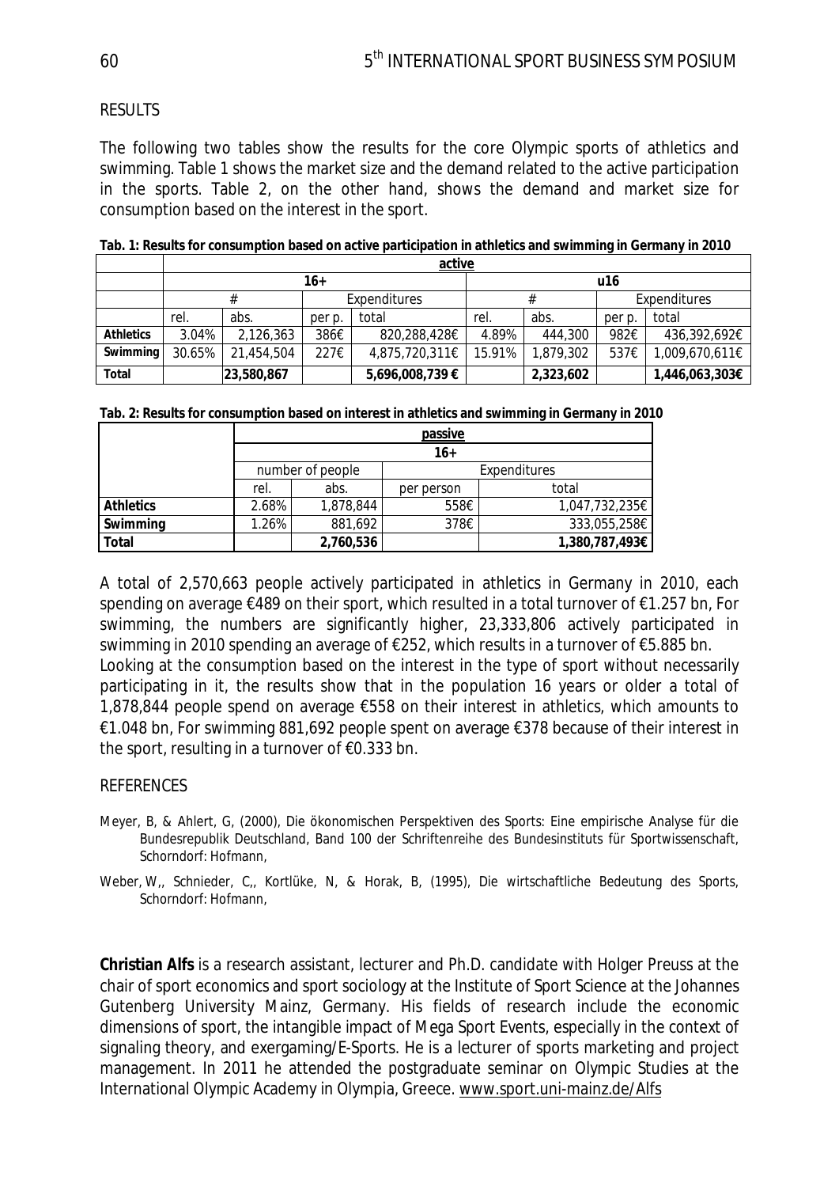RESULTS

The following two tables show the results for the core Olympic sports of athletics and swimming. Table 1 shows the market size and the demand related to the active participation in the sports. Table 2, on the other hand, shows the demand and market size for consumption based on the interest in the sport.

**Tab. 1: Results for consumption based on active participation in athletics and swimming in Germany in 2010**

| | active | | | | | | | |
|---|---|---|---|---|---|---|---|---|
| | 16+ | | | | u16 | | | |
| | # | | Expenditures | | # | | Expenditures | |
| | rel. | abs. | per p. | total | rel. | abs. | per p. | total |
| **Athletics** | 3.04% | 2,126,363 | 386€ | 820,288,428€ | 4.89% | 444,300 | 982€ | 436,392,692€ |
| **Swimming** | 30.65% | 21,454,504 | 227€ | 4,875,720,311€ | 15.91% | 1,879,302 | 537€ | 1,009,670,611€ |
| **Total** | | **23,580,867** | | **5,696,008,739 €** | | **2,323,602** | | **1,446,063,303€** |

**Tab. 2: Results for consumption based on interest in athletics and swimming in Germany in 2010**

| | passive | | | |
|---|---|---|---|---|
| | 16+ | | | |
| | number of people | | Expenditures | |
| | rel. | abs. | per person | total |
| **Athletics** | 2.68% | 1,878,844 | 558€ | 1,047,732,235€ |
| **Swimming** | 1.26% | 881,692 | 378€ | 333,055,258€ |
| **Total** | | **2,760,536** | | **1,380,787,493€** |

A total of 2,570,663 people actively participated in athletics in Germany in 2010, each spending on average €489 on their sport, which resulted in a total turnover of €1.257 bn, For swimming, the numbers are significantly higher, 23,333,806 actively participated in swimming in 2010 spending an average of €252, which results in a turnover of €5.885 bn.
Looking at the consumption based on the interest in the type of sport without necessarily participating in it, the results show that in the population 16 years or older a total of 1,878,844 people spend on average €558 on their interest in athletics, which amounts to €1.048 bn, For swimming 881,692 people spent on average €378 because of their interest in the sport, resulting in a turnover of €0.333 bn.

REFERENCES

Meyer, B, & Ahlert, G, (2000), Die ökonomischen Perspektiven des Sports: Eine empirische Analyse für die Bundesrepublik Deutschland, Band 100 der Schriftenreihe des Bundesinstituts für Sportwissenschaft, Schorndorf: Hofmann,

Weber, W,, Schnieder, C,, Kortlüke, N, & Horak, B, (1995), Die wirtschaftliche Bedeutung des Sports, Schorndorf: Hofmann,

**Christian Alfs** is a research assistant, lecturer and Ph.D. candidate with Holger Preuss at the chair of sport economics and sport sociology at the Institute of Sport Science at the Johannes Gutenberg University Mainz, Germany. His fields of research include the economic dimensions of sport, the intangible impact of Mega Sport Events, especially in the context of signaling theory, and exergaming/E-Sports. He is a lecturer of sports marketing and project management. In 2011 he attended the postgraduate seminar on Olympic Studies at the International Olympic Academy in Olympia, Greece. www.sport.uni-mainz.de/Alfs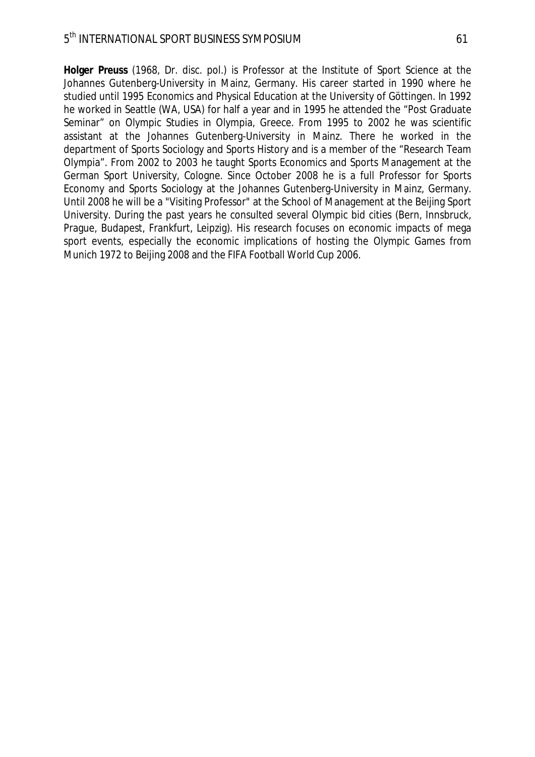**Holger Preuss** (1968, Dr. disc. pol.) is Professor at the Institute of Sport Science at the Johannes Gutenberg-University in Mainz, Germany. His career started in 1990 where he studied until 1995 Economics and Physical Education at the University of Göttingen. In 1992 he worked in Seattle (WA, USA) for half a year and in 1995 he attended the "Post Graduate Seminar" on Olympic Studies in Olympia, Greece. From 1995 to 2002 he was scientific assistant at the Johannes Gutenberg-University in Mainz. There he worked in the department of Sports Sociology and Sports History and is a member of the "Research Team Olympia". From 2002 to 2003 he taught Sports Economics and Sports Management at the German Sport University, Cologne. Since October 2008 he is a full Professor for Sports Economy and Sports Sociology at the Johannes Gutenberg-University in Mainz, Germany. Until 2008 he will be a "Visiting Professor" at the School of Management at the Beijing Sport University. During the past years he consulted several Olympic bid cities (Bern, Innsbruck, Prague, Budapest, Frankfurt, Leipzig). His research focuses on economic impacts of mega sport events, especially the economic implications of hosting the Olympic Games from Munich 1972 to Beijing 2008 and the FIFA Football World Cup 2006.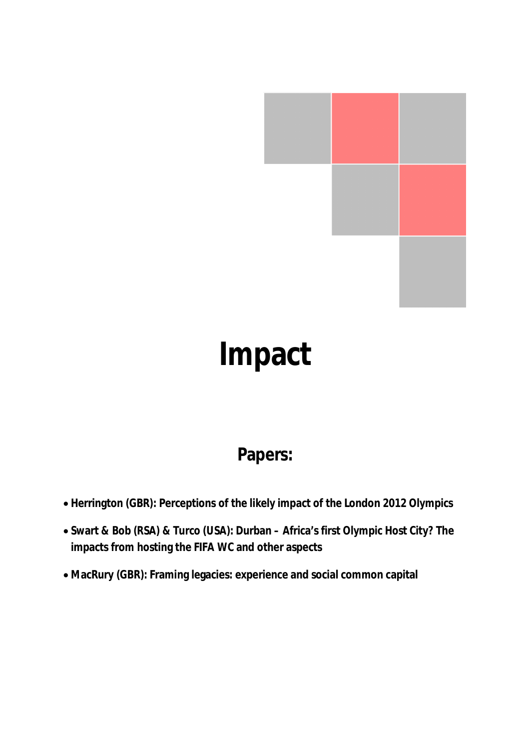# Impact

## Papers:

- **Herrington (GBR): Perceptions of the likely impact of the London 2012 Olympics**
- **Swart & Bob (RSA) & Turco (USA): Durban – Africa's first Olympic Host City? The impacts from hosting the FIFA WC and other aspects**
- **MacRury (GBR): Framing legacies: experience and social common capital**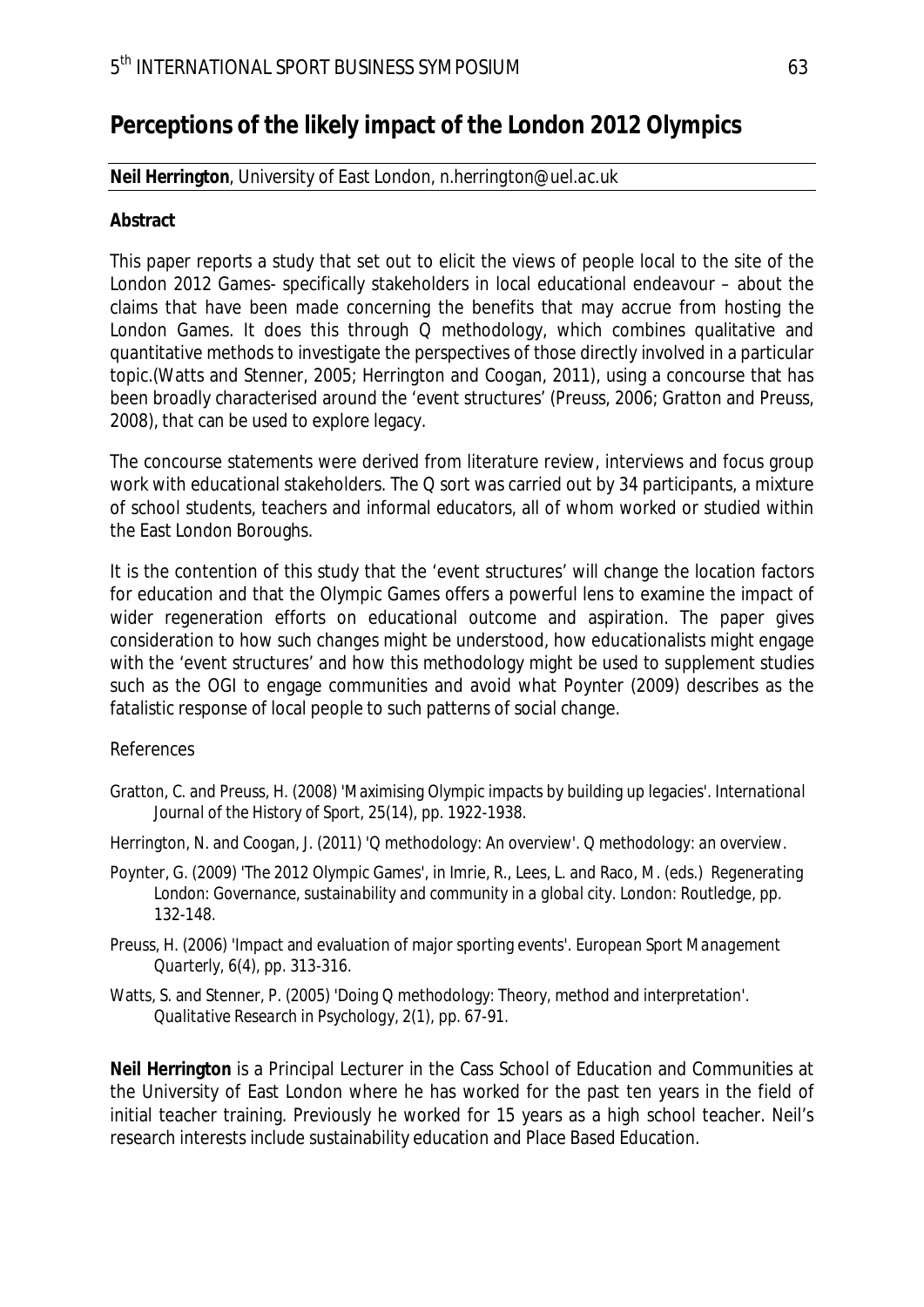# Perceptions of the likely impact of the London 2012 Olympics

**Neil Herrington**, University of East London, n.herrington@uel.ac.uk

**Abstract**

This paper reports a study that set out to elicit the views of people local to the site of the London 2012 Games- specifically stakeholders in local educational endeavour – about the claims that have been made concerning the benefits that may accrue from hosting the London Games. It does this through Q methodology, which combines qualitative and quantitative methods to investigate the perspectives of those directly involved in a particular topic.(Watts and Stenner, 2005; Herrington and Coogan, 2011), using a concourse that has been broadly characterised around the 'event structures' (Preuss, 2006; Gratton and Preuss, 2008), that can be used to explore legacy.

The concourse statements were derived from literature review, interviews and focus group work with educational stakeholders. The Q sort was carried out by 34 participants, a mixture of school students, teachers and informal educators, all of whom worked or studied within the East London Boroughs.

It is the contention of this study that the 'event structures' will change the location factors for education and that the Olympic Games offers a powerful lens to examine the impact of wider regeneration efforts on educational outcome and aspiration. The paper gives consideration to how such changes might be understood, how educationalists might engage with the 'event structures' and how this methodology might be used to supplement studies such as the OGI to engage communities and avoid what Poynter (2009) describes as the fatalistic response of local people to such patterns of social change.

References

Gratton, C. and Preuss, H. (2008) 'Maximising Olympic impacts by building up legacies'. *International Journal of the History of Sport*, 25(14), pp. 1922-1938.

Herrington, N. and Coogan, J. (2011) 'Q methodology: An overview'. *Q methodology: an overview*.

Poynter, G. (2009) 'The 2012 Olympic Games', in Imrie, R., Lees, L. and Raco, M. (eds.) *Regenerating London: Governance, sustainability and community in a global city*. London: Routledge, pp. 132-148.

Preuss, H. (2006) 'Impact and evaluation of major sporting events'. *European Sport Management Quarterly*, 6(4), pp. 313-316.

Watts, S. and Stenner, P. (2005) 'Doing Q methodology: Theory, method and interpretation'. *Qualitative Research in Psychology*, 2(1), pp. 67-91.

**Neil Herrington** is a Principal Lecturer in the Cass School of Education and Communities at the University of East London where he has worked for the past ten years in the field of initial teacher training. Previously he worked for 15 years as a high school teacher. Neil's research interests include sustainability education and Place Based Education.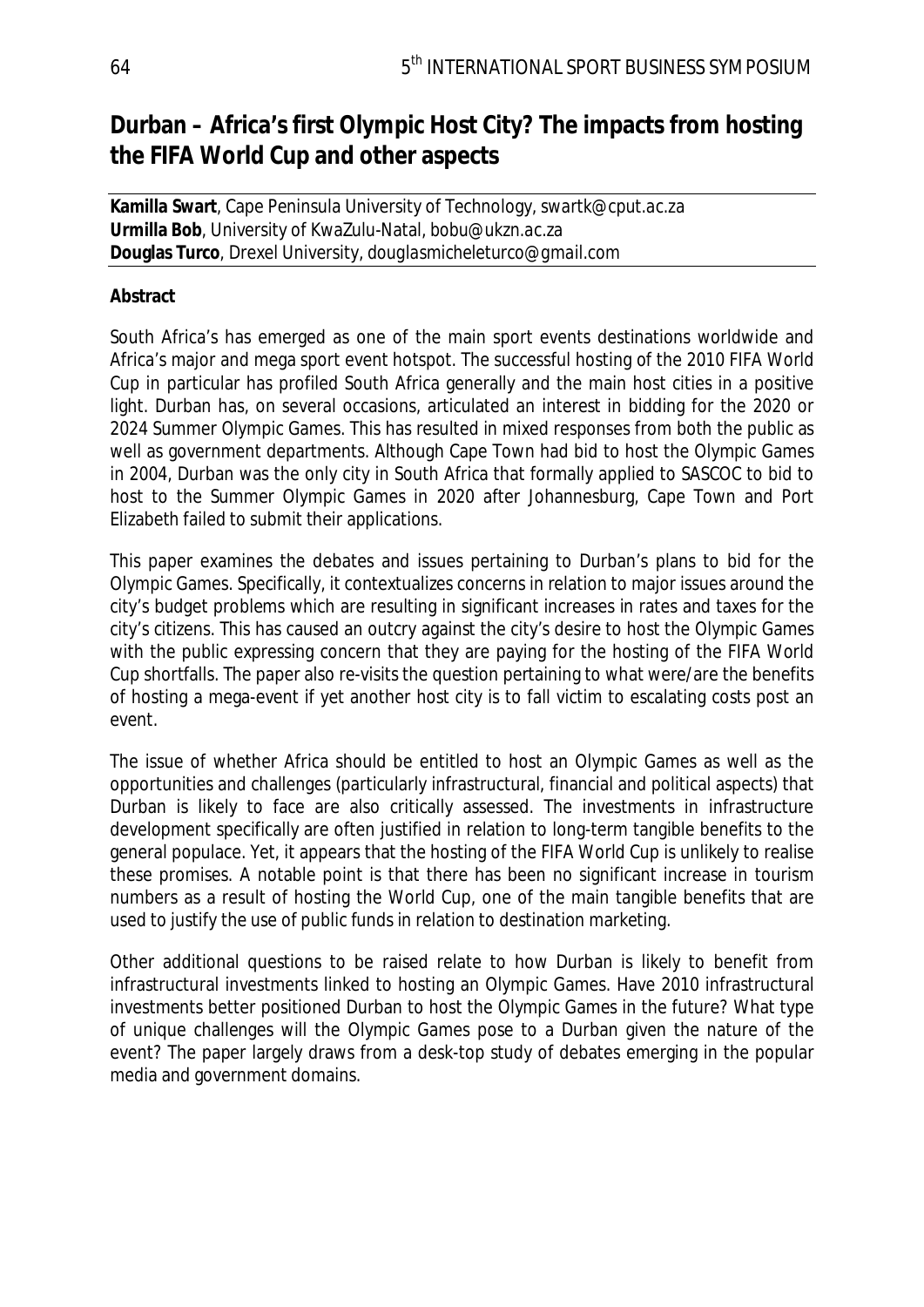# Durban – Africa's first Olympic Host City? The impacts from hosting the FIFA World Cup and other aspects

**Kamilla Swart**, Cape Peninsula University of Technology, swartk@cput.ac.za
**Urmilla Bob**, University of KwaZulu-Natal, bobu@ukzn.ac.za
**Douglas Turco**, Drexel University, douglasmicheleturco@gmail.com

**Abstract**

South Africa's has emerged as one of the main sport events destinations worldwide and Africa's major and mega sport event hotspot. The successful hosting of the 2010 FIFA World Cup in particular has profiled South Africa generally and the main host cities in a positive light. Durban has, on several occasions, articulated an interest in bidding for the 2020 or 2024 Summer Olympic Games. This has resulted in mixed responses from both the public as well as government departments. Although Cape Town had bid to host the Olympic Games in 2004, Durban was the only city in South Africa that formally applied to SASCOC to bid to host to the Summer Olympic Games in 2020 after Johannesburg, Cape Town and Port Elizabeth failed to submit their applications.

This paper examines the debates and issues pertaining to Durban's plans to bid for the Olympic Games. Specifically, it contextualizes concerns in relation to major issues around the city's budget problems which are resulting in significant increases in rates and taxes for the city's citizens. This has caused an outcry against the city's desire to host the Olympic Games with the public expressing concern that they are paying for the hosting of the FIFA World Cup shortfalls. The paper also re-visits the question pertaining to what were/are the benefits of hosting a mega-event if yet another host city is to fall victim to escalating costs post an event.

The issue of whether Africa should be entitled to host an Olympic Games as well as the opportunities and challenges (particularly infrastructural, financial and political aspects) that Durban is likely to face are also critically assessed. The investments in infrastructure development specifically are often justified in relation to long-term tangible benefits to the general populace. Yet, it appears that the hosting of the FIFA World Cup is unlikely to realise these promises. A notable point is that there has been no significant increase in tourism numbers as a result of hosting the World Cup, one of the main tangible benefits that are used to justify the use of public funds in relation to destination marketing.

Other additional questions to be raised relate to how Durban is likely to benefit from infrastructural investments linked to hosting an Olympic Games. Have 2010 infrastructural investments better positioned Durban to host the Olympic Games in the future? What type of unique challenges will the Olympic Games pose to a Durban given the nature of the event? The paper largely draws from a desk-top study of debates emerging in the popular media and government domains.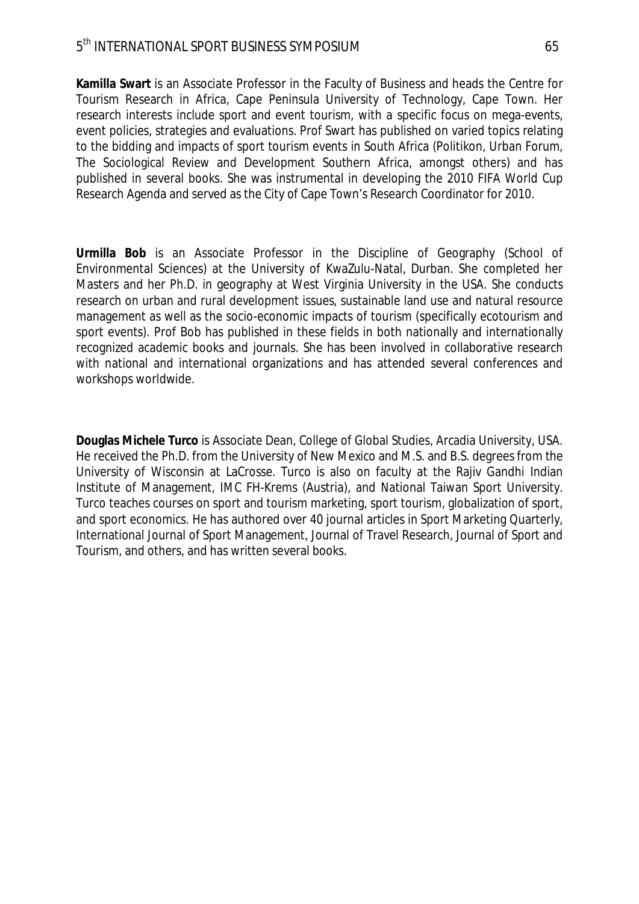**Kamilla Swart** is an Associate Professor in the Faculty of Business and heads the Centre for Tourism Research in Africa, Cape Peninsula University of Technology, Cape Town. Her research interests include sport and event tourism, with a specific focus on mega-events, event policies, strategies and evaluations. Prof Swart has published on varied topics relating to the bidding and impacts of sport tourism events in South Africa (Politikon, Urban Forum, The Sociological Review and Development Southern Africa, amongst others) and has published in several books. She was instrumental in developing the 2010 FIFA World Cup Research Agenda and served as the City of Cape Town's Research Coordinator for 2010.

**Urmilla Bob** is an Associate Professor in the Discipline of Geography (School of Environmental Sciences) at the University of KwaZulu-Natal, Durban. She completed her Masters and her Ph.D. in geography at West Virginia University in the USA. She conducts research on urban and rural development issues, sustainable land use and natural resource management as well as the socio-economic impacts of tourism (specifically ecotourism and sport events). Prof Bob has published in these fields in both nationally and internationally recognized academic books and journals. She has been involved in collaborative research with national and international organizations and has attended several conferences and workshops worldwide.

**Douglas Michele Turco** is Associate Dean, College of Global Studies, Arcadia University, USA. He received the Ph.D. from the University of New Mexico and M.S. and B.S. degrees from the University of Wisconsin at LaCrosse. Turco is also on faculty at the Rajiv Gandhi Indian Institute of Management, IMC FH-Krems (Austria), and National Taiwan Sport University. Turco teaches courses on sport and tourism marketing, sport tourism, globalization of sport, and sport economics. He has authored over 40 journal articles in Sport Marketing Quarterly, International Journal of Sport Management, Journal of Travel Research, Journal of Sport and Tourism, and others, and has written several books.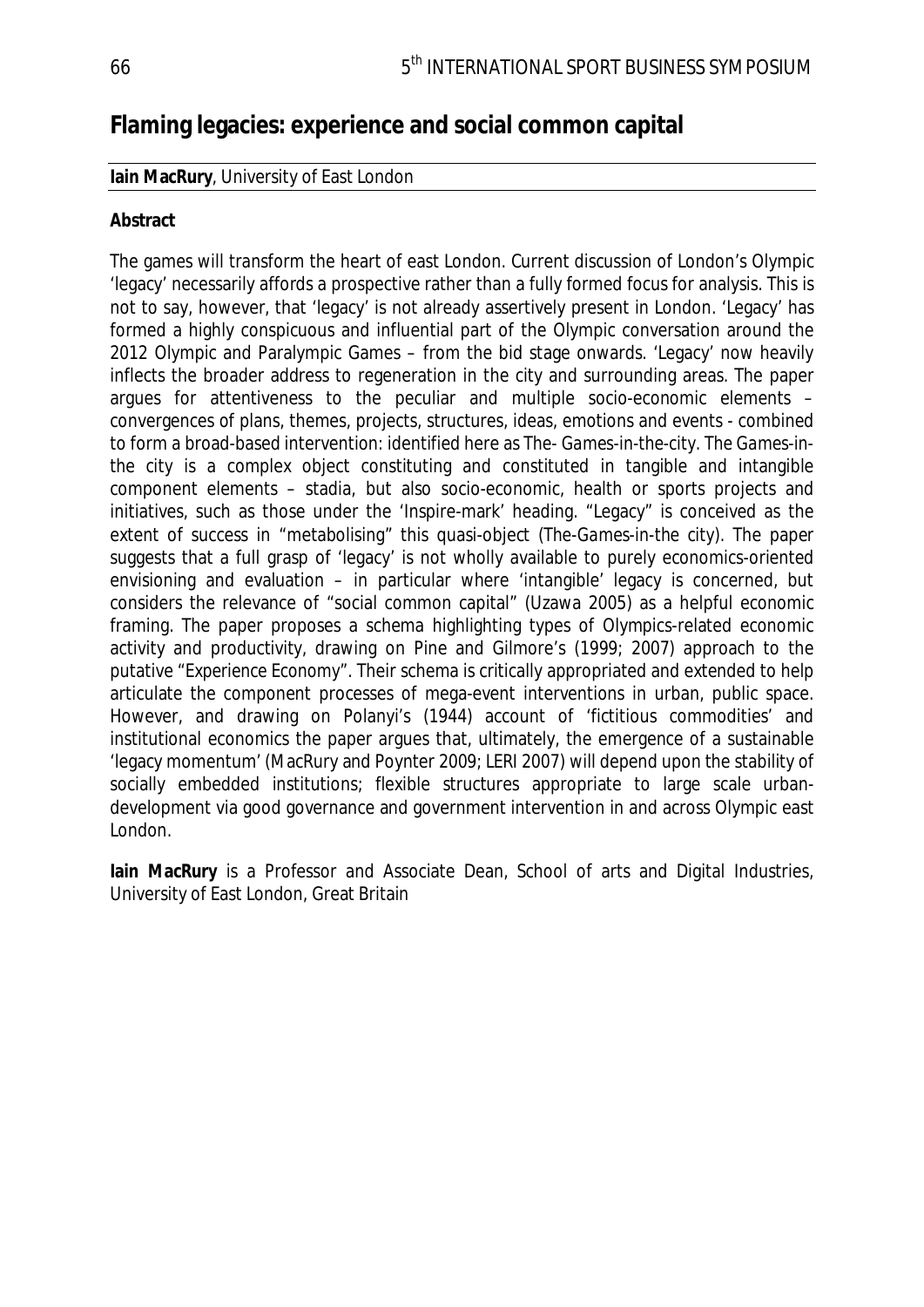## Flaming legacies: experience and social common capital

**Iain MacRury**, University of East London

**Abstract**

The games will transform the heart of east London. Current discussion of London's Olympic 'legacy' necessarily affords a prospective rather than a fully formed focus for analysis. This is not to say, however, that 'legacy' is not already assertively present in London. 'Legacy' has formed a highly conspicuous and influential part of the Olympic conversation around the 2012 Olympic and Paralympic Games – from the bid stage onwards. 'Legacy' now heavily inflects the broader address to regeneration in the city and surrounding areas. The paper argues for attentiveness to the peculiar and multiple socio-economic elements – convergences of plans, themes, projects, structures, ideas, emotions and events - combined to form a broad-based intervention: identified here as *The- Games-in-the-city*. *The Games-in-the city* is a complex object constituting and constituted in tangible and intangible component elements – stadia, but also socio-economic, health or sports projects and initiatives, such as those under the 'Inspire-mark' heading. "Legacy" is conceived as the extent of success in "metabolising" this quasi-object (*The-Games-in-the city*). The paper suggests that a full grasp of 'legacy' is not wholly available to purely economics-oriented envisioning and evaluation – in particular where 'intangible' legacy is concerned, but considers the relevance of "social common capital" (Uzawa 2005) as a helpful economic framing. The paper proposes a schema highlighting types of Olympics-related economic activity and productivity, drawing on Pine and Gilmore's (1999; 2007) approach to the putative "Experience Economy". Their schema is critically appropriated and extended to help articulate the component processes of mega-event interventions in urban, public space. However, and drawing on Polanyi's (1944) account of 'fictitious commodities' and institutional economics the paper argues that, ultimately, the emergence of a sustainable 'legacy momentum' (MacRury and Poynter 2009; LERI 2007) will depend upon the stability of socially embedded institutions; flexible structures appropriate to large scale urban-development via good governance and government intervention in and across Olympic east London.

**Iain MacRury** is a Professor and Associate Dean, School of arts and Digital Industries, University of East London, Great Britain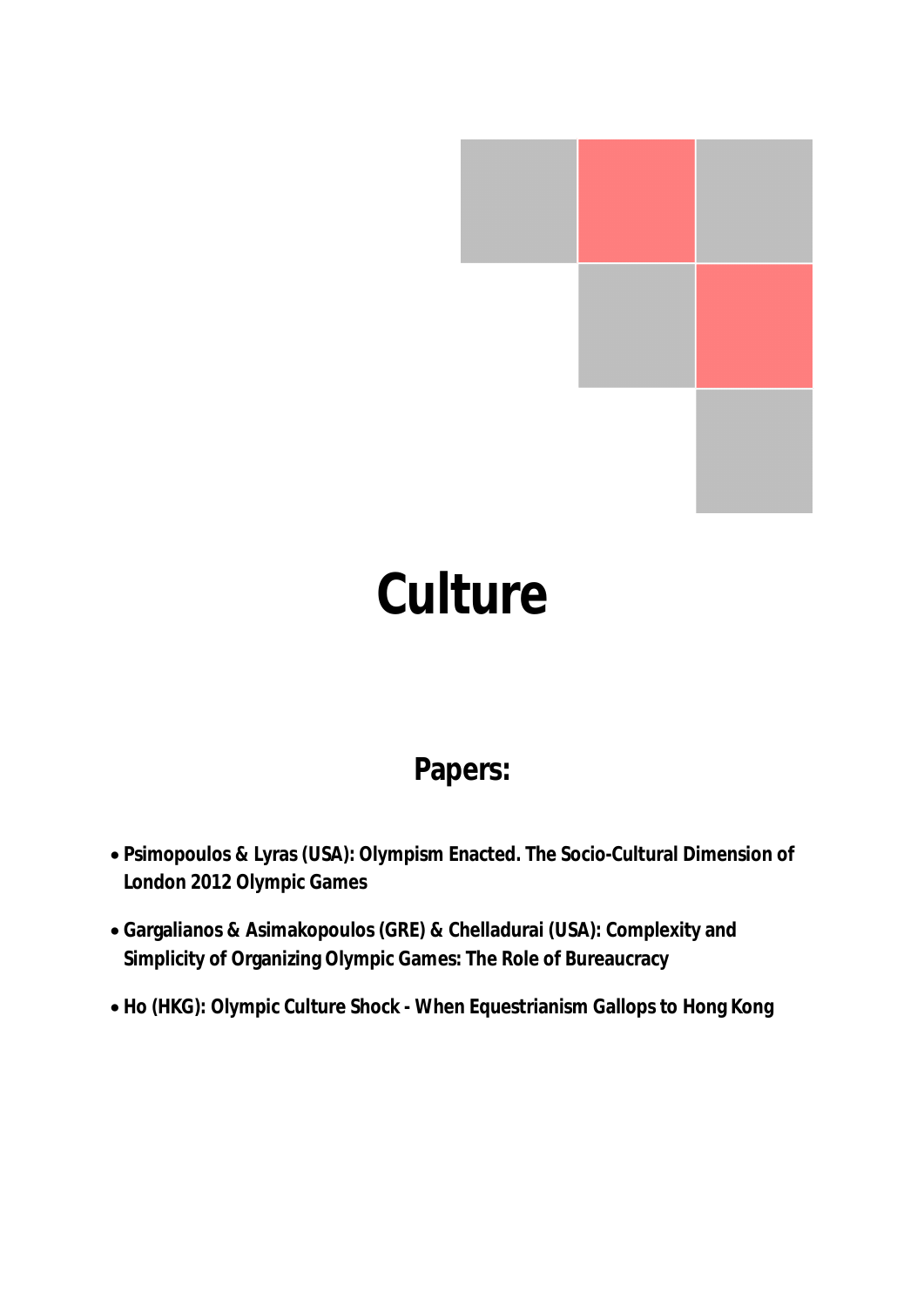# Culture

## Papers:

- **Psimopoulos & Lyras (USA): Olympism Enacted. The Socio-Cultural Dimension of London 2012 Olympic Games**
- **Gargalianos & Asimakopoulos (GRE) & Chelladurai (USA): Complexity and Simplicity of Organizing Olympic Games: The Role of Bureaucracy**
- **Ho (HKG): Olympic Culture Shock - When Equestrianism Gallops to Hong Kong**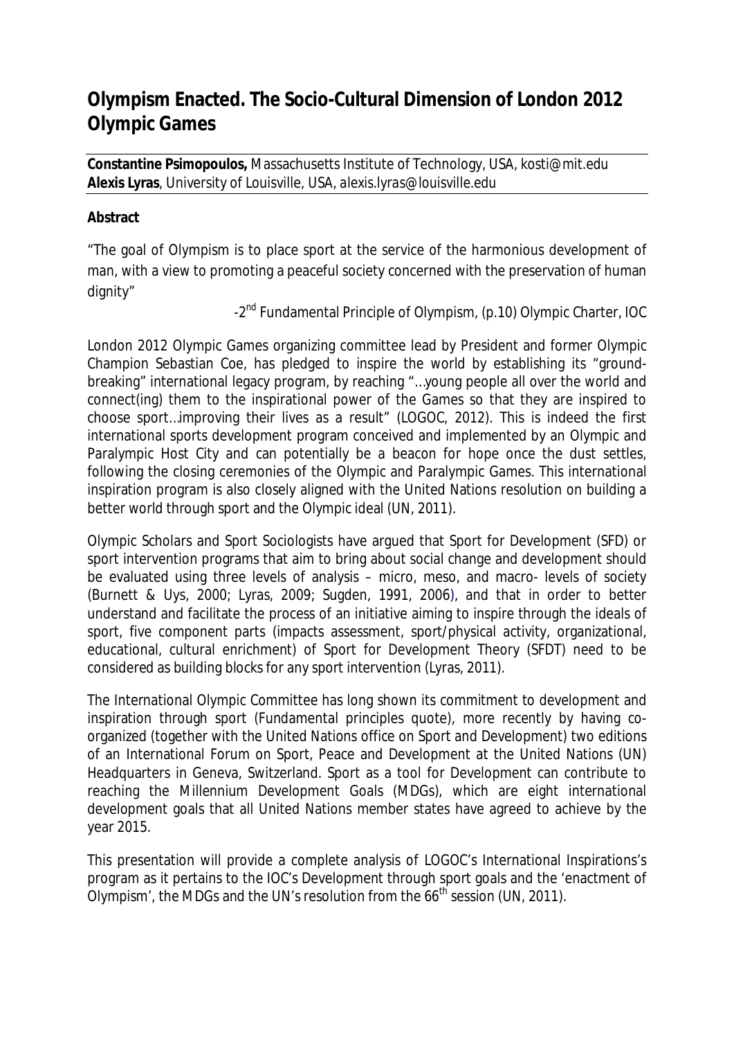# Olympism Enacted. The Socio-Cultural Dimension of London 2012 Olympic Games

**Constantine Psimopoulos,** Massachusetts Institute of Technology, USA, kosti@mit.edu
**Alexis Lyras**, University of Louisville, USA, alexis.lyras@louisville.edu

**Abstract**

"The goal of Olympism is to place sport at the service of the harmonious development of man, with a view to promoting a peaceful society concerned with the preservation of human dignity"

-2nd Fundamental Principle of Olympism, (p.10) Olympic Charter, IOC

London 2012 Olympic Games organizing committee lead by President and former Olympic Champion Sebastian Coe, has pledged to inspire the world by establishing its "ground-breaking" international legacy program, by reaching "…young people all over the world and connect(ing) them to the inspirational power of the Games so that they are inspired to choose sport…improving their lives as a result" (LOGOC, 2012). This is indeed the first international sports development program conceived and implemented by an Olympic and Paralympic Host City and can potentially be a beacon for hope once the dust settles, following the closing ceremonies of the Olympic and Paralympic Games. This international inspiration program is also closely aligned with the United Nations resolution on building a better world through sport and the Olympic ideal (UN, 2011).

Olympic Scholars and Sport Sociologists have argued that Sport for Development (SFD) or sport intervention programs that aim to bring about social change and development should be evaluated using three levels of analysis – micro, meso, and macro- levels of society (Burnett & Uys, 2000; Lyras, 2009; Sugden, 1991, 2006), and that in order to better understand and facilitate the process of an initiative aiming to inspire through the ideals of sport, five component parts (impacts assessment, sport/physical activity, organizational, educational, cultural enrichment) of Sport for Development Theory (SFDT) need to be considered as building blocks for any sport intervention (Lyras, 2011).

The International Olympic Committee has long shown its commitment to development and inspiration through sport (Fundamental principles quote), more recently by having co-organized (together with the United Nations office on Sport and Development) two editions of an International Forum on Sport, Peace and Development at the United Nations (UN) Headquarters in Geneva, Switzerland. Sport as a tool for Development can contribute to reaching the Millennium Development Goals (MDGs), which are eight international development goals that all United Nations member states have agreed to achieve by the year 2015.

This presentation will provide a complete analysis of LOGOC's International Inspirations's program as it pertains to the IOC's Development through sport goals and the 'enactment of Olympism', the MDGs and the UN's resolution from the 66th session (UN, 2011).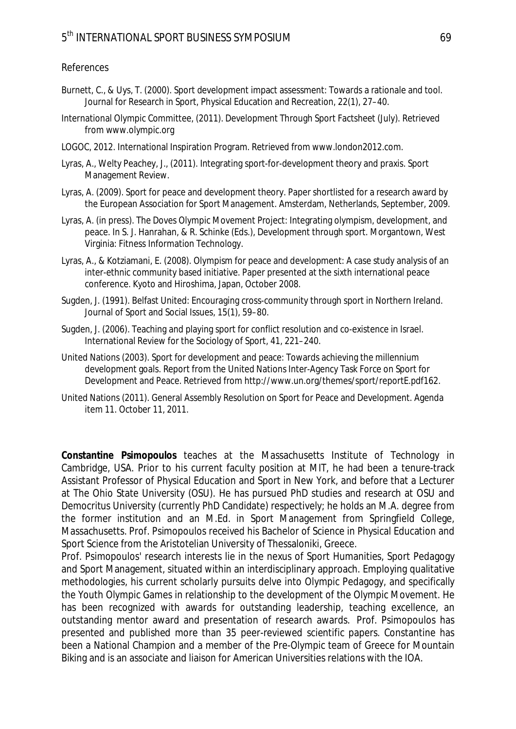## References

Burnett, C., & Uys, T. (2000). Sport development impact assessment: Towards a rationale and tool. Journal for Research in Sport, Physical Education and Recreation, 22(1), 27–40.

International Olympic Committee, (2011). Development Through Sport Factsheet (July). Retrieved from www.olympic.org

LOGOC, 2012. International Inspiration Program. Retrieved from www.london2012.com.

Lyras, A., Welty Peachey, J., (2011). Integrating sport-for-development theory and praxis. Sport Management Review.

Lyras, A. (2009). Sport for peace and development theory. Paper shortlisted for a research award by the European Association for Sport Management. Amsterdam, Netherlands, September, 2009.

Lyras, A. (in press). The Doves Olympic Movement Project: Integrating olympism, development, and peace. In S. J. Hanrahan, & R. Schinke (Eds.), Development through sport. Morgantown, West Virginia: Fitness Information Technology.

Lyras, A., & Kotziamani, E. (2008). Olympism for peace and development: A case study analysis of an inter-ethnic community based initiative. Paper presented at the sixth international peace conference. Kyoto and Hiroshima, Japan, October 2008.

Sugden, J. (1991). Belfast United: Encouraging cross-community through sport in Northern Ireland. Journal of Sport and Social Issues, 15(1), 59–80.

Sugden, J. (2006). Teaching and playing sport for conflict resolution and co-existence in Israel. International Review for the Sociology of Sport, 41, 221–240.

United Nations (2003). Sport for development and peace: Towards achieving the millennium development goals. Report from the United Nations Inter-Agency Task Force on Sport for Development and Peace. Retrieved from http://www.un.org/themes/sport/reportE.pdf162.

United Nations (2011). General Assembly Resolution on Sport for Peace and Development. Agenda item 11. October 11, 2011.

**Constantine Psimopoulos** teaches at the Massachusetts Institute of Technology in Cambridge, USA. Prior to his current faculty position at MIT, he had been a tenure-track Assistant Professor of Physical Education and Sport in New York, and before that a Lecturer at The Ohio State University (OSU). He has pursued PhD studies and research at OSU and Democritus University (currently PhD Candidate) respectively; he holds an M.A. degree from the former institution and an M.Ed. in Sport Management from Springfield College, Massachusetts. Prof. Psimopoulos received his Bachelor of Science in Physical Education and Sport Science from the Aristotelian University of Thessaloniki, Greece.

Prof. Psimopoulos' research interests lie in the nexus of Sport Humanities, Sport Pedagogy and Sport Management, situated within an interdisciplinary approach. Employing qualitative methodologies, his current scholarly pursuits delve into Olympic Pedagogy, and specifically the Youth Olympic Games in relationship to the development of the Olympic Movement. He has been recognized with awards for outstanding leadership, teaching excellence, an outstanding mentor award and presentation of research awards. Prof. Psimopoulos has presented and published more than 35 peer-reviewed scientific papers. Constantine has been a National Champion and a member of the Pre-Olympic team of Greece for Mountain Biking and is an associate and liaison for American Universities relations with the IOA.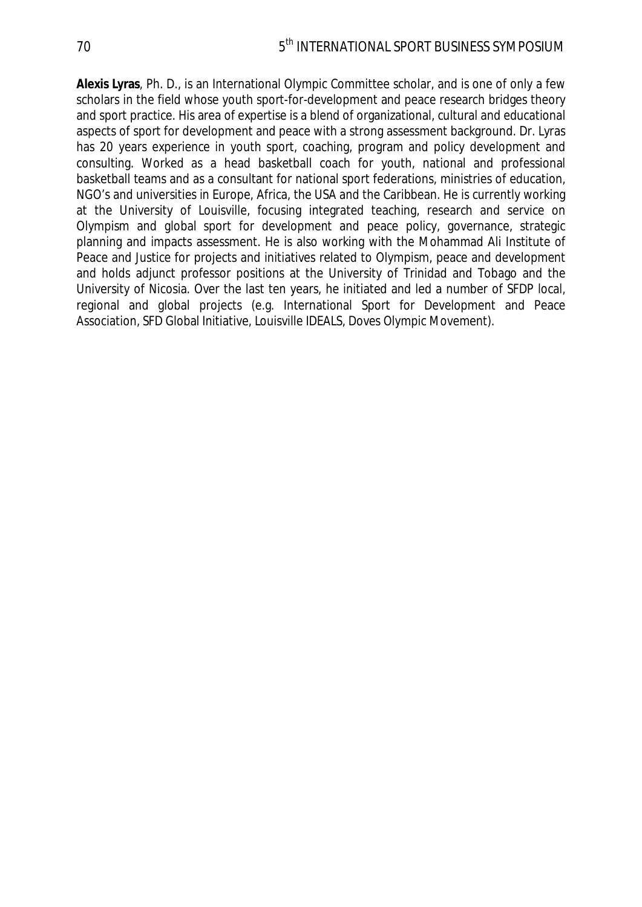**Alexis Lyras**, Ph. D., is an International Olympic Committee scholar, and is one of only a few scholars in the field whose youth sport-for-development and peace research bridges theory and sport practice. His area of expertise is a blend of organizational, cultural and educational aspects of sport for development and peace with a strong assessment background. Dr. Lyras has 20 years experience in youth sport, coaching, program and policy development and consulting. Worked as a head basketball coach for youth, national and professional basketball teams and as a consultant for national sport federations, ministries of education, NGO's and universities in Europe, Africa, the USA and the Caribbean. He is currently working at the University of Louisville, focusing integrated teaching, research and service on Olympism and global sport for development and peace policy, governance, strategic planning and impacts assessment. He is also working with the Mohammad Ali Institute of Peace and Justice for projects and initiatives related to Olympism, peace and development and holds adjunct professor positions at the University of Trinidad and Tobago and the University of Nicosia. Over the last ten years, he initiated and led a number of SFDP local, regional and global projects (e.g. International Sport for Development and Peace Association, SFD Global Initiative, Louisville IDEALS, Doves Olympic Movement).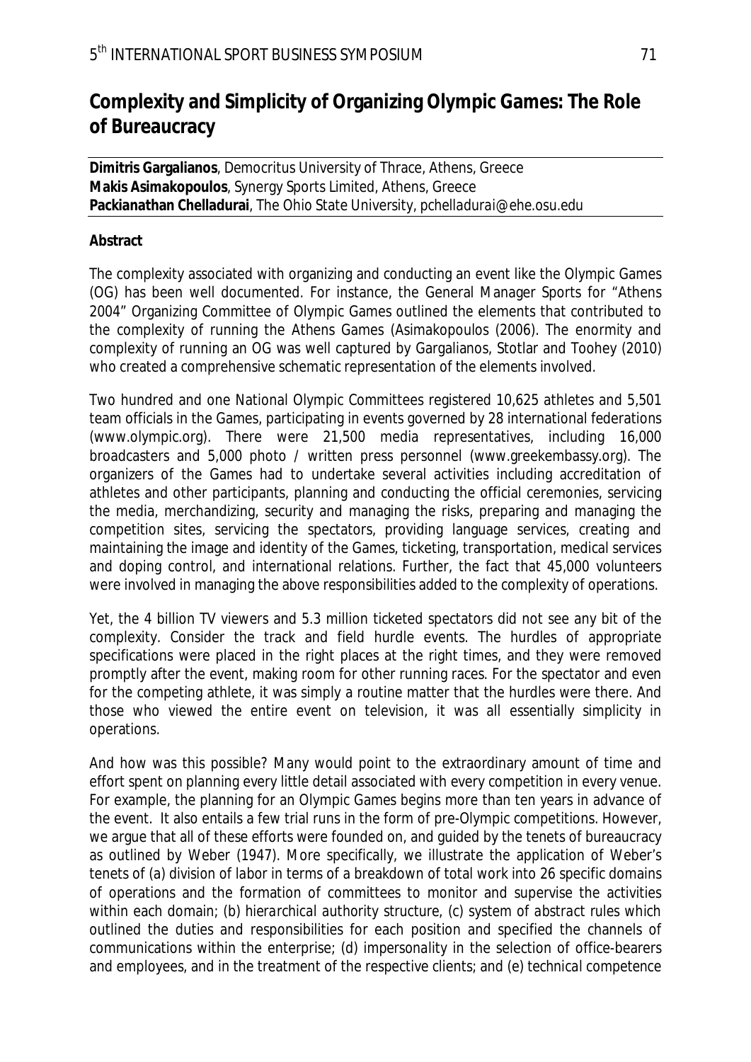# Complexity and Simplicity of Organizing Olympic Games: The Role of Bureaucracy

**Dimitris Gargalianos**, Democritus University of Thrace, Athens, Greece
**Makis Asimakopoulos**, Synergy Sports Limited, Athens, Greece
**Packianathan Chelladurai**, The Ohio State University, pchelladurai@ehe.osu.edu

**Abstract**

The complexity associated with organizing and conducting an event like the Olympic Games (OG) has been well documented. For instance, the General Manager Sports for "Athens 2004" Organizing Committee of Olympic Games outlined the elements that contributed to the complexity of running the Athens Games (Asimakopoulos (2006). The enormity and complexity of running an OG was well captured by Gargalianos, Stotlar and Toohey (2010) who created a comprehensive schematic representation of the elements involved.

Two hundred and one National Olympic Committees registered 10,625 athletes and 5,501 team officials in the Games, participating in events governed by 28 international federations (www.olympic.org). There were 21,500 media representatives, including 16,000 broadcasters and 5,000 photo / written press personnel (www.greekembassy.org). The organizers of the Games had to undertake several activities including accreditation of athletes and other participants, planning and conducting the official ceremonies, servicing the media, merchandizing, security and managing the risks, preparing and managing the competition sites, servicing the spectators, providing language services, creating and maintaining the image and identity of the Games, ticketing, transportation, medical services and doping control, and international relations. Further, the fact that 45,000 volunteers were involved in managing the above responsibilities added to the complexity of operations.

Yet, the 4 billion TV viewers and 5.3 million ticketed spectators did not see any bit of the complexity. Consider the track and field hurdle events. The hurdles of appropriate specifications were placed in the right places at the right times, and they were removed promptly after the event, making room for other running races. For the spectator and even for the competing athlete, it was simply a routine matter that the hurdles were there. And those who viewed the entire event on television, it was all essentially simplicity in operations.

And how was this possible? Many would point to the extraordinary amount of time and effort spent on planning every little detail associated with every competition in every venue. For example, the planning for an Olympic Games begins more than ten years in advance of the event. It also entails a few trial runs in the form of pre-Olympic competitions. However, we argue that all of these efforts were founded on, and guided by the tenets of bureaucracy as outlined by Weber (1947). More specifically, we illustrate the application of Weber's tenets of (a) *division of labor* in terms of a breakdown of total work into 26 specific domains of operations and the formation of committees to monitor and supervise the activities within each domain; (b) *hierarchical authority structure*, (c) *system of abstract rules* which outlined the duties and responsibilities for each position and specified the channels of communications within the enterprise; (d) *impersonality* in the selection of office-bearers and employees, and in the treatment of the respective clients; and (e) *technical competence*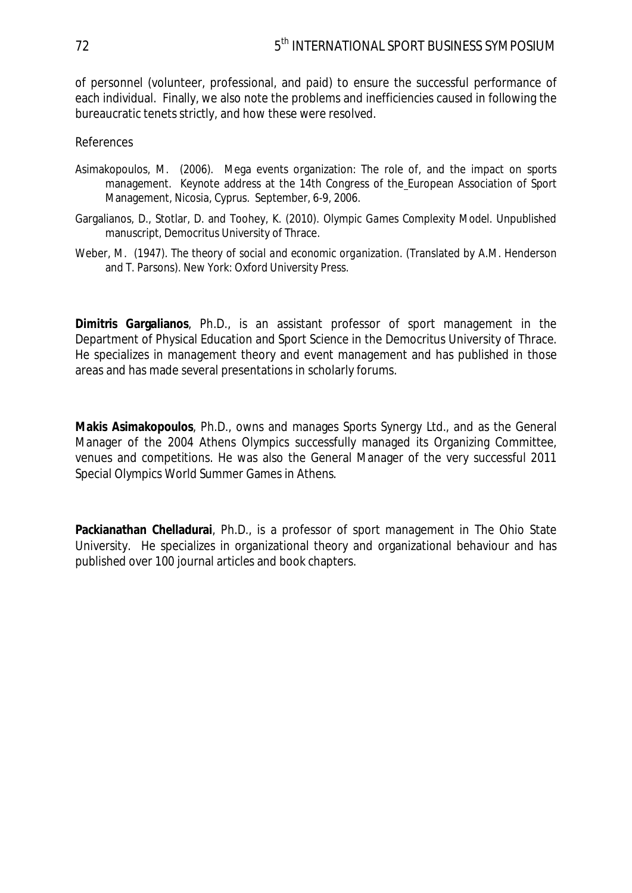of personnel (volunteer, professional, and paid) to ensure the successful performance of each individual. Finally, we also note the problems and inefficiencies caused in following the bureaucratic tenets strictly, and how these were resolved.

References

Asimakopoulos, M. (2006). Mega events organization: The role of, and the impact on sports management. Keynote address at the 14th Congress of the European Association of Sport Management, Nicosia, Cyprus. September, 6-9, 2006.

Gargalianos, D., Stotlar, D. and Toohey, K. (2010). *Olympic Games Complexity Model*. Unpublished manuscript, Democritus University of Thrace.

Weber, M. (1947). *The theory of social and economic organization*. (Translated by A.M. Henderson and T. Parsons). New York: Oxford University Press.

**Dimitris Gargalianos**, Ph.D., is an assistant professor of sport management in the Department of Physical Education and Sport Science in the Democritus University of Thrace. He specializes in management theory and event management and has published in those areas and has made several presentations in scholarly forums.

**Makis Asimakopoulos**, Ph.D., owns and manages Sports Synergy Ltd., and as the General Manager of the 2004 Athens Olympics successfully managed its Organizing Committee, venues and competitions. He was also the General Manager of the very successful 2011 Special Olympics World Summer Games in Athens.

**Packianathan Chelladurai**, Ph.D., is a professor of sport management in The Ohio State University. He specializes in organizational theory and organizational behaviour and has published over 100 journal articles and book chapters.